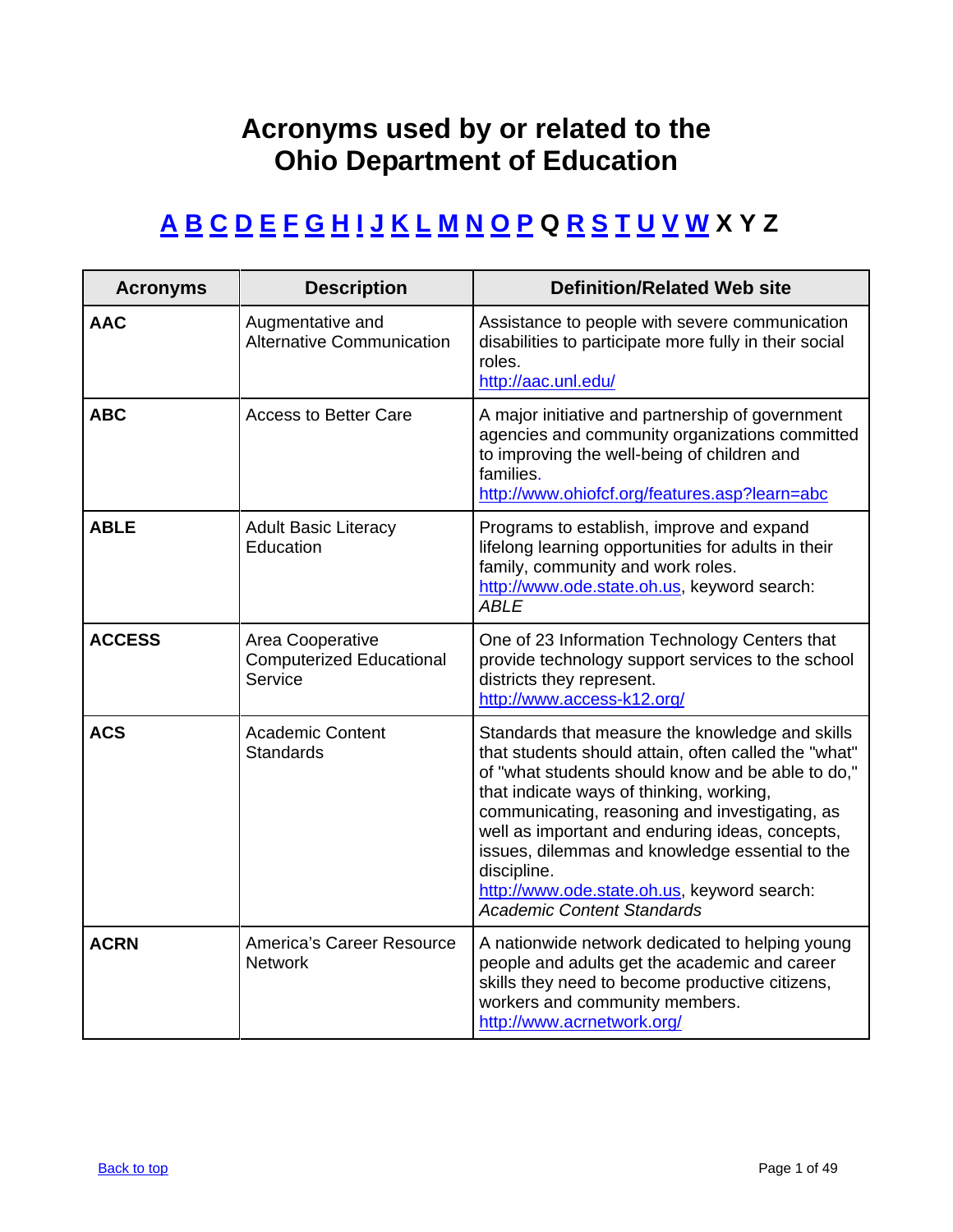# Acronyms used by or related to the Ohio Department of Education

## A B C D E F G H I J K L M N O P Q R S T U V W X Y Z

| Acronyms | Description | Definition/Related Web site |
|---|---|---|
| **AAC** | Augmentative and Alternative Communication | Assistance to people with severe communication disabilities to participate more fully in their social roles. http://aac.unl.edu/ |
| **ABC** | Access to Better Care | A major initiative and partnership of government agencies and community organizations committed to improving the well-being of children and families. http://www.ohiofcf.org/features.asp?learn=abc |
| **ABLE** | Adult Basic Literacy Education | Programs to establish, improve and expand lifelong learning opportunities for adults in their family, community and work roles. http://www.ode.state.oh.us, keyword search: *ABLE* |
| **ACCESS** | Area Cooperative Computerized Educational Service | One of 23 Information Technology Centers that provide technology support services to the school districts they represent. http://www.access-k12.org/ |
| **ACS** | Academic Content Standards | Standards that measure the knowledge and skills that students should attain, often called the "what" of "what students should know and be able to do," that indicate ways of thinking, working, communicating, reasoning and investigating, as well as important and enduring ideas, concepts, issues, dilemmas and knowledge essential to the discipline. http://www.ode.state.oh.us, keyword search: *Academic Content Standards* |
| **ACRN** | America's Career Resource Network | A nationwide network dedicated to helping young people and adults get the academic and career skills they need to become productive citizens, workers and community members. http://www.acrnetwork.org/ |

Back to top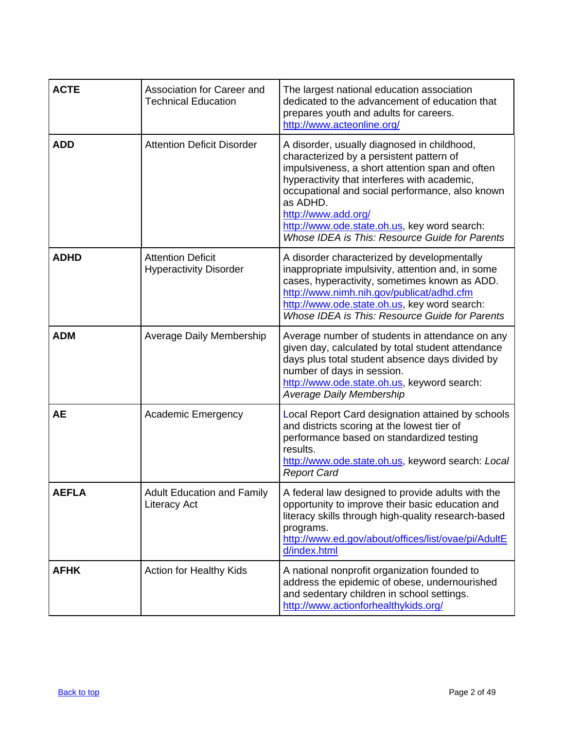| | | |
|---|---|---|
| **ACTE** | Association for Career and Technical Education | The largest national education association dedicated to the advancement of education that prepares youth and adults for careers. http://www.acteonline.org/ |
| **ADD** | Attention Deficit Disorder | A disorder, usually diagnosed in childhood, characterized by a persistent pattern of impulsiveness, a short attention span and often hyperactivity that interferes with academic, occupational and social performance, also known as ADHD. http://www.add.org/ http://www.ode.state.oh.us, key word search: *Whose IDEA is This: Resource Guide for Parents* |
| **ADHD** | Attention Deficit Hyperactivity Disorder | A disorder characterized by developmentally inappropriate impulsivity, attention and, in some cases, hyperactivity, sometimes known as ADD. http://www.nimh.nih.gov/publicat/adhd.cfm http://www.ode.state.oh.us, key word search: *Whose IDEA is This: Resource Guide for Parents* |
| **ADM** | Average Daily Membership | Average number of students in attendance on any given day, calculated by total student attendance days plus total student absence days divided by number of days in session. http://www.ode.state.oh.us, keyword search: *Average Daily Membership* |
| **AE** | Academic Emergency | Local Report Card designation attained by schools and districts scoring at the lowest tier of performance based on standardized testing results. http://www.ode.state.oh.us, keyword search: *Local Report Card* |
| **AEFLA** | Adult Education and Family Literacy Act | A federal law designed to provide adults with the opportunity to improve their basic education and literacy skills through high-quality research-based programs. http://www.ed.gov/about/offices/list/ovae/pi/AdultEd/index.html |
| **AFHK** | Action for Healthy Kids | A national nonprofit organization founded to address the epidemic of obese, undernourished and sedentary children in school settings. http://www.actionforhealthykids.org/ |

Back to top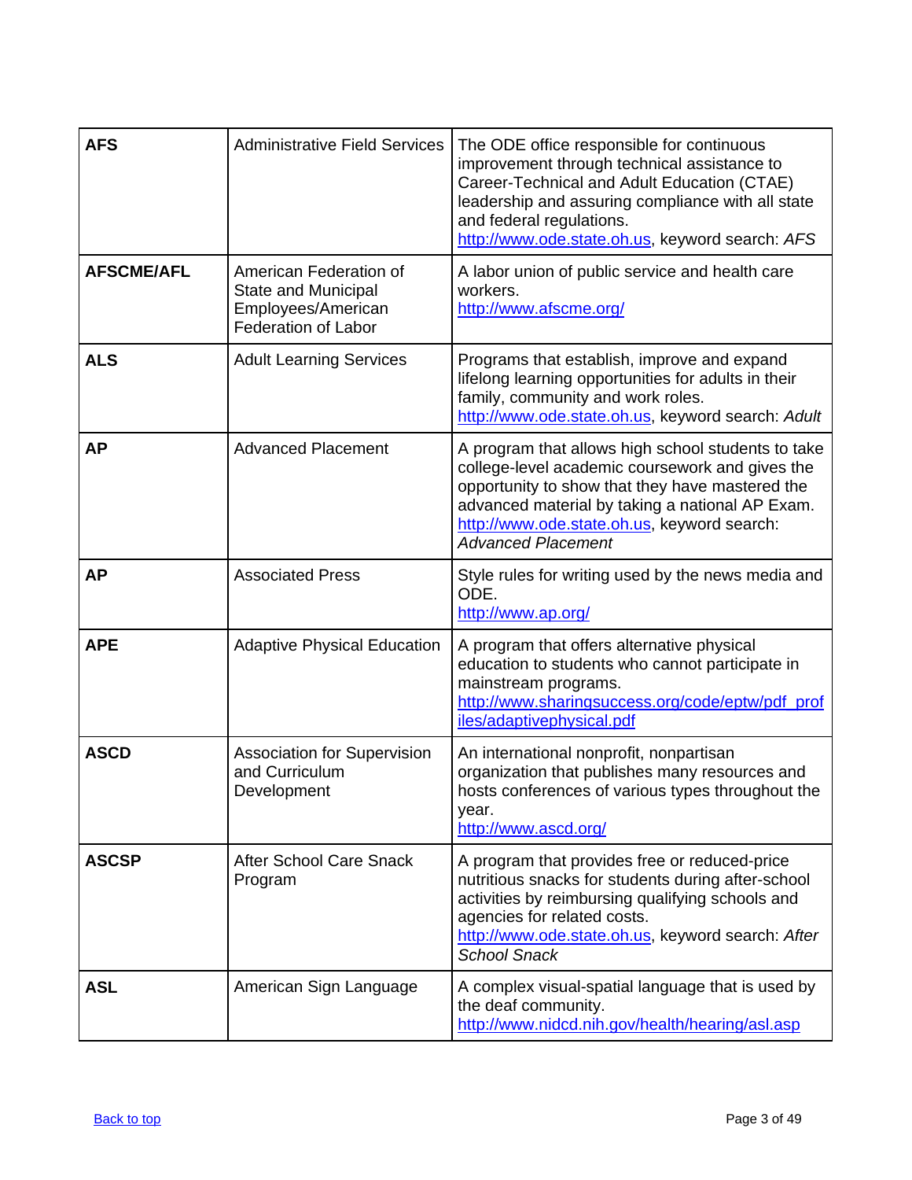| | | |
|---|---|---|
| **AFS** | Administrative Field Services | The ODE office responsible for continuous improvement through technical assistance to Career-Technical and Adult Education (CTAE) leadership and assuring compliance with all state and federal regulations. http://www.ode.state.oh.us, keyword search: *AFS* |
| **AFSCME/AFL** | American Federation of State and Municipal Employees/American Federation of Labor | A labor union of public service and health care workers. http://www.afscme.org/ |
| **ALS** | Adult Learning Services | Programs that establish, improve and expand lifelong learning opportunities for adults in their family, community and work roles. http://www.ode.state.oh.us, keyword search: *Adult* |
| **AP** | Advanced Placement | A program that allows high school students to take college-level academic coursework and gives the opportunity to show that they have mastered the advanced material by taking a national AP Exam. http://www.ode.state.oh.us, keyword search: *Advanced Placement* |
| **AP** | Associated Press | Style rules for writing used by the news media and ODE. http://www.ap.org/ |
| **APE** | Adaptive Physical Education | A program that offers alternative physical education to students who cannot participate in mainstream programs. http://www.sharingsuccess.org/code/eptw/pdf_profiles/adaptivephysical.pdf |
| **ASCD** | Association for Supervision and Curriculum Development | An international nonprofit, nonpartisan organization that publishes many resources and hosts conferences of various types throughout the year. http://www.ascd.org/ |
| **ASCSP** | After School Care Snack Program | A program that provides free or reduced-price nutritious snacks for students during after-school activities by reimbursing qualifying schools and agencies for related costs. http://www.ode.state.oh.us, keyword search: *After School Snack* |
| **ASL** | American Sign Language | A complex visual-spatial language that is used by the deaf community. http://www.nidcd.nih.gov/health/hearing/asl.asp |

Back to top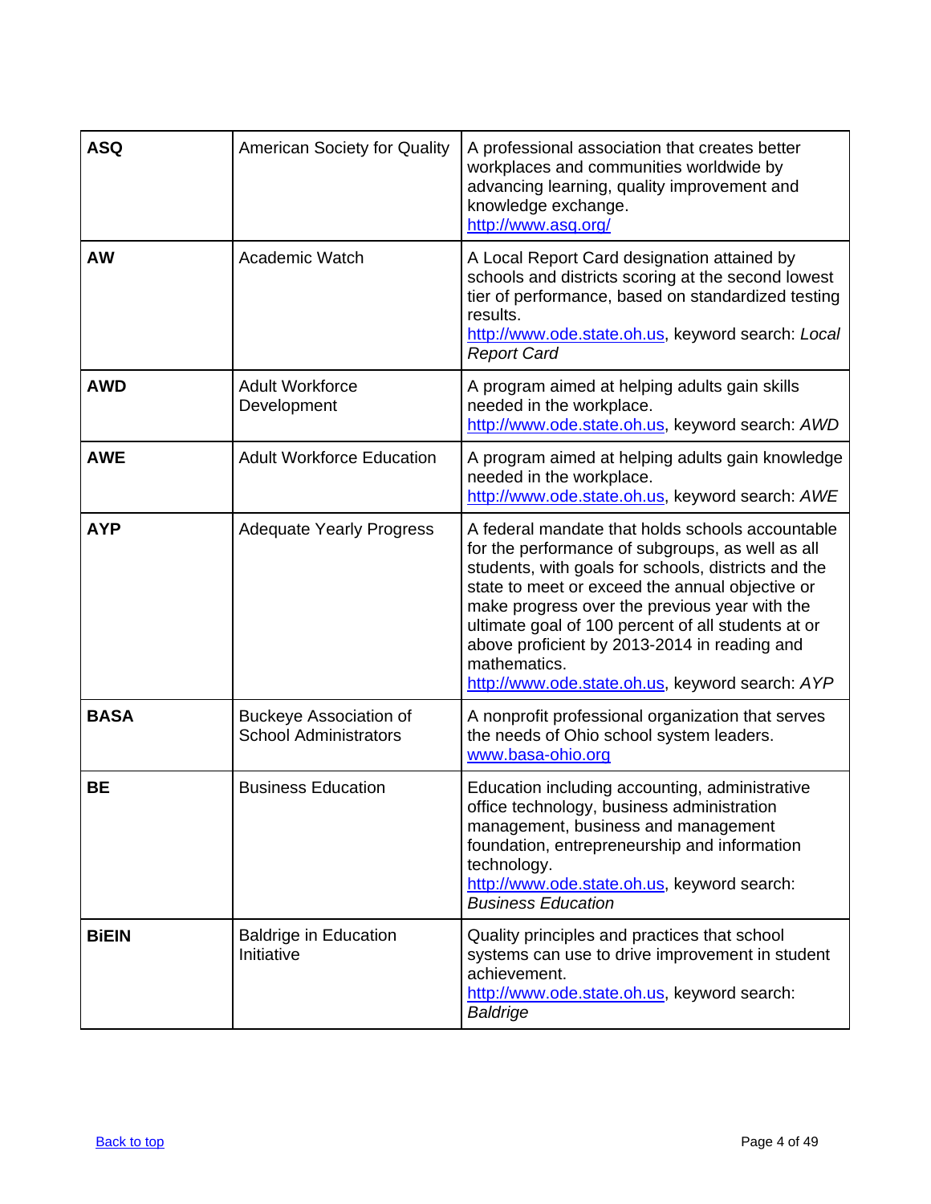| | | |
|---|---|---|
| **ASQ** | American Society for Quality | A professional association that creates better workplaces and communities worldwide by advancing learning, quality improvement and knowledge exchange. http://www.asq.org/ |
| **AW** | Academic Watch | A Local Report Card designation attained by schools and districts scoring at the second lowest tier of performance, based on standardized testing results. http://www.ode.state.oh.us, keyword search: *Local Report Card* |
| **AWD** | Adult Workforce Development | A program aimed at helping adults gain skills needed in the workplace. http://www.ode.state.oh.us, keyword search: *AWD* |
| **AWE** | Adult Workforce Education | A program aimed at helping adults gain knowledge needed in the workplace. http://www.ode.state.oh.us, keyword search: *AWE* |
| **AYP** | Adequate Yearly Progress | A federal mandate that holds schools accountable for the performance of subgroups, as well as all students, with goals for schools, districts and the state to meet or exceed the annual objective or make progress over the previous year with the ultimate goal of 100 percent of all students at or above proficient by 2013-2014 in reading and mathematics. http://www.ode.state.oh.us, keyword search: *AYP* |
| **BASA** | Buckeye Association of School Administrators | A nonprofit professional organization that serves the needs of Ohio school system leaders. www.basa-ohio.org |
| **BE** | Business Education | Education including accounting, administrative office technology, business administration management, business and management foundation, entrepreneurship and information technology. http://www.ode.state.oh.us, keyword search: *Business Education* |
| **BiEIN** | Baldrige in Education Initiative | Quality principles and practices that school systems can use to drive improvement in student achievement. http://www.ode.state.oh.us, keyword search: *Baldrige* |

Back to top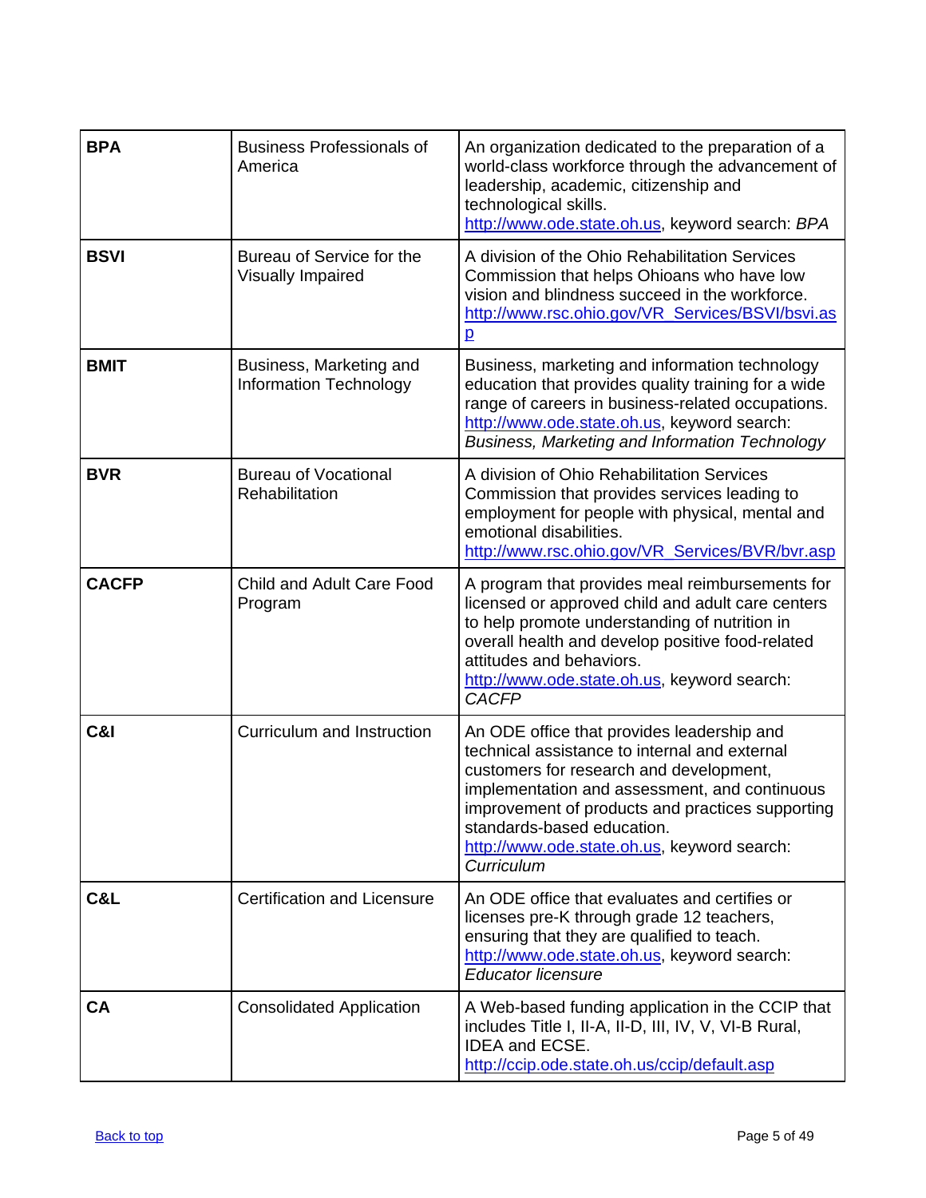| | | |
|---|---|---|
| **BPA** | Business Professionals of America | An organization dedicated to the preparation of a world-class workforce through the advancement of leadership, academic, citizenship and technological skills. http://www.ode.state.oh.us, keyword search: *BPA* |
| **BSVI** | Bureau of Service for the Visually Impaired | A division of the Ohio Rehabilitation Services Commission that helps Ohioans who have low vision and blindness succeed in the workforce. http://www.rsc.ohio.gov/VR_Services/BSVI/bsvi.asp |
| **BMIT** | Business, Marketing and Information Technology | Business, marketing and information technology education that provides quality training for a wide range of careers in business-related occupations. http://www.ode.state.oh.us, keyword search: *Business, Marketing and Information Technology* |
| **BVR** | Bureau of Vocational Rehabilitation | A division of Ohio Rehabilitation Services Commission that provides services leading to employment for people with physical, mental and emotional disabilities. http://www.rsc.ohio.gov/VR_Services/BVR/bvr.asp |
| **CACFP** | Child and Adult Care Food Program | A program that provides meal reimbursements for licensed or approved child and adult care centers to help promote understanding of nutrition in overall health and develop positive food-related attitudes and behaviors. http://www.ode.state.oh.us, keyword search: *CACFP* |
| **C&I** | Curriculum and Instruction | An ODE office that provides leadership and technical assistance to internal and external customers for research and development, implementation and assessment, and continuous improvement of products and practices supporting standards-based education. http://www.ode.state.oh.us, keyword search: *Curriculum* |
| **C&L** | Certification and Licensure | An ODE office that evaluates and certifies or licenses pre-K through grade 12 teachers, ensuring that they are qualified to teach. http://www.ode.state.oh.us, keyword search: *Educator licensure* |
| **CA** | Consolidated Application | A Web-based funding application in the CCIP that includes Title I, II-A, II-D, III, IV, V, VI-B Rural, IDEA and ECSE. http://ccip.ode.state.oh.us/ccip/default.asp |

Back to top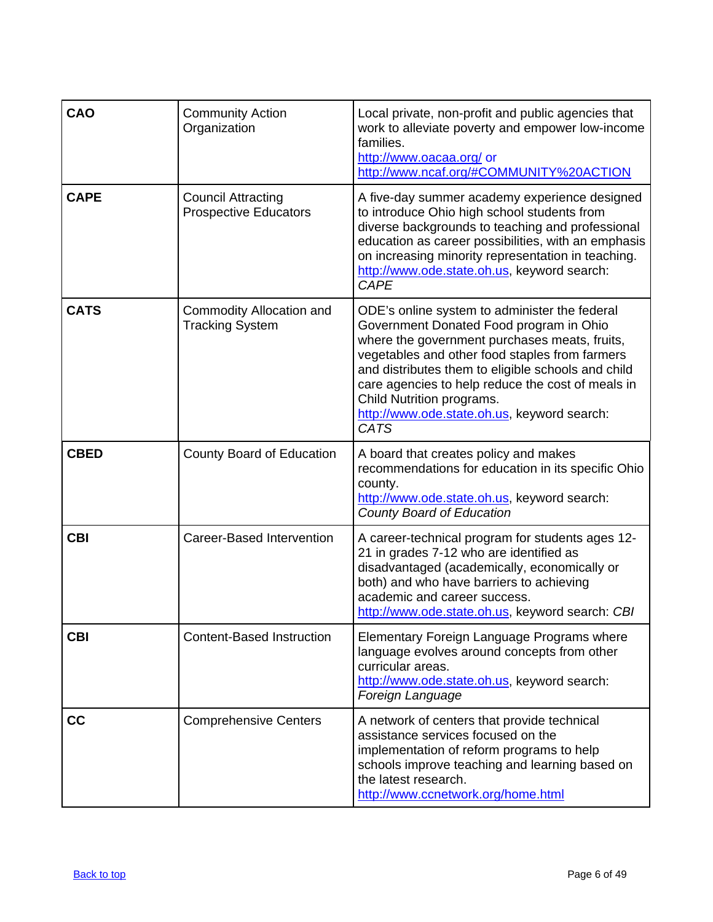| | | |
|---|---|---|
| **CAO** | Community Action Organization | Local private, non-profit and public agencies that work to alleviate poverty and empower low-income families. http://www.oacaa.org/ or http://www.ncaf.org/#COMMUNITY%20ACTION |
| **CAPE** | Council Attracting Prospective Educators | A five-day summer academy experience designed to introduce Ohio high school students from diverse backgrounds to teaching and professional education as career possibilities, with an emphasis on increasing minority representation in teaching. http://www.ode.state.oh.us, keyword search: *CAPE* |
| **CATS** | Commodity Allocation and Tracking System | ODE's online system to administer the federal Government Donated Food program in Ohio where the government purchases meats, fruits, vegetables and other food staples from farmers and distributes them to eligible schools and child care agencies to help reduce the cost of meals in Child Nutrition programs. http://www.ode.state.oh.us, keyword search: *CATS* |
| **CBED** | County Board of Education | A board that creates policy and makes recommendations for education in its specific Ohio county. http://www.ode.state.oh.us, keyword search: *County Board of Education* |
| **CBI** | Career-Based Intervention | A career-technical program for students ages 12-21 in grades 7-12 who are identified as disadvantaged (academically, economically or both) and who have barriers to achieving academic and career success. http://www.ode.state.oh.us, keyword search: *CBI* |
| **CBI** | Content-Based Instruction | Elementary Foreign Language Programs where language evolves around concepts from other curricular areas. http://www.ode.state.oh.us, keyword search: *Foreign Language* |
| **CC** | Comprehensive Centers | A network of centers that provide technical assistance services focused on the implementation of reform programs to help schools improve teaching and learning based on the latest research. http://www.ccnetwork.org/home.html |

Back to top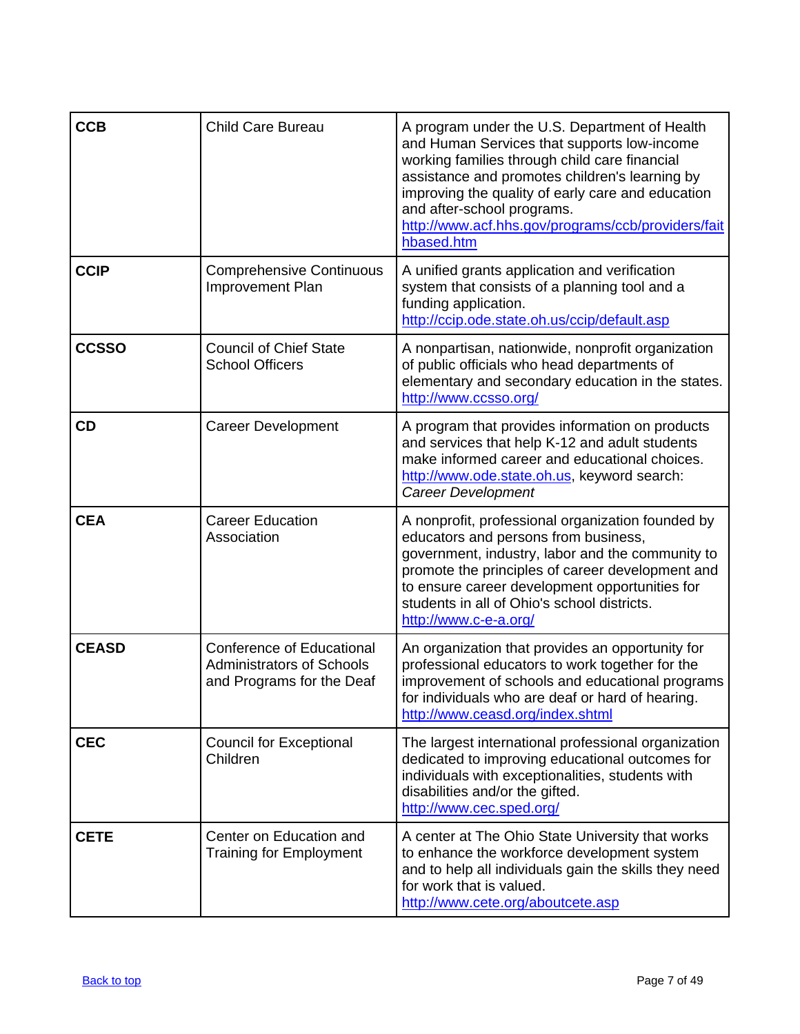| | | |
|---|---|---|
| **CCB** | Child Care Bureau | A program under the U.S. Department of Health and Human Services that supports low-income working families through child care financial assistance and promotes children's learning by improving the quality of early care and education and after-school programs. http://www.acf.hhs.gov/programs/ccb/providers/faithbased.htm |
| **CCIP** | Comprehensive Continuous Improvement Plan | A unified grants application and verification system that consists of a planning tool and a funding application. http://ccip.ode.state.oh.us/ccip/default.asp |
| **CCSSO** | Council of Chief State School Officers | A nonpartisan, nationwide, nonprofit organization of public officials who head departments of elementary and secondary education in the states. http://www.ccsso.org/ |
| **CD** | Career Development | A program that provides information on products and services that help K-12 and adult students make informed career and educational choices. http://www.ode.state.oh.us, keyword search: *Career Development* |
| **CEA** | Career Education Association | A nonprofit, professional organization founded by educators and persons from business, government, industry, labor and the community to promote the principles of career development and to ensure career development opportunities for students in all of Ohio's school districts. http://www.c-e-a.org/ |
| **CEASD** | Conference of Educational Administrators of Schools and Programs for the Deaf | An organization that provides an opportunity for professional educators to work together for the improvement of schools and educational programs for individuals who are deaf or hard of hearing. http://www.ceasd.org/index.shtml |
| **CEC** | Council for Exceptional Children | The largest international professional organization dedicated to improving educational outcomes for individuals with exceptionalities, students with disabilities and/or the gifted. http://www.cec.sped.org/ |
| **CETE** | Center on Education and Training for Employment | A center at The Ohio State University that works to enhance the workforce development system and to help all individuals gain the skills they need for work that is valued. http://www.cete.org/aboutcete.asp |

Back to top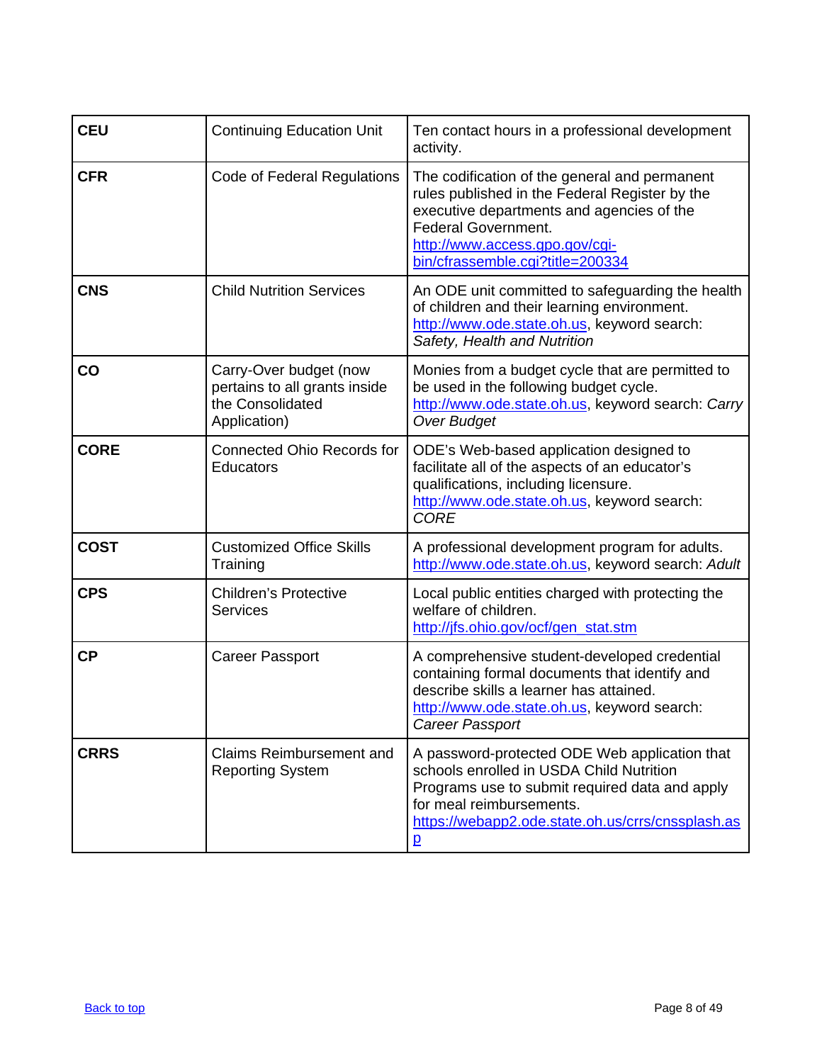| | | |
|---|---|---|
| **CEU** | Continuing Education Unit | Ten contact hours in a professional development activity. |
| **CFR** | Code of Federal Regulations | The codification of the general and permanent rules published in the Federal Register by the executive departments and agencies of the Federal Government. http://www.access.gpo.gov/cgi-bin/cfrassemble.cgi?title=200334 |
| **CNS** | Child Nutrition Services | An ODE unit committed to safeguarding the health of children and their learning environment. http://www.ode.state.oh.us, keyword search: *Safety, Health and Nutrition* |
| **CO** | Carry-Over budget (now pertains to all grants inside the Consolidated Application) | Monies from a budget cycle that are permitted to be used in the following budget cycle. http://www.ode.state.oh.us, keyword search: *Carry Over Budget* |
| **CORE** | Connected Ohio Records for Educators | ODE's Web-based application designed to facilitate all of the aspects of an educator's qualifications, including licensure. http://www.ode.state.oh.us, keyword search: *CORE* |
| **COST** | Customized Office Skills Training | A professional development program for adults. http://www.ode.state.oh.us, keyword search: *Adult* |
| **CPS** | Children's Protective Services | Local public entities charged with protecting the welfare of children. http://jfs.ohio.gov/ocf/gen_stat.stm |
| **CP** | Career Passport | A comprehensive student-developed credential containing formal documents that identify and describe skills a learner has attained. http://www.ode.state.oh.us, keyword search: *Career Passport* |
| **CRRS** | Claims Reimbursement and Reporting System | A password-protected ODE Web application that schools enrolled in USDA Child Nutrition Programs use to submit required data and apply for meal reimbursements. https://webapp2.ode.state.oh.us/crrs/cnssplash.asp |

Back to top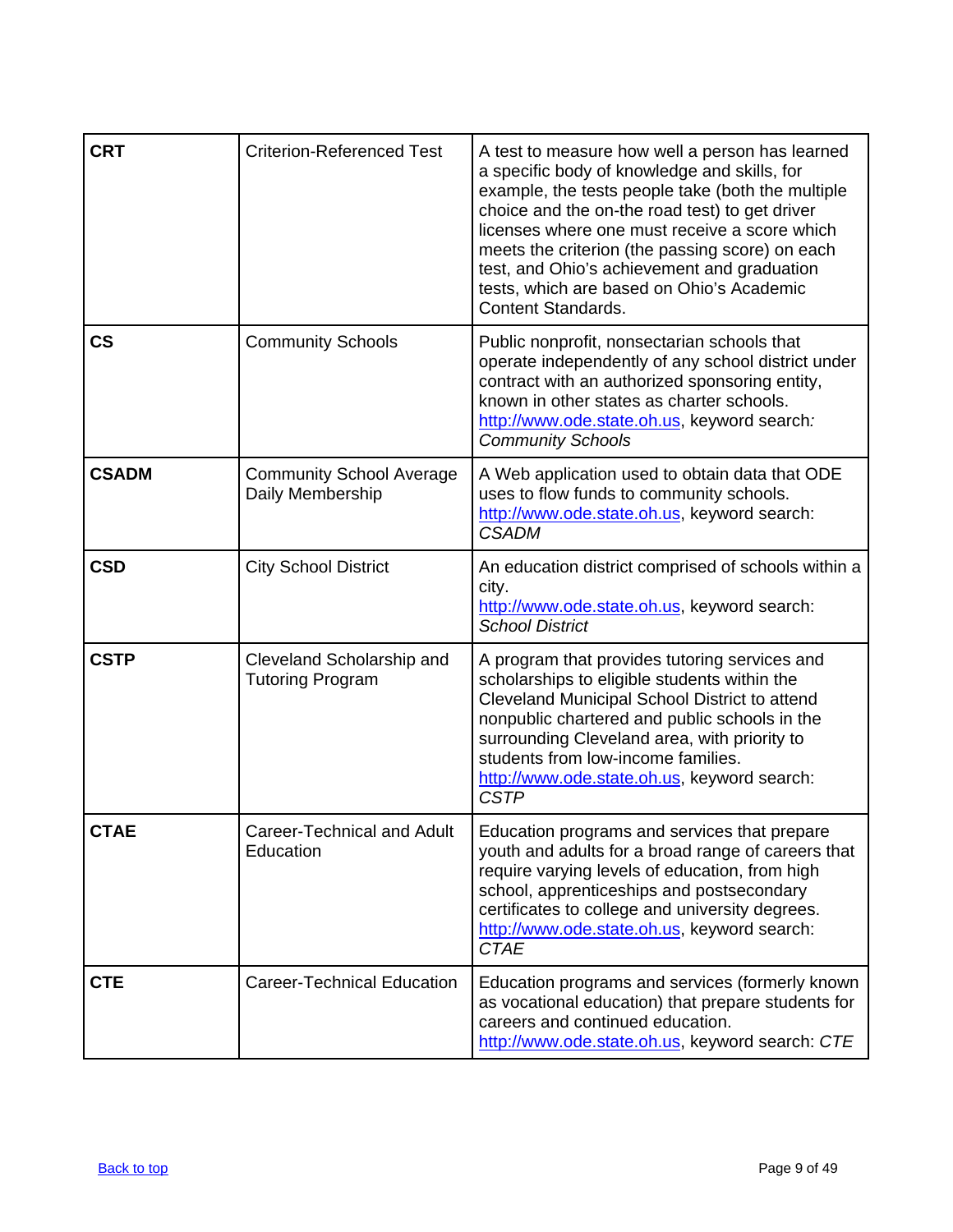| | | |
|---|---|---|
| **CRT** | Criterion-Referenced Test | A test to measure how well a person has learned a specific body of knowledge and skills, for example, the tests people take (both the multiple choice and the on-the road test) to get driver licenses where one must receive a score which meets the criterion (the passing score) on each test, and Ohio's achievement and graduation tests, which are based on Ohio's Academic Content Standards. |
| **CS** | Community Schools | Public nonprofit, nonsectarian schools that operate independently of any school district under contract with an authorized sponsoring entity, known in other states as charter schools. [http://www.ode.state.oh.us](http://www.ode.state.oh.us), keyword search*:* *Community Schools* |
| **CSADM** | Community School Average Daily Membership | A Web application used to obtain data that ODE uses to flow funds to community schools. [http://www.ode.state.oh.us](http://www.ode.state.oh.us), keyword search: *CSADM* |
| **CSD** | City School District | An education district comprised of schools within a city. [http://www.ode.state.oh.us](http://www.ode.state.oh.us), keyword search: *School District* |
| **CSTP** | Cleveland Scholarship and Tutoring Program | A program that provides tutoring services and scholarships to eligible students within the Cleveland Municipal School District to attend nonpublic chartered and public schools in the surrounding Cleveland area, with priority to students from low-income families. [http://www.ode.state.oh.us](http://www.ode.state.oh.us), keyword search: *CSTP* |
| **CTAE** | Career-Technical and Adult Education | Education programs and services that prepare youth and adults for a broad range of careers that require varying levels of education, from high school, apprenticeships and postsecondary certificates to college and university degrees. [http://www.ode.state.oh.us](http://www.ode.state.oh.us), keyword search: *CTAE* |
| **CTE** | Career-Technical Education | Education programs and services (formerly known as vocational education) that prepare students for careers and continued education. [http://www.ode.state.oh.us](http://www.ode.state.oh.us), keyword search: *CTE* |

[Back to top](#)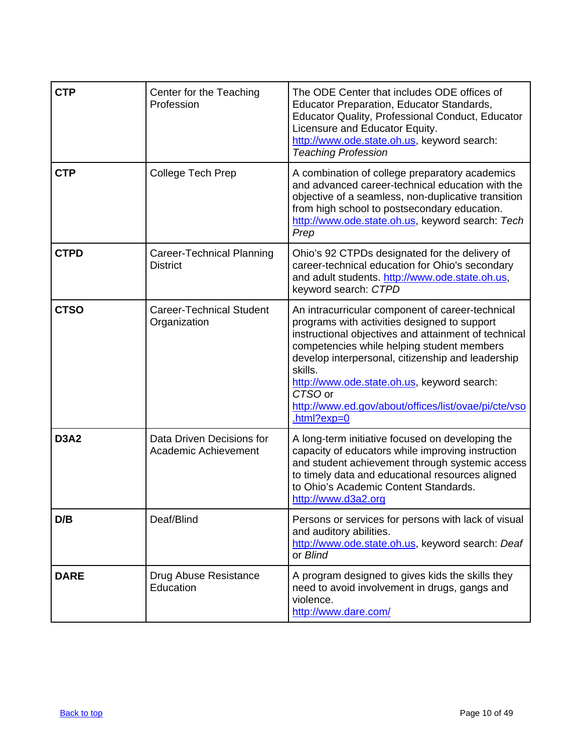| CTP | Center for the Teaching Profession | The ODE Center that includes ODE offices of Educator Preparation, Educator Standards, Educator Quality, Professional Conduct, Educator Licensure and Educator Equity. http://www.ode.state.oh.us, keyword search: *Teaching Profession* |
|---|---|---|
| **CTP** | College Tech Prep | A combination of college preparatory academics and advanced career-technical education with the objective of a seamless, non-duplicative transition from high school to postsecondary education. http://www.ode.state.oh.us, keyword search: *Tech Prep* |
| **CTPD** | Career-Technical Planning District | Ohio's 92 CTPDs designated for the delivery of career-technical education for Ohio's secondary and adult students. http://www.ode.state.oh.us, keyword search: *CTPD* |
| **CTSO** | Career-Technical Student Organization | An intracurricular component of career-technical programs with activities designed to support instructional objectives and attainment of technical competencies while helping student members develop interpersonal, citizenship and leadership skills. http://www.ode.state.oh.us, keyword search: *CTSO* or http://www.ed.gov/about/offices/list/ovae/pi/cte/vso.html?exp=0 |
| **D3A2** | Data Driven Decisions for Academic Achievement | A long-term initiative focused on developing the capacity of educators while improving instruction and student achievement through systemic access to timely data and educational resources aligned to Ohio's Academic Content Standards. http://www.d3a2.org |
| **D/B** | Deaf/Blind | Persons or services for persons with lack of visual and auditory abilities. http://www.ode.state.oh.us, keyword search: *Deaf* or *Blind* |
| **DARE** | Drug Abuse Resistance Education | A program designed to gives kids the skills they need to avoid involvement in drugs, gangs and violence. http://www.dare.com/ |

Back to top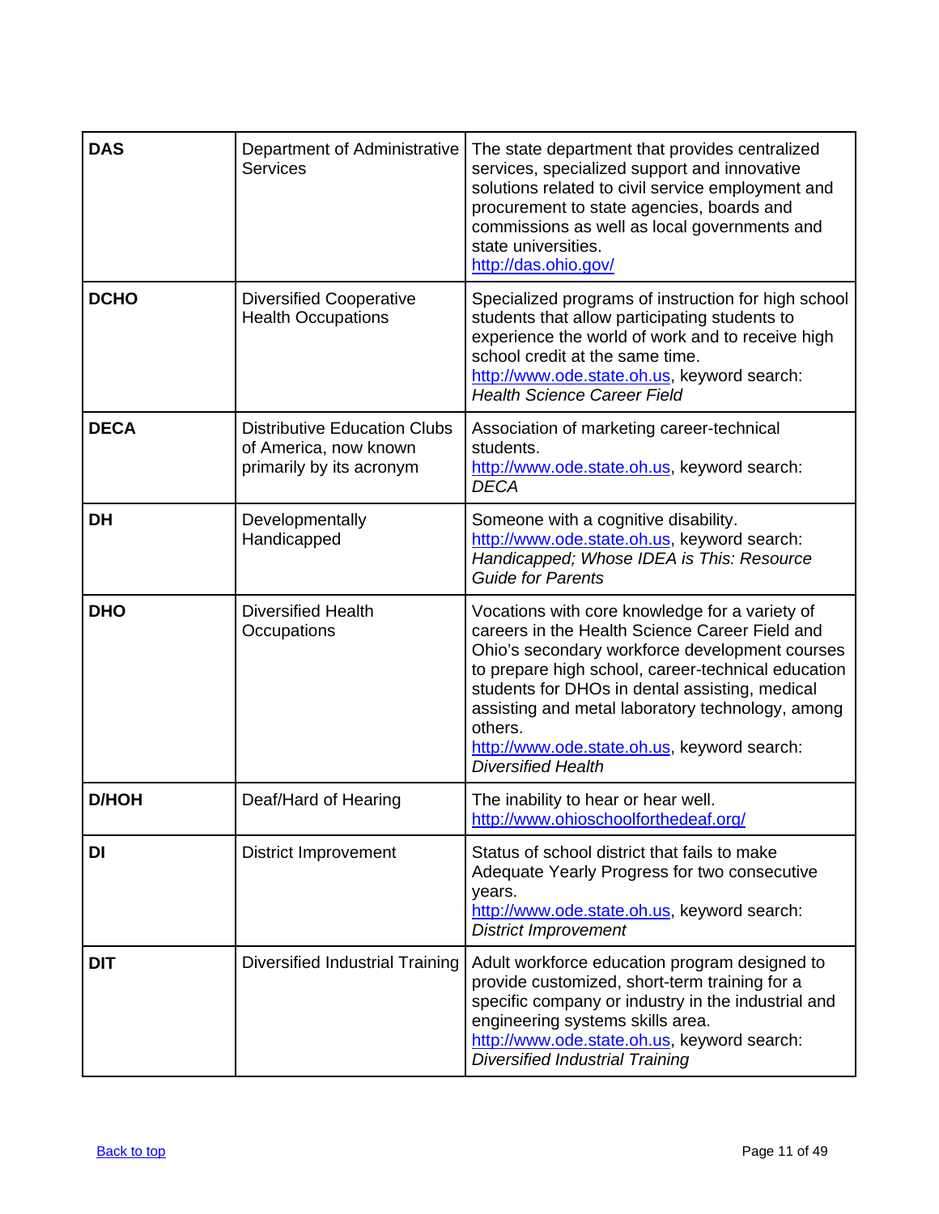| **DAS** | Department of Administrative Services | The state department that provides centralized services, specialized support and innovative solutions related to civil service employment and procurement to state agencies, boards and commissions as well as local governments and state universities. http://das.ohio.gov/ |
|---|---|---|
| **DCHO** | Diversified Cooperative Health Occupations | Specialized programs of instruction for high school students that allow participating students to experience the world of work and to receive high school credit at the same time. http://www.ode.state.oh.us, keyword search: *Health Science Career Field* |
| **DECA** | Distributive Education Clubs of America, now known primarily by its acronym | Association of marketing career-technical students. http://www.ode.state.oh.us, keyword search: *DECA* |
| **DH** | Developmentally Handicapped | Someone with a cognitive disability. http://www.ode.state.oh.us, keyword search: *Handicapped; Whose IDEA is This: Resource Guide for Parents* |
| **DHO** | Diversified Health Occupations | Vocations with core knowledge for a variety of careers in the Health Science Career Field and Ohio's secondary workforce development courses to prepare high school, career-technical education students for DHOs in dental assisting, medical assisting and metal laboratory technology, among others. http://www.ode.state.oh.us, keyword search: *Diversified Health* |
| **D/HOH** | Deaf/Hard of Hearing | The inability to hear or hear well. http://www.ohioschoolforthedeaf.org/ |
| **DI** | District Improvement | Status of school district that fails to make Adequate Yearly Progress for two consecutive years. http://www.ode.state.oh.us, keyword search: *District Improvement* |
| **DIT** | Diversified Industrial Training | Adult workforce education program designed to provide customized, short-term training for a specific company or industry in the industrial and engineering systems skills area. http://www.ode.state.oh.us, keyword search: *Diversified Industrial Training* |

Back to top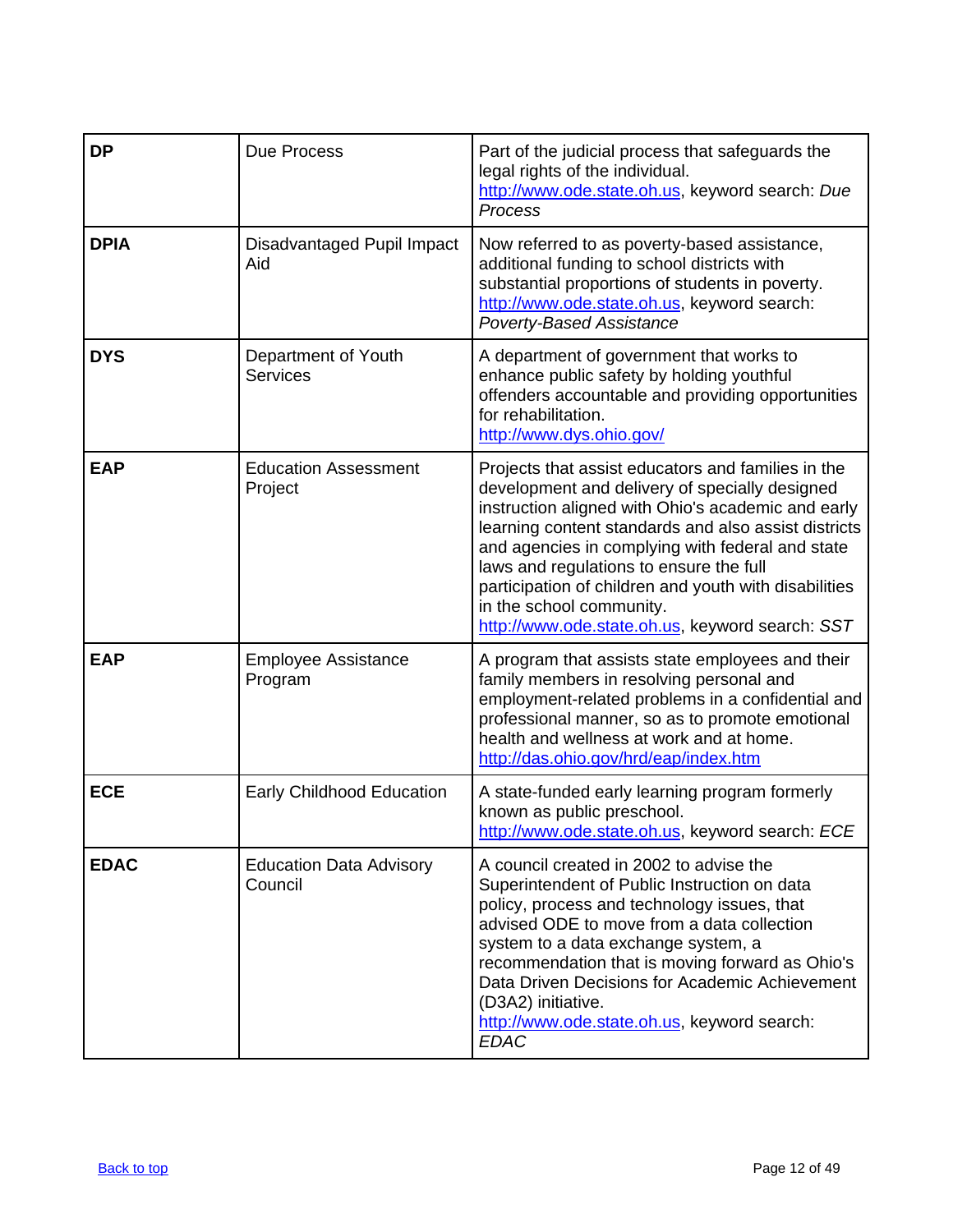| **DP** | Due Process | Part of the judicial process that safeguards the legal rights of the individual. [http://www.ode.state.oh.us](http://www.ode.state.oh.us), keyword search: *Due Process* |
|---|---|---|
| **DPIA** | Disadvantaged Pupil Impact Aid | Now referred to as poverty-based assistance, additional funding to school districts with substantial proportions of students in poverty. [http://www.ode.state.oh.us](http://www.ode.state.oh.us), keyword search: *Poverty-Based Assistance* |
| **DYS** | Department of Youth Services | A department of government that works to enhance public safety by holding youthful offenders accountable and providing opportunities for rehabilitation. [http://www.dys.ohio.gov/](http://www.dys.ohio.gov/) |
| **EAP** | Education Assessment Project | Projects that assist educators and families in the development and delivery of specially designed instruction aligned with Ohio's academic and early learning content standards and also assist districts and agencies in complying with federal and state laws and regulations to ensure the full participation of children and youth with disabilities in the school community. [http://www.ode.state.oh.us](http://www.ode.state.oh.us), keyword search: *SST* |
| **EAP** | Employee Assistance Program | A program that assists state employees and their family members in resolving personal and employment-related problems in a confidential and professional manner, so as to promote emotional health and wellness at work and at home. [http://das.ohio.gov/hrd/eap/index.htm](http://das.ohio.gov/hrd/eap/index.htm) |
| **ECE** | Early Childhood Education | A state-funded early learning program formerly known as public preschool. [http://www.ode.state.oh.us](http://www.ode.state.oh.us), keyword search: *ECE* |
| **EDAC** | Education Data Advisory Council | A council created in 2002 to advise the Superintendent of Public Instruction on data policy, process and technology issues, that advised ODE to move from a data collection system to a data exchange system, a recommendation that is moving forward as Ohio's Data Driven Decisions for Academic Achievement (D3A2) initiative. [http://www.ode.state.oh.us](http://www.ode.state.oh.us), keyword search: *EDAC* |

[Back to top](#)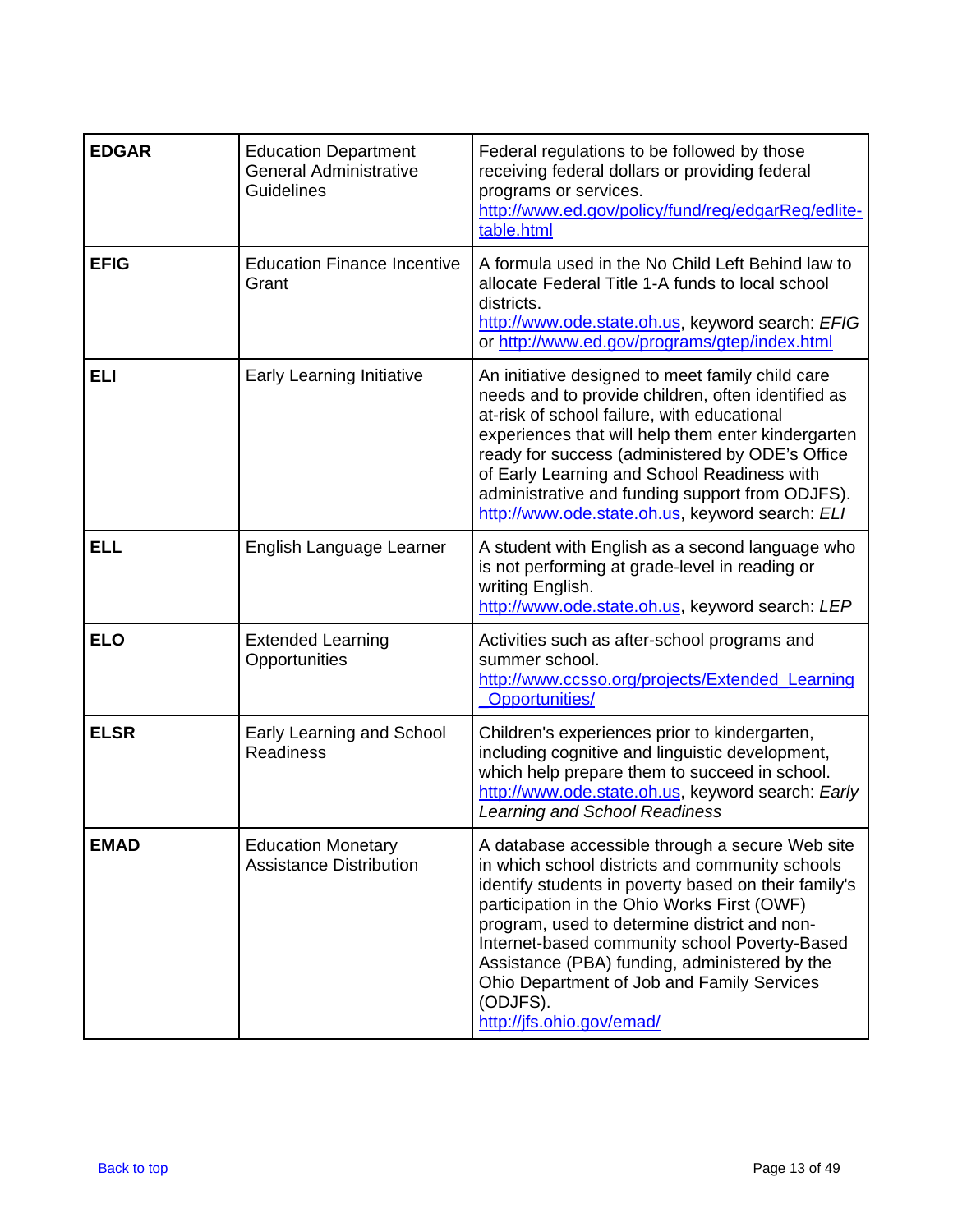| | | |
|---|---|---|
| **EDGAR** | Education Department General Administrative Guidelines | Federal regulations to be followed by those receiving federal dollars or providing federal programs or services. http://www.ed.gov/policy/fund/reg/edgarReg/edlite-table.html |
| **EFIG** | Education Finance Incentive Grant | A formula used in the No Child Left Behind law to allocate Federal Title 1-A funds to local school districts. http://www.ode.state.oh.us, keyword search: *EFIG* or http://www.ed.gov/programs/gtep/index.html |
| **ELI** | Early Learning Initiative | An initiative designed to meet family child care needs and to provide children, often identified as at-risk of school failure, with educational experiences that will help them enter kindergarten ready for success (administered by ODE's Office of Early Learning and School Readiness with administrative and funding support from ODJFS). http://www.ode.state.oh.us, keyword search: *ELI* |
| **ELL** | English Language Learner | A student with English as a second language who is not performing at grade-level in reading or writing English. http://www.ode.state.oh.us, keyword search: *LEP* |
| **ELO** | Extended Learning Opportunities | Activities such as after-school programs and summer school. http://www.ccsso.org/projects/Extended_Learning_Opportunities/ |
| **ELSR** | Early Learning and School Readiness | Children's experiences prior to kindergarten, including cognitive and linguistic development, which help prepare them to succeed in school. http://www.ode.state.oh.us, keyword search: *Early Learning and School Readiness* |
| **EMAD** | Education Monetary Assistance Distribution | A database accessible through a secure Web site in which school districts and community schools identify students in poverty based on their family's participation in the Ohio Works First (OWF) program, used to determine district and non-Internet-based community school Poverty-Based Assistance (PBA) funding, administered by the Ohio Department of Job and Family Services (ODJFS). http://jfs.ohio.gov/emad/ |

Back to top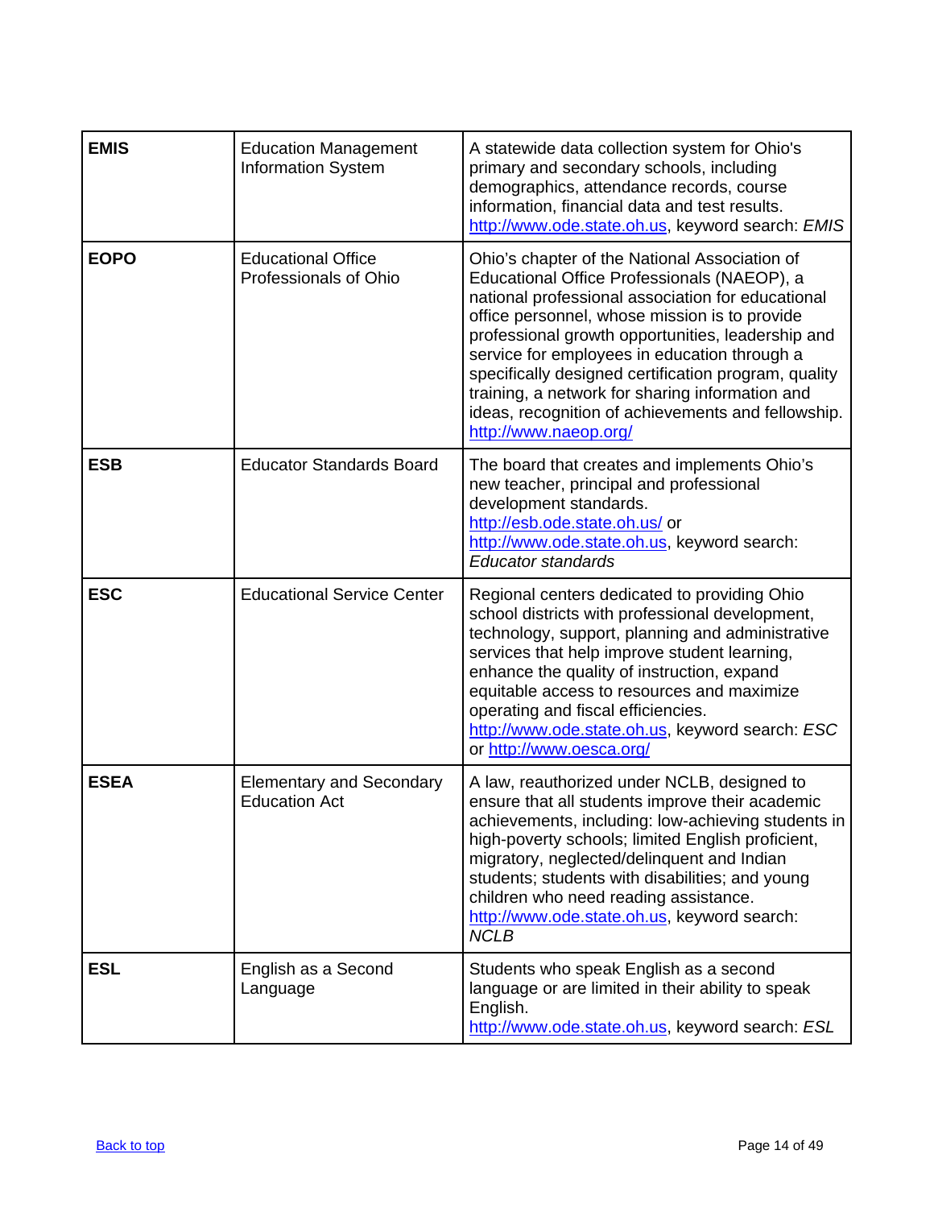| | | |
|---|---|---|
| **EMIS** | Education Management Information System | A statewide data collection system for Ohio's primary and secondary schools, including demographics, attendance records, course information, financial data and test results. http://www.ode.state.oh.us, keyword search: *EMIS* |
| **EOPO** | Educational Office Professionals of Ohio | Ohio's chapter of the National Association of Educational Office Professionals (NAEOP), a national professional association for educational office personnel, whose mission is to provide professional growth opportunities, leadership and service for employees in education through a specifically designed certification program, quality training, a network for sharing information and ideas, recognition of achievements and fellowship. http://www.naeop.org/ |
| **ESB** | Educator Standards Board | The board that creates and implements Ohio's new teacher, principal and professional development standards. http://esb.ode.state.oh.us/ or http://www.ode.state.oh.us, keyword search: *Educator standards* |
| **ESC** | Educational Service Center | Regional centers dedicated to providing Ohio school districts with professional development, technology, support, planning and administrative services that help improve student learning, enhance the quality of instruction, expand equitable access to resources and maximize operating and fiscal efficiencies. http://www.ode.state.oh.us, keyword search: *ESC* or http://www.oesca.org/ |
| **ESEA** | Elementary and Secondary Education Act | A law, reauthorized under NCLB, designed to ensure that all students improve their academic achievements, including: low-achieving students in high-poverty schools; limited English proficient, migratory, neglected/delinquent and Indian students; students with disabilities; and young children who need reading assistance. http://www.ode.state.oh.us, keyword search: *NCLB* |
| **ESL** | English as a Second Language | Students who speak English as a second language or are limited in their ability to speak English. http://www.ode.state.oh.us, keyword search: *ESL* |

Back to top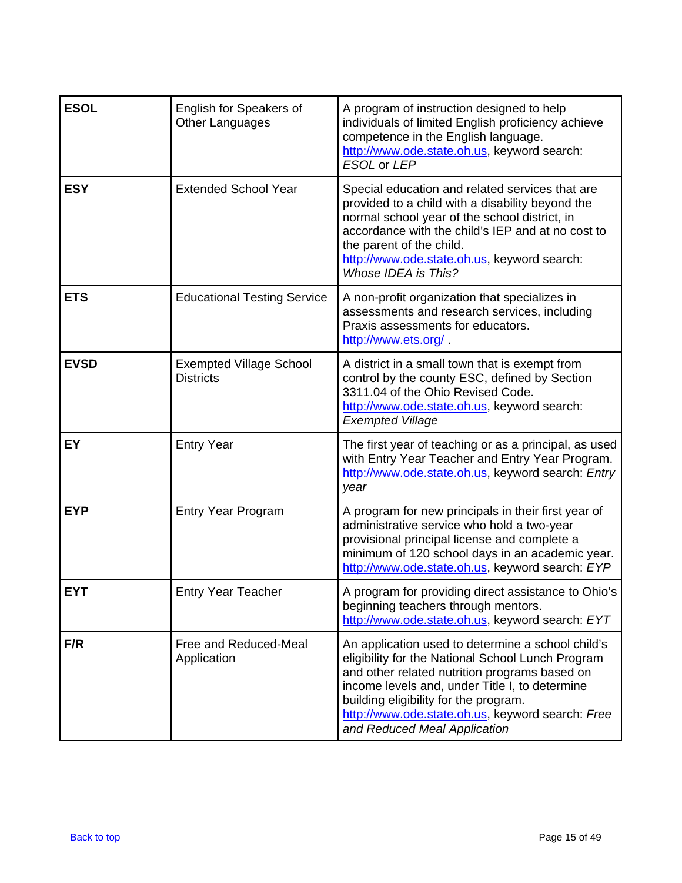| | | |
|---|---|---|
| **ESOL** | English for Speakers of Other Languages | A program of instruction designed to help individuals of limited English proficiency achieve competence in the English language. http://www.ode.state.oh.us, keyword search: *ESOL* or *LEP* |
| **ESY** | Extended School Year | Special education and related services that are provided to a child with a disability beyond the normal school year of the school district, in accordance with the child's IEP and at no cost to the parent of the child. http://www.ode.state.oh.us, keyword search: *Whose IDEA is This?* |
| **ETS** | Educational Testing Service | A non-profit organization that specializes in assessments and research services, including Praxis assessments for educators. http://www.ets.org/ . |
| **EVSD** | Exempted Village School Districts | A district in a small town that is exempt from control by the county ESC, defined by Section 3311.04 of the Ohio Revised Code. http://www.ode.state.oh.us, keyword search: *Exempted Village* |
| **EY** | Entry Year | The first year of teaching or as a principal, as used with Entry Year Teacher and Entry Year Program. http://www.ode.state.oh.us, keyword search: *Entry year* |
| **EYP** | Entry Year Program | A program for new principals in their first year of administrative service who hold a two-year provisional principal license and complete a minimum of 120 school days in an academic year. http://www.ode.state.oh.us, keyword search: *EYP* |
| **EYT** | Entry Year Teacher | A program for providing direct assistance to Ohio's beginning teachers through mentors. http://www.ode.state.oh.us, keyword search: *EYT* |
| **F/R** | Free and Reduced-Meal Application | An application used to determine a school child's eligibility for the National School Lunch Program and other related nutrition programs based on income levels and, under Title I, to determine building eligibility for the program. http://www.ode.state.oh.us, keyword search: *Free and Reduced Meal Application* |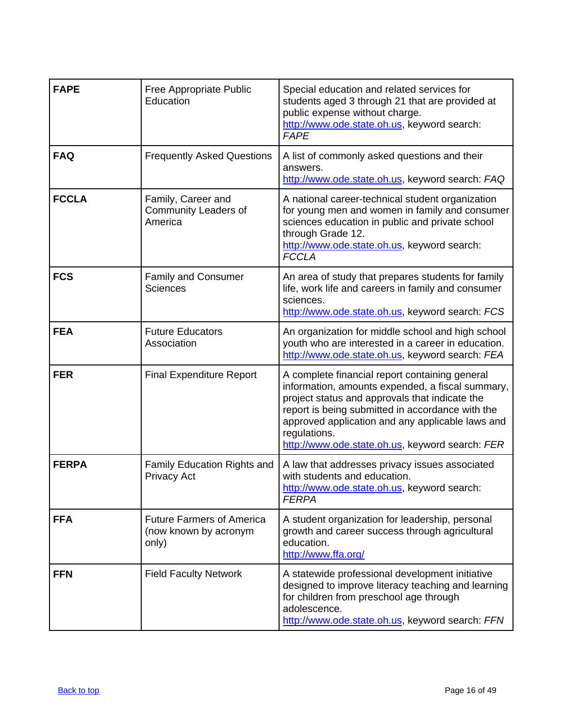| | | |
|---|---|---|
| **FAPE** | Free Appropriate Public Education | Special education and related services for students aged 3 through 21 that are provided at public expense without charge. http://www.ode.state.oh.us, keyword search: *FAPE* |
| **FAQ** | Frequently Asked Questions | A list of commonly asked questions and their answers. http://www.ode.state.oh.us, keyword search: *FAQ* |
| **FCCLA** | Family, Career and Community Leaders of America | A national career-technical student organization for young men and women in family and consumer sciences education in public and private school through Grade 12. http://www.ode.state.oh.us, keyword search: *FCCLA* |
| **FCS** | Family and Consumer Sciences | An area of study that prepares students for family life, work life and careers in family and consumer sciences. http://www.ode.state.oh.us, keyword search: *FCS* |
| **FEA** | Future Educators Association | An organization for middle school and high school youth who are interested in a career in education. http://www.ode.state.oh.us, keyword search: *FEA* |
| **FER** | Final Expenditure Report | A complete financial report containing general information, amounts expended, a fiscal summary, project status and approvals that indicate the report is being submitted in accordance with the approved application and any applicable laws and regulations. http://www.ode.state.oh.us, keyword search: *FER* |
| **FERPA** | Family Education Rights and Privacy Act | A law that addresses privacy issues associated with students and education. http://www.ode.state.oh.us, keyword search: *FERPA* |
| **FFA** | Future Farmers of America (now known by acronym only) | A student organization for leadership, personal growth and career success through agricultural education. http://www.ffa.org/ |
| **FFN** | Field Faculty Network | A statewide professional development initiative designed to improve literacy teaching and learning for children from preschool age through adolescence. http://www.ode.state.oh.us, keyword search: *FFN* |

Back to top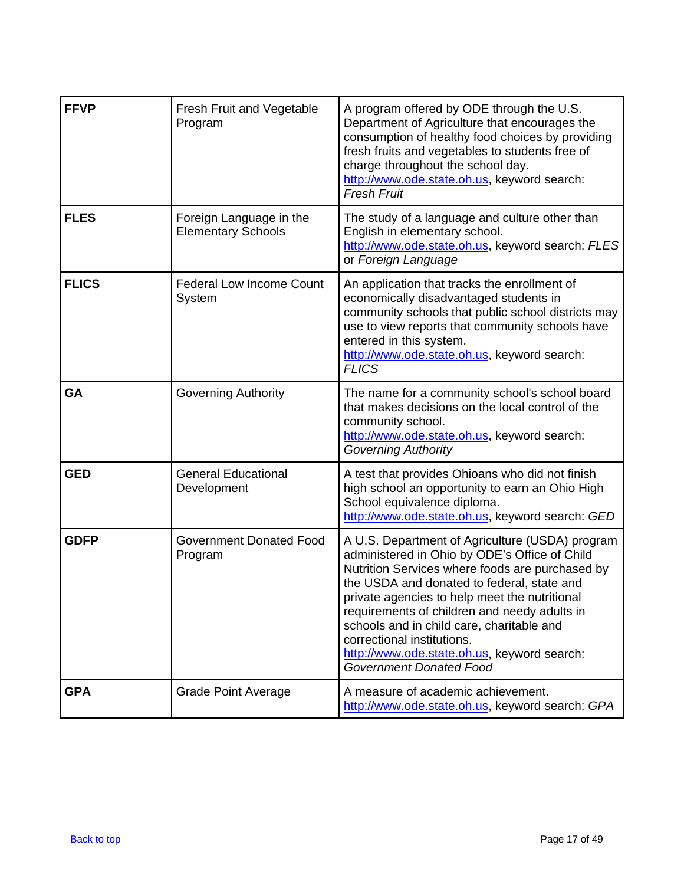| | | |
|---|---|---|
| **FFVP** | Fresh Fruit and Vegetable Program | A program offered by ODE through the U.S. Department of Agriculture that encourages the consumption of healthy food choices by providing fresh fruits and vegetables to students free of charge throughout the school day. http://www.ode.state.oh.us, keyword search: *Fresh Fruit* |
| **FLES** | Foreign Language in the Elementary Schools | The study of a language and culture other than English in elementary school. http://www.ode.state.oh.us, keyword search: *FLES* or *Foreign Language* |
| **FLICS** | Federal Low Income Count System | An application that tracks the enrollment of economically disadvantaged students in community schools that public school districts may use to view reports that community schools have entered in this system. http://www.ode.state.oh.us, keyword search: *FLICS* |
| **GA** | Governing Authority | The name for a community school's school board that makes decisions on the local control of the community school. http://www.ode.state.oh.us, keyword search: *Governing Authority* |
| **GED** | General Educational Development | A test that provides Ohioans who did not finish high school an opportunity to earn an Ohio High School equivalence diploma. http://www.ode.state.oh.us, keyword search: *GED* |
| **GDFP** | Government Donated Food Program | A U.S. Department of Agriculture (USDA) program administered in Ohio by ODE's Office of Child Nutrition Services where foods are purchased by the USDA and donated to federal, state and private agencies to help meet the nutritional requirements of children and needy adults in schools and in child care, charitable and correctional institutions. http://www.ode.state.oh.us, keyword search: *Government Donated Food* |
| **GPA** | Grade Point Average | A measure of academic achievement. http://www.ode.state.oh.us, keyword search: *GPA* |

Back to top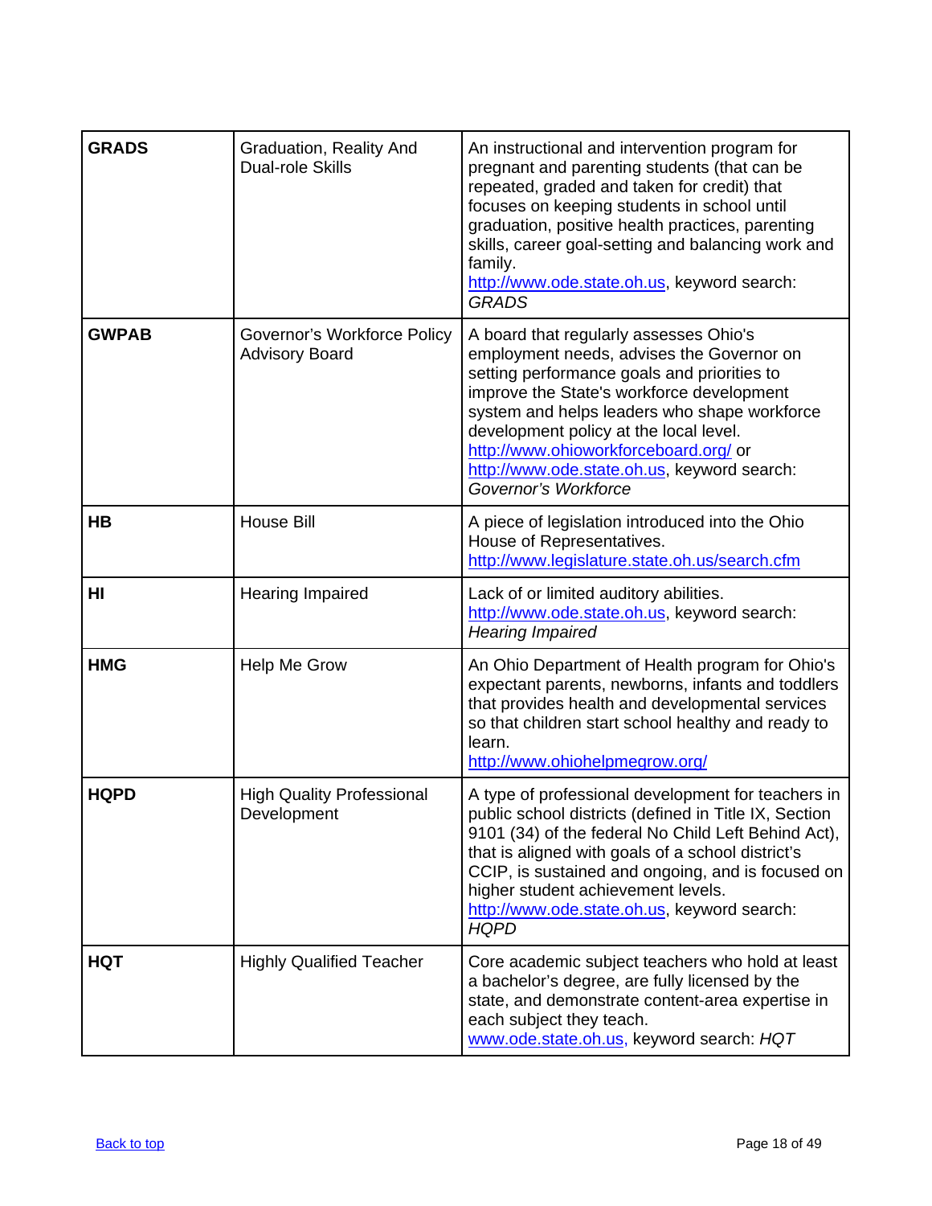| | | |
|---|---|---|
| **GRADS** | Graduation, Reality And Dual-role Skills | An instructional and intervention program for pregnant and parenting students (that can be repeated, graded and taken for credit) that focuses on keeping students in school until graduation, positive health practices, parenting skills, career goal-setting and balancing work and family. http://www.ode.state.oh.us, keyword search: *GRADS* |
| **GWPAB** | Governor's Workforce Policy Advisory Board | A board that regularly assesses Ohio's employment needs, advises the Governor on setting performance goals and priorities to improve the State's workforce development system and helps leaders who shape workforce development policy at the local level. http://www.ohioworkforceboard.org/ or http://www.ode.state.oh.us, keyword search: *Governor's Workforce* |
| **HB** | House Bill | A piece of legislation introduced into the Ohio House of Representatives. http://www.legislature.state.oh.us/search.cfm |
| **HI** | Hearing Impaired | Lack of or limited auditory abilities. http://www.ode.state.oh.us, keyword search: *Hearing Impaired* |
| **HMG** | Help Me Grow | An Ohio Department of Health program for Ohio's expectant parents, newborns, infants and toddlers that provides health and developmental services so that children start school healthy and ready to learn. http://www.ohiohelpmegrow.org/ |
| **HQPD** | High Quality Professional Development | A type of professional development for teachers in public school districts (defined in Title IX, Section 9101 (34) of the federal No Child Left Behind Act), that is aligned with goals of a school district's CCIP, is sustained and ongoing, and is focused on higher student achievement levels. http://www.ode.state.oh.us, keyword search: *HQPD* |
| **HQT** | Highly Qualified Teacher | Core academic subject teachers who hold at least a bachelor's degree, are fully licensed by the state, and demonstrate content-area expertise in each subject they teach. www.ode.state.oh.us, keyword search: *HQT* |

Back to top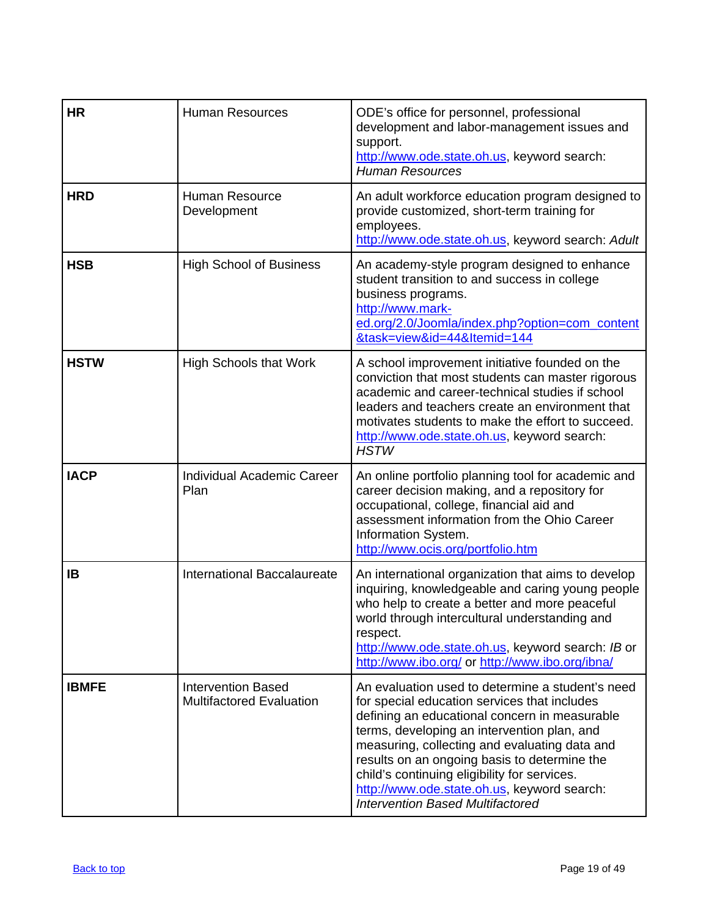| **HR** | Human Resources | ODE's office for personnel, professional development and labor-management issues and support. http://www.ode.state.oh.us, keyword search: *Human Resources* |
|---|---|---|
| **HRD** | Human Resource Development | An adult workforce education program designed to provide customized, short-term training for employees. http://www.ode.state.oh.us, keyword search: *Adult* |
| **HSB** | High School of Business | An academy-style program designed to enhance student transition to and success in college business programs. http://www.mark-ed.org/2.0/Joomla/index.php?option=com_content&task=view&id=44&Itemid=144 |
| **HSTW** | High Schools that Work | A school improvement initiative founded on the conviction that most students can master rigorous academic and career-technical studies if school leaders and teachers create an environment that motivates students to make the effort to succeed. http://www.ode.state.oh.us, keyword search: *HSTW* |
| **IACP** | Individual Academic Career Plan | An online portfolio planning tool for academic and career decision making, and a repository for occupational, college, financial aid and assessment information from the Ohio Career Information System. http://www.ocis.org/portfolio.htm |
| **IB** | International Baccalaureate | An international organization that aims to develop inquiring, knowledgeable and caring young people who help to create a better and more peaceful world through intercultural understanding and respect. http://www.ode.state.oh.us, keyword search: *IB* or http://www.ibo.org/ or http://www.ibo.org/ibna/ |
| **IBMFE** | Intervention Based Multifactored Evaluation | An evaluation used to determine a student's need for special education services that includes defining an educational concern in measurable terms, developing an intervention plan, and measuring, collecting and evaluating data and results on an ongoing basis to determine the child's continuing eligibility for services. http://www.ode.state.oh.us, keyword search: *Intervention Based Multifactored* |

Back to top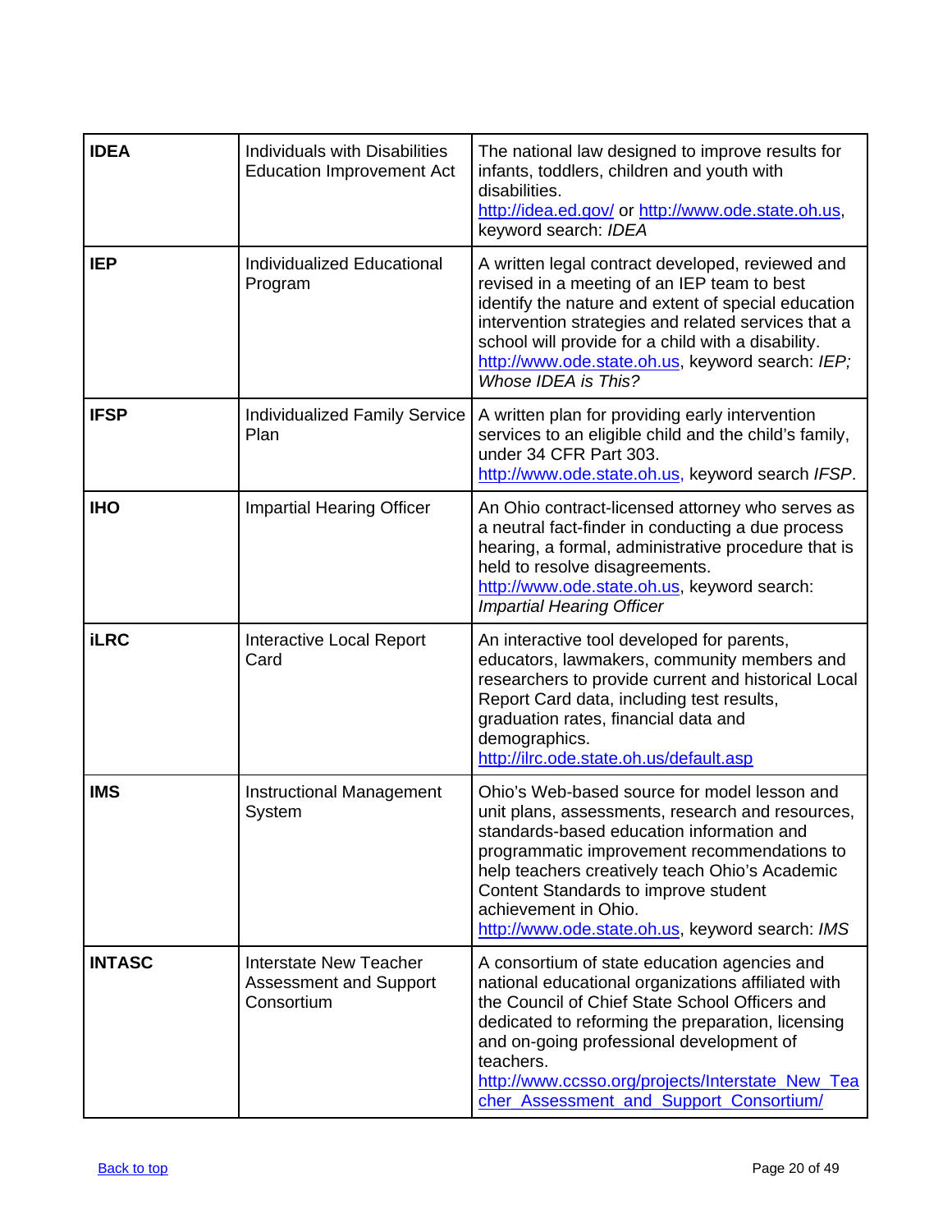| | | |
|---|---|---|
| **IDEA** | Individuals with Disabilities Education Improvement Act | The national law designed to improve results for infants, toddlers, children and youth with disabilities. http://idea.ed.gov/ or http://www.ode.state.oh.us, keyword search: *IDEA* |
| **IEP** | Individualized Educational Program | A written legal contract developed, reviewed and revised in a meeting of an IEP team to best identify the nature and extent of special education intervention strategies and related services that a school will provide for a child with a disability. http://www.ode.state.oh.us, keyword search: *IEP; Whose IDEA is This?* |
| **IFSP** | Individualized Family Service Plan | A written plan for providing early intervention services to an eligible child and the child's family, under 34 CFR Part 303. http://www.ode.state.oh.us, keyword search *IFSP*. |
| **IHO** | Impartial Hearing Officer | An Ohio contract-licensed attorney who serves as a neutral fact-finder in conducting a due process hearing, a formal, administrative procedure that is held to resolve disagreements. http://www.ode.state.oh.us, keyword search: *Impartial Hearing Officer* |
| **iLRC** | Interactive Local Report Card | An interactive tool developed for parents, educators, lawmakers, community members and researchers to provide current and historical Local Report Card data, including test results, graduation rates, financial data and demographics. http://ilrc.ode.state.oh.us/default.asp |
| **IMS** | Instructional Management System | Ohio's Web-based source for model lesson and unit plans, assessments, research and resources, standards-based education information and programmatic improvement recommendations to help teachers creatively teach Ohio's Academic Content Standards to improve student achievement in Ohio. http://www.ode.state.oh.us, keyword search: *IMS* |
| **INTASC** | Interstate New Teacher Assessment and Support Consortium | A consortium of state education agencies and national educational organizations affiliated with the Council of Chief State School Officers and dedicated to reforming the preparation, licensing and on-going professional development of teachers. http://www.ccsso.org/projects/Interstate_New_Teacher_Assessment_and_Support_Consortium/ |

Back to top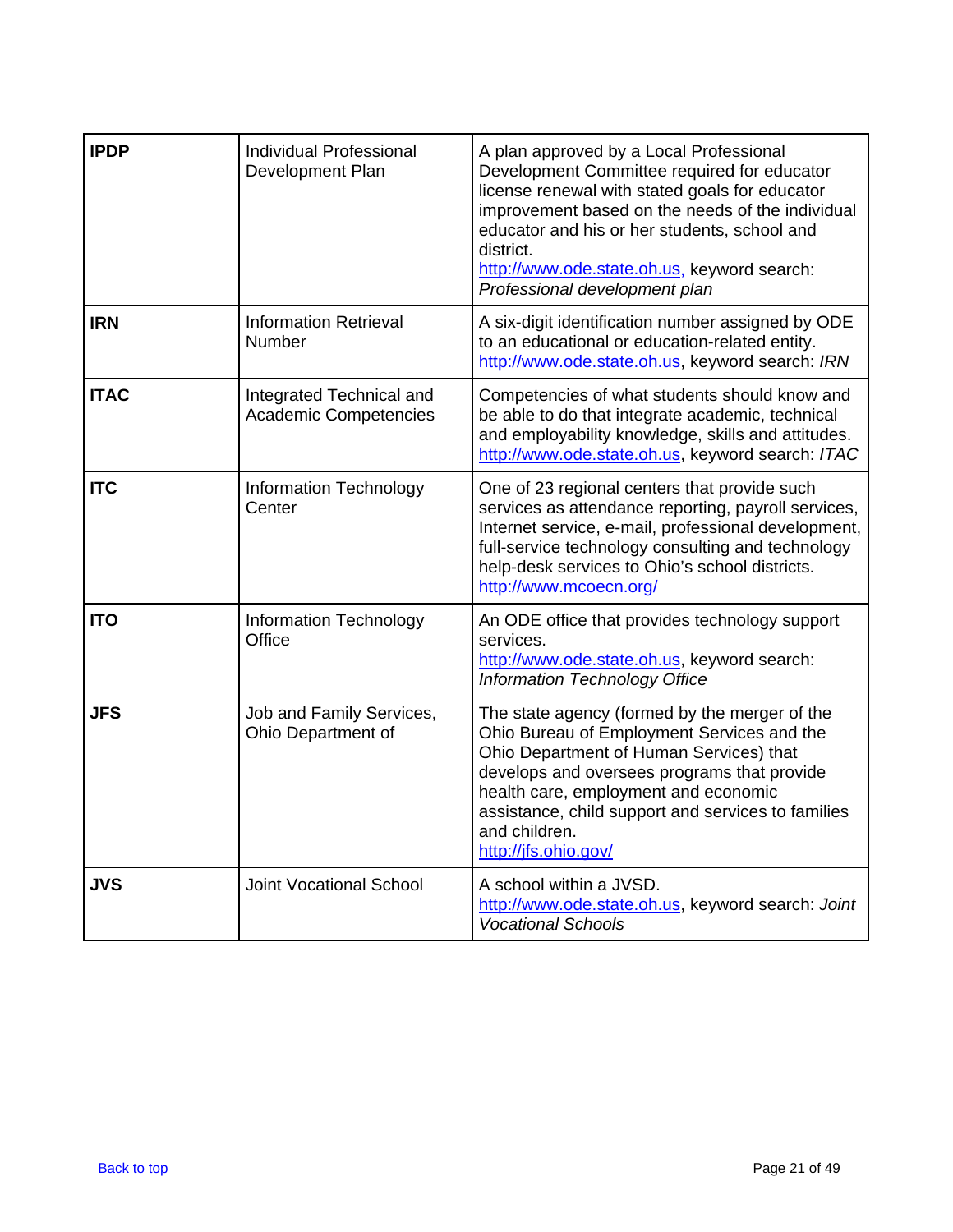| **IPDP** | Individual Professional Development Plan | A plan approved by a Local Professional Development Committee required for educator license renewal with stated goals for educator improvement based on the needs of the individual educator and his or her students, school and district. http://www.ode.state.oh.us, keyword search: *Professional development plan* |
|---|---|---|
| **IRN** | Information Retrieval Number | A six-digit identification number assigned by ODE to an educational or education-related entity. http://www.ode.state.oh.us, keyword search: *IRN* |
| **ITAC** | Integrated Technical and Academic Competencies | Competencies of what students should know and be able to do that integrate academic, technical and employability knowledge, skills and attitudes. http://www.ode.state.oh.us, keyword search: *ITAC* |
| **ITC** | Information Technology Center | One of 23 regional centers that provide such services as attendance reporting, payroll services, Internet service, e-mail, professional development, full-service technology consulting and technology help-desk services to Ohio's school districts. http://www.mcoecn.org/ |
| **ITO** | Information Technology Office | An ODE office that provides technology support services. http://www.ode.state.oh.us, keyword search: *Information Technology Office* |
| **JFS** | Job and Family Services, Ohio Department of | The state agency (formed by the merger of the Ohio Bureau of Employment Services and the Ohio Department of Human Services) that develops and oversees programs that provide health care, employment and economic assistance, child support and services to families and children. http://jfs.ohio.gov/ |
| **JVS** | Joint Vocational School | A school within a JVSD. http://www.ode.state.oh.us, keyword search: *Joint Vocational Schools* |

Back to top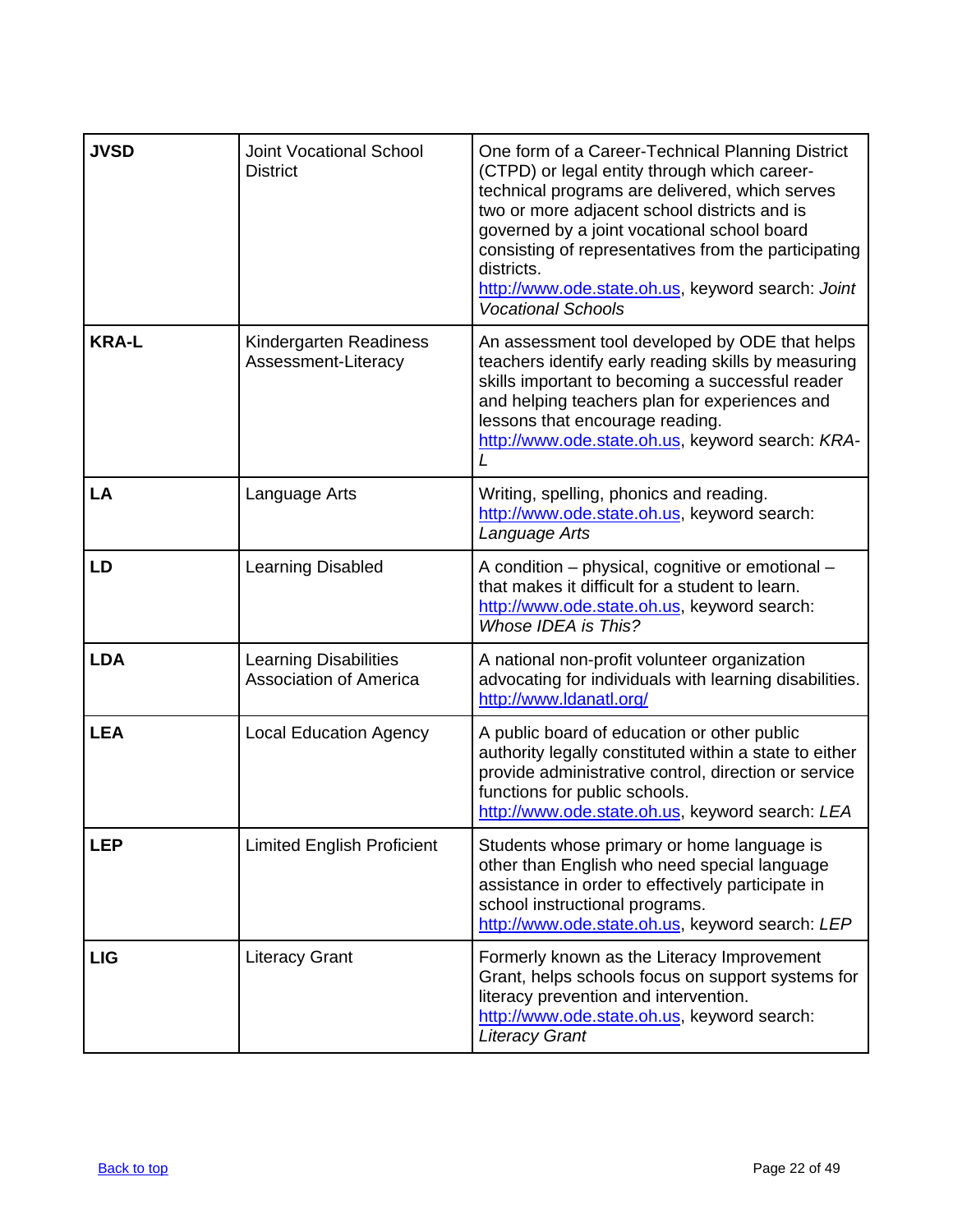| **JVSD** | Joint Vocational School District | One form of a Career-Technical Planning District (CTPD) or legal entity through which career-technical programs are delivered, which serves two or more adjacent school districts and is governed by a joint vocational school board consisting of representatives from the participating districts. http://www.ode.state.oh.us, keyword search: *Joint Vocational Schools* |
|---|---|---|
| **KRA-L** | Kindergarten Readiness Assessment-Literacy | An assessment tool developed by ODE that helps teachers identify early reading skills by measuring skills important to becoming a successful reader and helping teachers plan for experiences and lessons that encourage reading. http://www.ode.state.oh.us, keyword search: *KRA-L* |
| **LA** | Language Arts | Writing, spelling, phonics and reading. http://www.ode.state.oh.us, keyword search: *Language Arts* |
| **LD** | Learning Disabled | A condition – physical, cognitive or emotional – that makes it difficult for a student to learn. http://www.ode.state.oh.us, keyword search: *Whose IDEA is This?* |
| **LDA** | Learning Disabilities Association of America | A national non-profit volunteer organization advocating for individuals with learning disabilities. http://www.ldanatl.org/ |
| **LEA** | Local Education Agency | A public board of education or other public authority legally constituted within a state to either provide administrative control, direction or service functions for public schools. http://www.ode.state.oh.us, keyword search: *LEA* |
| **LEP** | Limited English Proficient | Students whose primary or home language is other than English who need special language assistance in order to effectively participate in school instructional programs. http://www.ode.state.oh.us, keyword search: *LEP* |
| **LIG** | Literacy Grant | Formerly known as the Literacy Improvement Grant, helps schools focus on support systems for literacy prevention and intervention. http://www.ode.state.oh.us, keyword search: *Literacy Grant* |

Back to top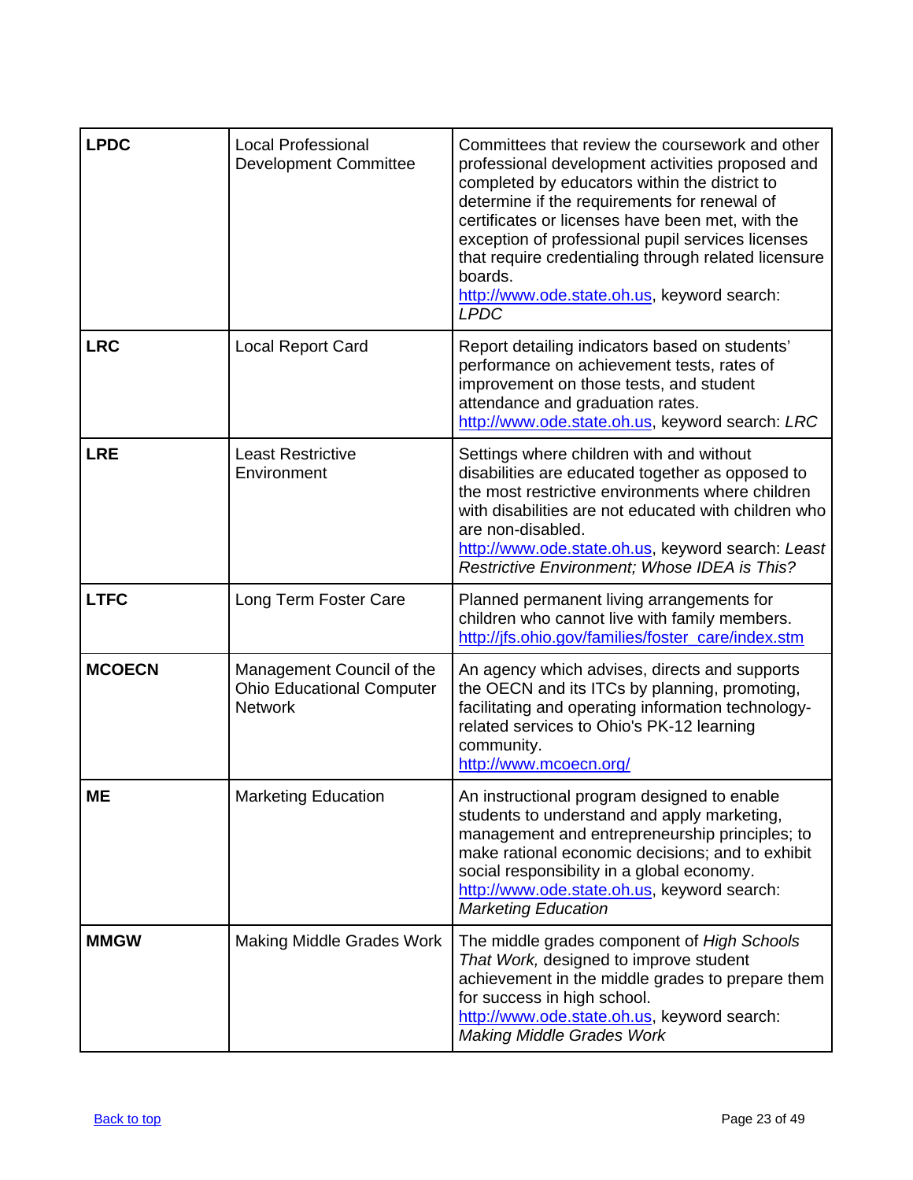| **LPDC** | Local Professional Development Committee | Committees that review the coursework and other professional development activities proposed and completed by educators within the district to determine if the requirements for renewal of certificates or licenses have been met, with the exception of professional pupil services licenses that require credentialing through related licensure boards. http://www.ode.state.oh.us, keyword search: *LPDC* |
|---|---|---|
| **LRC** | Local Report Card | Report detailing indicators based on students' performance on achievement tests, rates of improvement on those tests, and student attendance and graduation rates. http://www.ode.state.oh.us, keyword search: *LRC* |
| **LRE** | Least Restrictive Environment | Settings where children with and without disabilities are educated together as opposed to the most restrictive environments where children with disabilities are not educated with children who are non-disabled. http://www.ode.state.oh.us, keyword search: *Least Restrictive Environment; Whose IDEA is This?* |
| **LTFC** | Long Term Foster Care | Planned permanent living arrangements for children who cannot live with family members. http://jfs.ohio.gov/families/foster_care/index.stm |
| **MCOECN** | Management Council of the Ohio Educational Computer Network | An agency which advises, directs and supports the OECN and its ITCs by planning, promoting, facilitating and operating information technology-related services to Ohio's PK-12 learning community. http://www.mcoecn.org/ |
| **ME** | Marketing Education | An instructional program designed to enable students to understand and apply marketing, management and entrepreneurship principles; to make rational economic decisions; and to exhibit social responsibility in a global economy. http://www.ode.state.oh.us, keyword search: *Marketing Education* |
| **MMGW** | Making Middle Grades Work | The middle grades component of *High Schools That Work,* designed to improve student achievement in the middle grades to prepare them for success in high school. http://www.ode.state.oh.us, keyword search: *Making Middle Grades Work* |

Back to top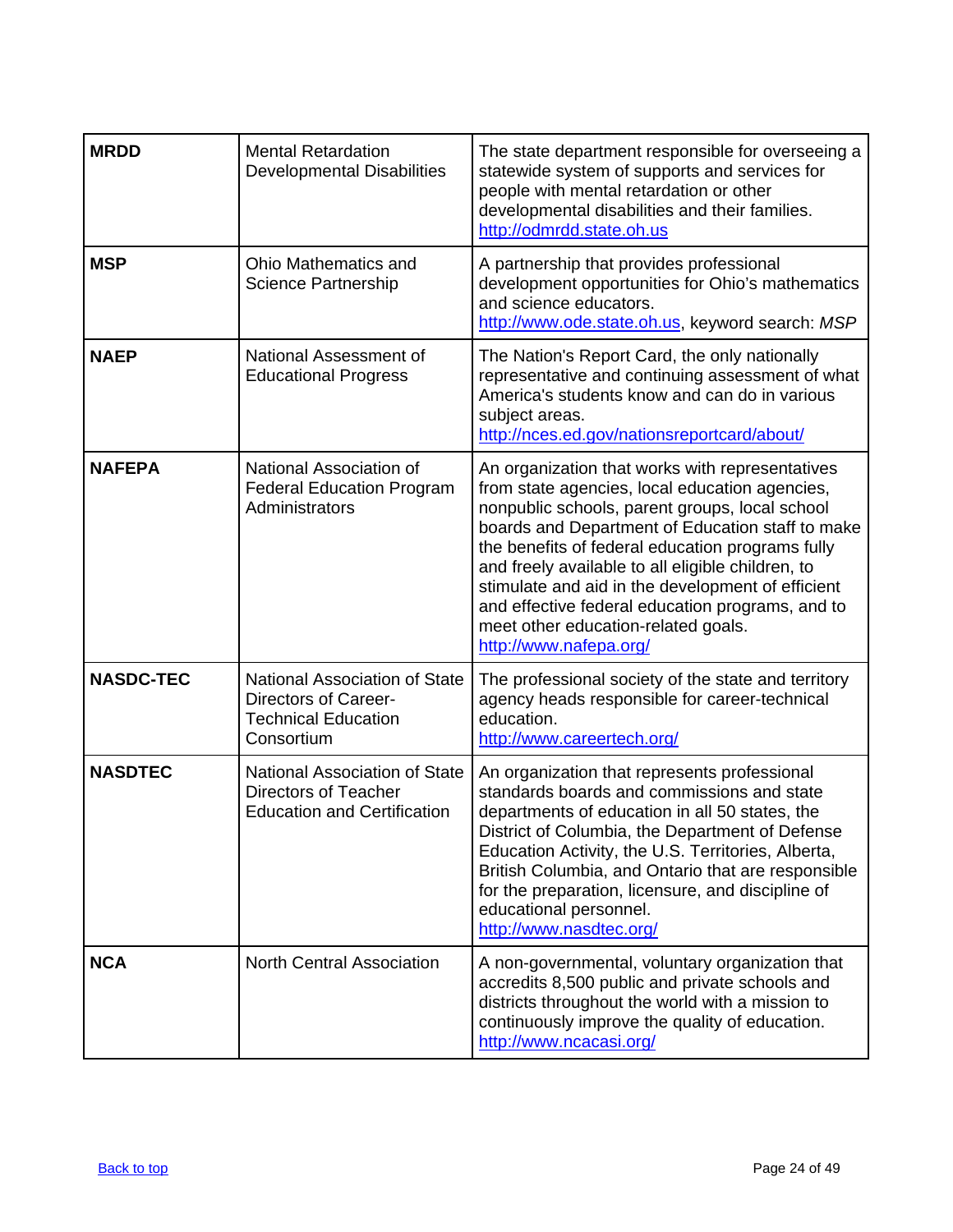| MRDD | Mental Retardation Developmental Disabilities | The state department responsible for overseeing a statewide system of supports and services for people with mental retardation or other developmental disabilities and their families. http://odmrdd.state.oh.us |
|---|---|---|
| **MSP** | Ohio Mathematics and Science Partnership | A partnership that provides professional development opportunities for Ohio's mathematics and science educators. http://www.ode.state.oh.us, keyword search: *MSP* |
| **NAEP** | National Assessment of Educational Progress | The Nation's Report Card, the only nationally representative and continuing assessment of what America's students know and can do in various subject areas. http://nces.ed.gov/nationsreportcard/about/ |
| **NAFEPA** | National Association of Federal Education Program Administrators | An organization that works with representatives from state agencies, local education agencies, nonpublic schools, parent groups, local school boards and Department of Education staff to make the benefits of federal education programs fully and freely available to all eligible children, to stimulate and aid in the development of efficient and effective federal education programs, and to meet other education-related goals. http://www.nafepa.org/ |
| **NASDC-TEC** | National Association of State Directors of Career-Technical Education Consortium | The professional society of the state and territory agency heads responsible for career-technical education. http://www.careertech.org/ |
| **NASDTEC** | National Association of State Directors of Teacher Education and Certification | An organization that represents professional standards boards and commissions and state departments of education in all 50 states, the District of Columbia, the Department of Defense Education Activity, the U.S. Territories, Alberta, British Columbia, and Ontario that are responsible for the preparation, licensure, and discipline of educational personnel. http://www.nasdtec.org/ |
| **NCA** | North Central Association | A non-governmental, voluntary organization that accredits 8,500 public and private schools and districts throughout the world with a mission to continuously improve the quality of education. http://www.ncacasi.org/ |

Back to top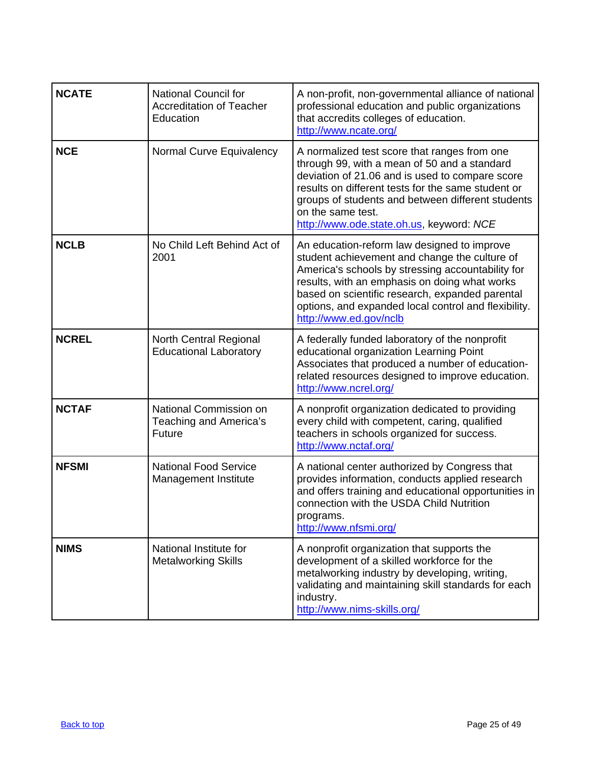| **NCATE** | National Council for Accreditation of Teacher Education | A non-profit, non-governmental alliance of national professional education and public organizations that accredits colleges of education. http://www.ncate.org/ |
|---|---|---|
| **NCE** | Normal Curve Equivalency | A normalized test score that ranges from one through 99, with a mean of 50 and a standard deviation of 21.06 and is used to compare score results on different tests for the same student or groups of students and between different students on the same test. http://www.ode.state.oh.us, keyword: *NCE* |
| **NCLB** | No Child Left Behind Act of 2001 | An education-reform law designed to improve student achievement and change the culture of America's schools by stressing accountability for results, with an emphasis on doing what works based on scientific research, expanded parental options, and expanded local control and flexibility. http://www.ed.gov/nclb |
| **NCREL** | North Central Regional Educational Laboratory | A federally funded laboratory of the nonprofit educational organization Learning Point Associates that produced a number of education-related resources designed to improve education. http://www.ncrel.org/ |
| **NCTAF** | National Commission on Teaching and America's Future | A nonprofit organization dedicated to providing every child with competent, caring, qualified teachers in schools organized for success. http://www.nctaf.org/ |
| **NFSMI** | National Food Service Management Institute | A national center authorized by Congress that provides information, conducts applied research and offers training and educational opportunities in connection with the USDA Child Nutrition programs. http://www.nfsmi.org/ |
| **NIMS** | National Institute for Metalworking Skills | A nonprofit organization that supports the development of a skilled workforce for the metalworking industry by developing, writing, validating and maintaining skill standards for each industry. http://www.nims-skills.org/ |

Back to top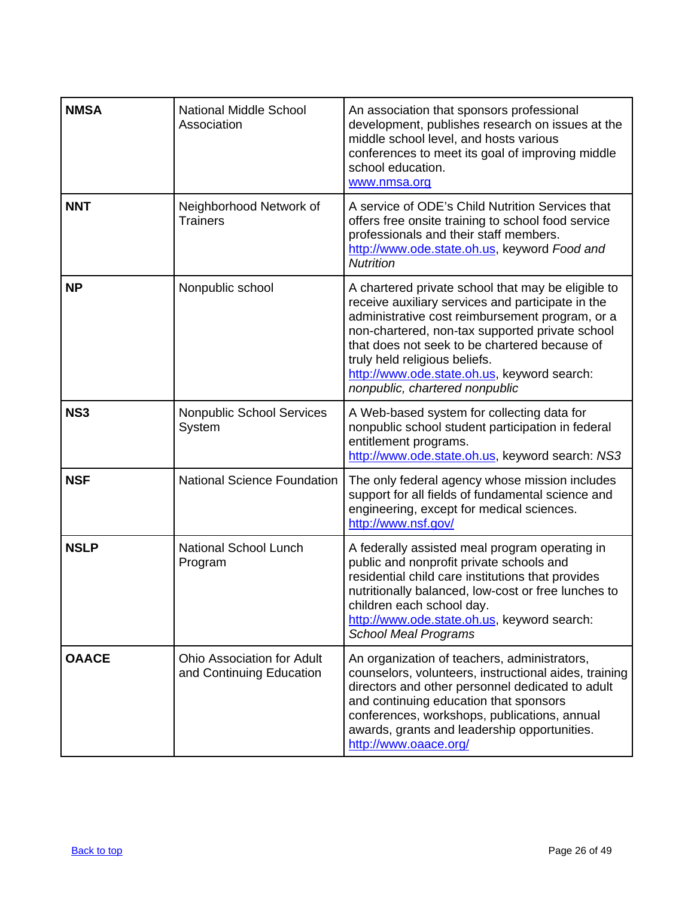| | | |
|---|---|---|
| **NMSA** | National Middle School Association | An association that sponsors professional development, publishes research on issues at the middle school level, and hosts various conferences to meet its goal of improving middle school education. www.nmsa.org |
| **NNT** | Neighborhood Network of Trainers | A service of ODE's Child Nutrition Services that offers free onsite training to school food service professionals and their staff members. http://www.ode.state.oh.us, keyword *Food and Nutrition* |
| **NP** | Nonpublic school | A chartered private school that may be eligible to receive auxiliary services and participate in the administrative cost reimbursement program, or a non-chartered, non-tax supported private school that does not seek to be chartered because of truly held religious beliefs. http://www.ode.state.oh.us, keyword search: *nonpublic, chartered nonpublic* |
| **NS3** | Nonpublic School Services System | A Web-based system for collecting data for nonpublic school student participation in federal entitlement programs. http://www.ode.state.oh.us, keyword search: *NS3* |
| **NSF** | National Science Foundation | The only federal agency whose mission includes support for all fields of fundamental science and engineering, except for medical sciences. http://www.nsf.gov/ |
| **NSLP** | National School Lunch Program | A federally assisted meal program operating in public and nonprofit private schools and residential child care institutions that provides nutritionally balanced, low-cost or free lunches to children each school day. http://www.ode.state.oh.us, keyword search: *School Meal Programs* |
| **OAACE** | Ohio Association for Adult and Continuing Education | An organization of teachers, administrators, counselors, volunteers, instructional aides, training directors and other personnel dedicated to adult and continuing education that sponsors conferences, workshops, publications, annual awards, grants and leadership opportunities. http://www.oaace.org/ |

Back to top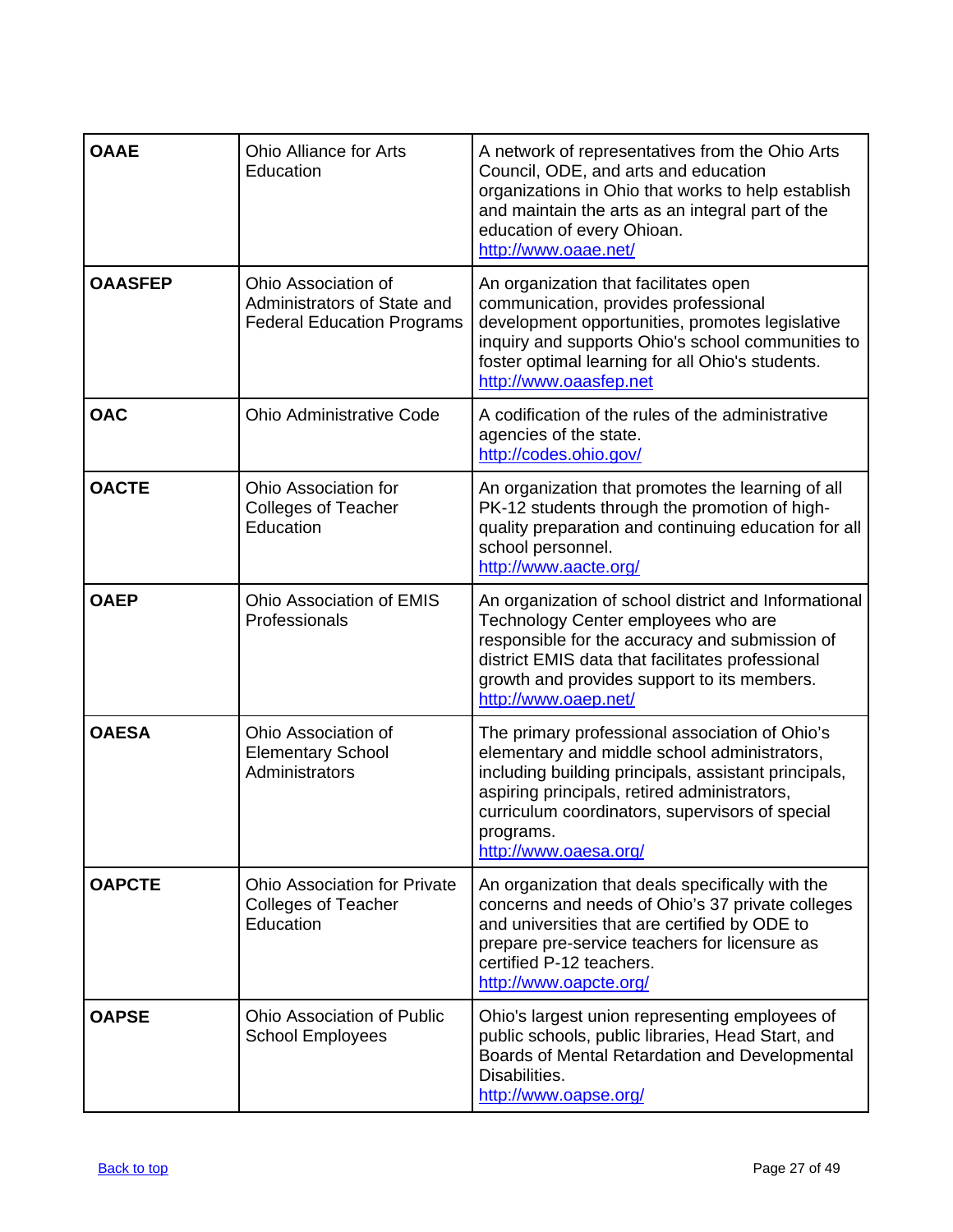| | | |
|---|---|---|
| **OAAE** | Ohio Alliance for Arts Education | A network of representatives from the Ohio Arts Council, ODE, and arts and education organizations in Ohio that works to help establish and maintain the arts as an integral part of the education of every Ohioan. http://www.oaae.net/ |
| **OAASFEP** | Ohio Association of Administrators of State and Federal Education Programs | An organization that facilitates open communication, provides professional development opportunities, promotes legislative inquiry and supports Ohio's school communities to foster optimal learning for all Ohio's students. http://www.oaasfep.net |
| **OAC** | Ohio Administrative Code | A codification of the rules of the administrative agencies of the state. http://codes.ohio.gov/ |
| **OACTE** | Ohio Association for Colleges of Teacher Education | An organization that promotes the learning of all PK-12 students through the promotion of high-quality preparation and continuing education for all school personnel. http://www.aacte.org/ |
| **OAEP** | Ohio Association of EMIS Professionals | An organization of school district and Informational Technology Center employees who are responsible for the accuracy and submission of district EMIS data that facilitates professional growth and provides support to its members. http://www.oaep.net/ |
| **OAESA** | Ohio Association of Elementary School Administrators | The primary professional association of Ohio's elementary and middle school administrators, including building principals, assistant principals, aspiring principals, retired administrators, curriculum coordinators, supervisors of special programs. http://www.oaesa.org/ |
| **OAPCTE** | Ohio Association for Private Colleges of Teacher Education | An organization that deals specifically with the concerns and needs of Ohio's 37 private colleges and universities that are certified by ODE to prepare pre-service teachers for licensure as certified P-12 teachers. http://www.oapcte.org/ |
| **OAPSE** | Ohio Association of Public School Employees | Ohio's largest union representing employees of public schools, public libraries, Head Start, and Boards of Mental Retardation and Developmental Disabilities. http://www.oapse.org/ |

Back to top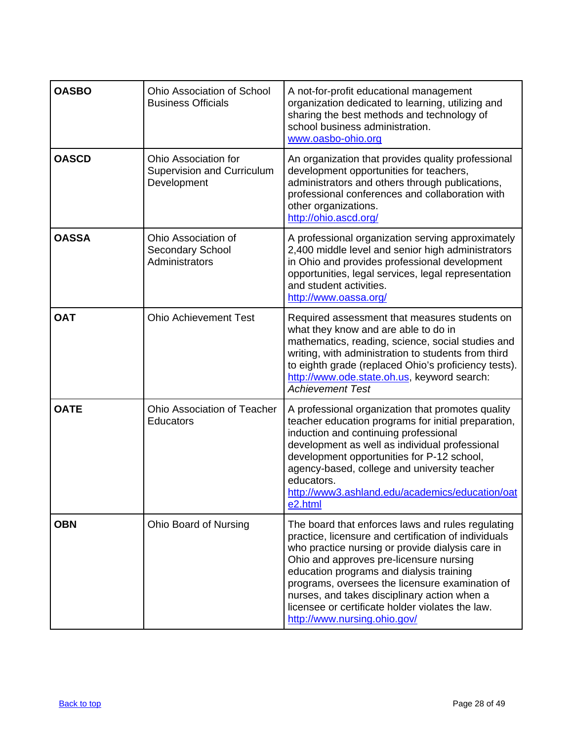| | | |
|---|---|---|
| **OASBO** | Ohio Association of School Business Officials | A not-for-profit educational management organization dedicated to learning, utilizing and sharing the best methods and technology of school business administration. www.oasbo-ohio.org |
| **OASCD** | Ohio Association for Supervision and Curriculum Development | An organization that provides quality professional development opportunities for teachers, administrators and others through publications, professional conferences and collaboration with other organizations. http://ohio.ascd.org/ |
| **OASSA** | Ohio Association of Secondary School Administrators | A professional organization serving approximately 2,400 middle level and senior high administrators in Ohio and provides professional development opportunities, legal services, legal representation and student activities. http://www.oassa.org/ |
| **OAT** | Ohio Achievement Test | Required assessment that measures students on what they know and are able to do in mathematics, reading, science, social studies and writing, with administration to students from third to eighth grade (replaced Ohio's proficiency tests). http://www.ode.state.oh.us, keyword search: *Achievement Test* |
| **OATE** | Ohio Association of Teacher Educators | A professional organization that promotes quality teacher education programs for initial preparation, induction and continuing professional development as well as individual professional development opportunities for P-12 school, agency-based, college and university teacher educators. http://www3.ashland.edu/academics/education/oate2.html |
| **OBN** | Ohio Board of Nursing | The board that enforces laws and rules regulating practice, licensure and certification of individuals who practice nursing or provide dialysis care in Ohio and approves pre-licensure nursing education programs and dialysis training programs, oversees the licensure examination of nurses, and takes disciplinary action when a licensee or certificate holder violates the law. http://www.nursing.ohio.gov/ |

Back to top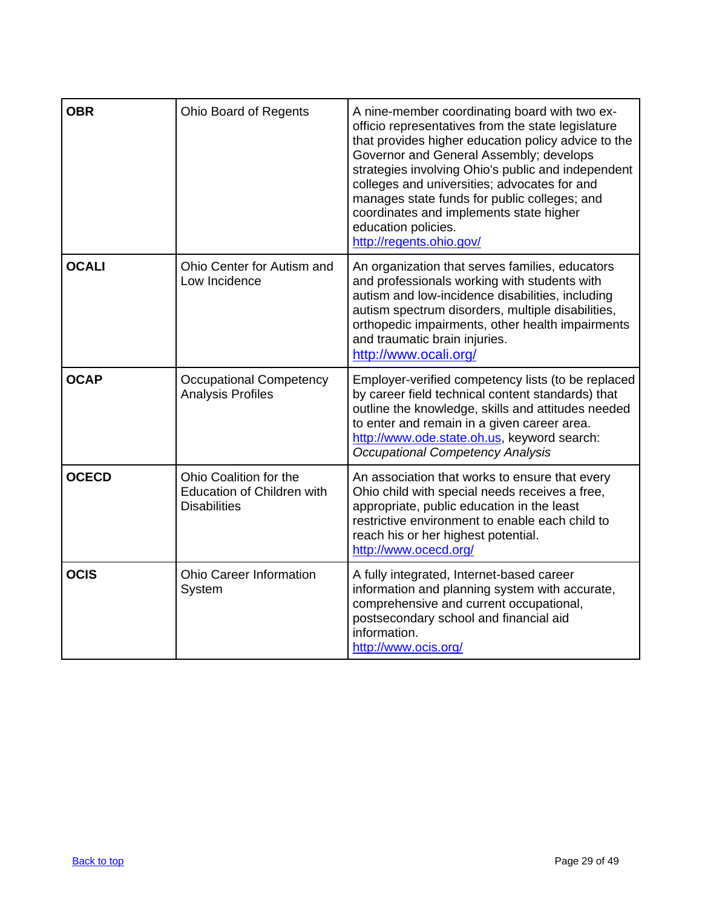| **OBR** | Ohio Board of Regents | A nine-member coordinating board with two ex-officio representatives from the state legislature that provides higher education policy advice to the Governor and General Assembly; develops strategies involving Ohio's public and independent colleges and universities; advocates for and manages state funds for public colleges; and coordinates and implements state higher education policies. http://regents.ohio.gov/ |
|---|---|---|
| **OCALI** | Ohio Center for Autism and Low Incidence | An organization that serves families, educators and professionals working with students with autism and low-incidence disabilities, including autism spectrum disorders, multiple disabilities, orthopedic impairments, other health impairments and traumatic brain injuries. http://www.ocali.org/ |
| **OCAP** | Occupational Competency Analysis Profiles | Employer-verified competency lists (to be replaced by career field technical content standards) that outline the knowledge, skills and attitudes needed to enter and remain in a given career area. http://www.ode.state.oh.us, keyword search: *Occupational Competency Analysis* |
| **OCECD** | Ohio Coalition for the Education of Children with Disabilities | An association that works to ensure that every Ohio child with special needs receives a free, appropriate, public education in the least restrictive environment to enable each child to reach his or her highest potential. http://www.ocecd.org/ |
| **OCIS** | Ohio Career Information System | A fully integrated, Internet-based career information and planning system with accurate, comprehensive and current occupational, postsecondary school and financial aid information. http://www.ocis.org/ |

Back to top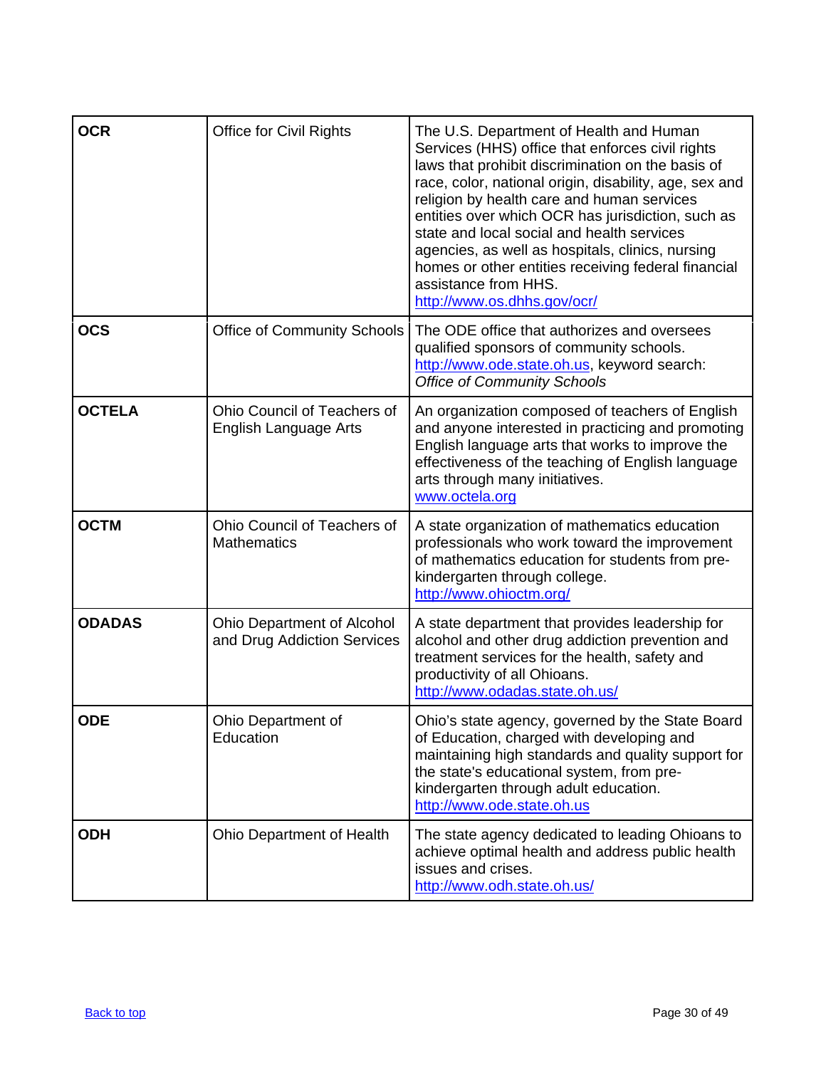| **OCR** | Office for Civil Rights | The U.S. Department of Health and Human Services (HHS) office that enforces civil rights laws that prohibit discrimination on the basis of race, color, national origin, disability, age, sex and religion by health care and human services entities over which OCR has jurisdiction, such as state and local social and health services agencies, as well as hospitals, clinics, nursing homes or other entities receiving federal financial assistance from HHS. http://www.os.dhhs.gov/ocr/ |
|---|---|---|
| **OCS** | Office of Community Schools | The ODE office that authorizes and oversees qualified sponsors of community schools. http://www.ode.state.oh.us, keyword search: *Office of Community Schools* |
| **OCTELA** | Ohio Council of Teachers of English Language Arts | An organization composed of teachers of English and anyone interested in practicing and promoting English language arts that works to improve the effectiveness of the teaching of English language arts through many initiatives. www.octela.org |
| **OCTM** | Ohio Council of Teachers of Mathematics | A state organization of mathematics education professionals who work toward the improvement of mathematics education for students from pre-kindergarten through college. http://www.ohioctm.org/ |
| **ODADAS** | Ohio Department of Alcohol and Drug Addiction Services | A state department that provides leadership for alcohol and other drug addiction prevention and treatment services for the health, safety and productivity of all Ohioans. http://www.odadas.state.oh.us/ |
| **ODE** | Ohio Department of Education | Ohio's state agency, governed by the State Board of Education, charged with developing and maintaining high standards and quality support for the state's educational system, from pre-kindergarten through adult education. http://www.ode.state.oh.us |
| **ODH** | Ohio Department of Health | The state agency dedicated to leading Ohioans to achieve optimal health and address public health issues and crises. http://www.odh.state.oh.us/ |

Back to top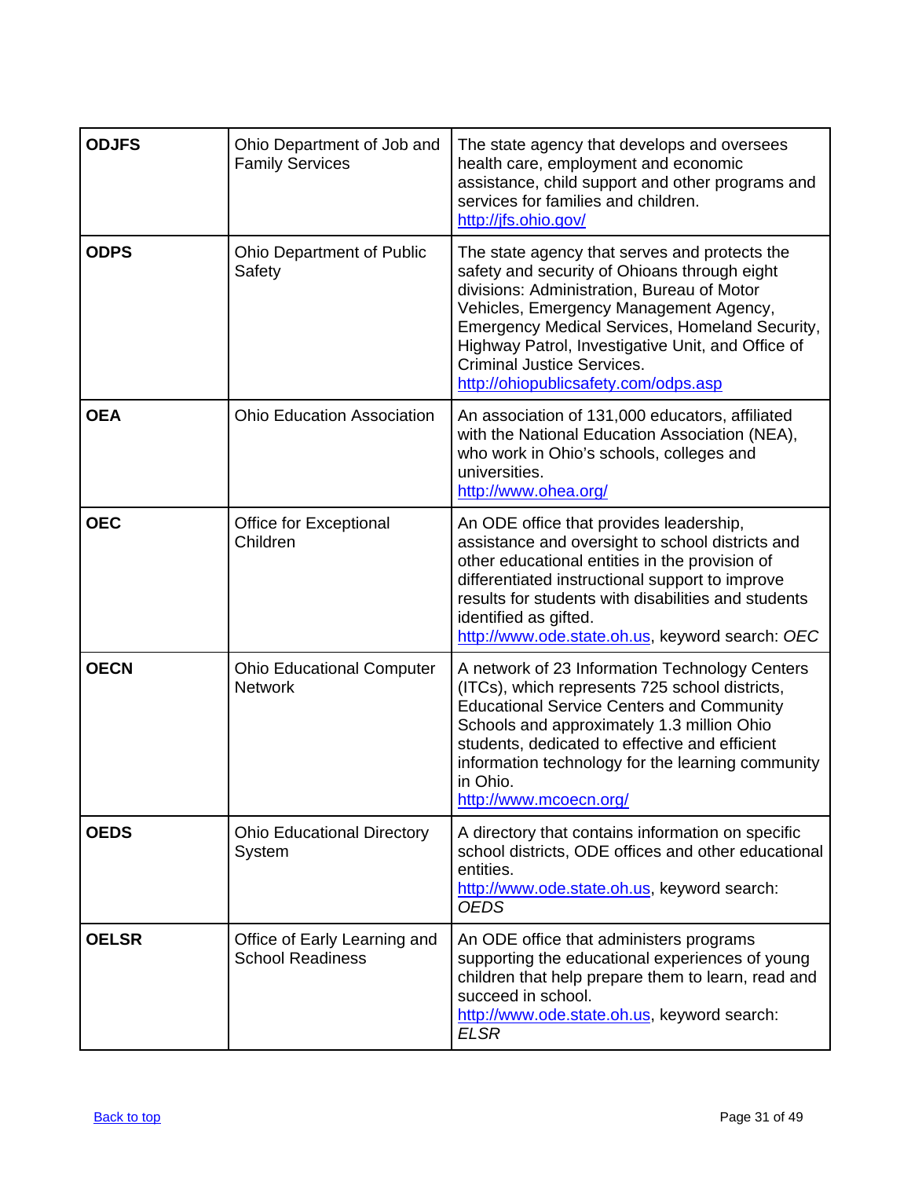| | | |
|---|---|---|
| **ODJFS** | Ohio Department of Job and Family Services | The state agency that develops and oversees health care, employment and economic assistance, child support and other programs and services for families and children. http://jfs.ohio.gov/ |
| **ODPS** | Ohio Department of Public Safety | The state agency that serves and protects the safety and security of Ohioans through eight divisions: Administration, Bureau of Motor Vehicles, Emergency Management Agency, Emergency Medical Services, Homeland Security, Highway Patrol, Investigative Unit, and Office of Criminal Justice Services. http://ohiopublicsafety.com/odps.asp |
| **OEA** | Ohio Education Association | An association of 131,000 educators, affiliated with the National Education Association (NEA), who work in Ohio's schools, colleges and universities. http://www.ohea.org/ |
| **OEC** | Office for Exceptional Children | An ODE office that provides leadership, assistance and oversight to school districts and other educational entities in the provision of differentiated instructional support to improve results for students with disabilities and students identified as gifted. http://www.ode.state.oh.us, keyword search: *OEC* |
| **OECN** | Ohio Educational Computer Network | A network of 23 Information Technology Centers (ITCs), which represents 725 school districts, Educational Service Centers and Community Schools and approximately 1.3 million Ohio students, dedicated to effective and efficient information technology for the learning community in Ohio. http://www.mcoecn.org/ |
| **OEDS** | Ohio Educational Directory System | A directory that contains information on specific school districts, ODE offices and other educational entities. http://www.ode.state.oh.us, keyword search: *OEDS* |
| **OELSR** | Office of Early Learning and School Readiness | An ODE office that administers programs supporting the educational experiences of young children that help prepare them to learn, read and succeed in school. http://www.ode.state.oh.us, keyword search: *ELSR* |

Back to top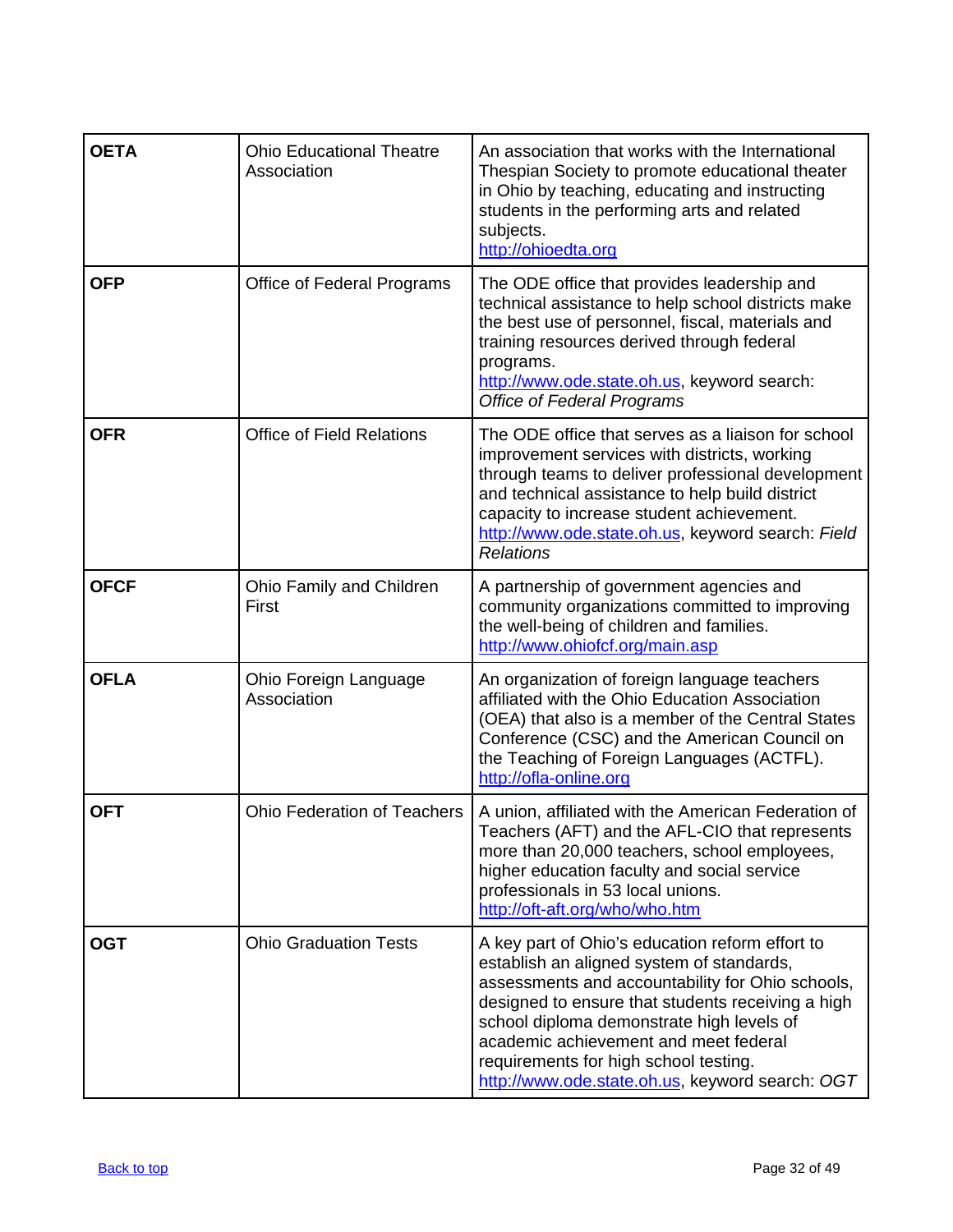| | | |
|---|---|---|
| **OETA** | Ohio Educational Theatre Association | An association that works with the International Thespian Society to promote educational theater in Ohio by teaching, educating and instructing students in the performing arts and related subjects. http://ohioedta.org |
| **OFP** | Office of Federal Programs | The ODE office that provides leadership and technical assistance to help school districts make the best use of personnel, fiscal, materials and training resources derived through federal programs. http://www.ode.state.oh.us, keyword search: *Office of Federal Programs* |
| **OFR** | Office of Field Relations | The ODE office that serves as a liaison for school improvement services with districts, working through teams to deliver professional development and technical assistance to help build district capacity to increase student achievement. http://www.ode.state.oh.us, keyword search: *Field Relations* |
| **OFCF** | Ohio Family and Children First | A partnership of government agencies and community organizations committed to improving the well-being of children and families. http://www.ohiofcf.org/main.asp |
| **OFLA** | Ohio Foreign Language Association | An organization of foreign language teachers affiliated with the Ohio Education Association (OEA) that also is a member of the Central States Conference (CSC) and the American Council on the Teaching of Foreign Languages (ACTFL). http://ofla-online.org |
| **OFT** | Ohio Federation of Teachers | A union, affiliated with the American Federation of Teachers (AFT) and the AFL-CIO that represents more than 20,000 teachers, school employees, higher education faculty and social service professionals in 53 local unions. http://oft-aft.org/who/who.htm |
| **OGT** | Ohio Graduation Tests | A key part of Ohio's education reform effort to establish an aligned system of standards, assessments and accountability for Ohio schools, designed to ensure that students receiving a high school diploma demonstrate high levels of academic achievement and meet federal requirements for high school testing. http://www.ode.state.oh.us, keyword search: *OGT* |

Back to top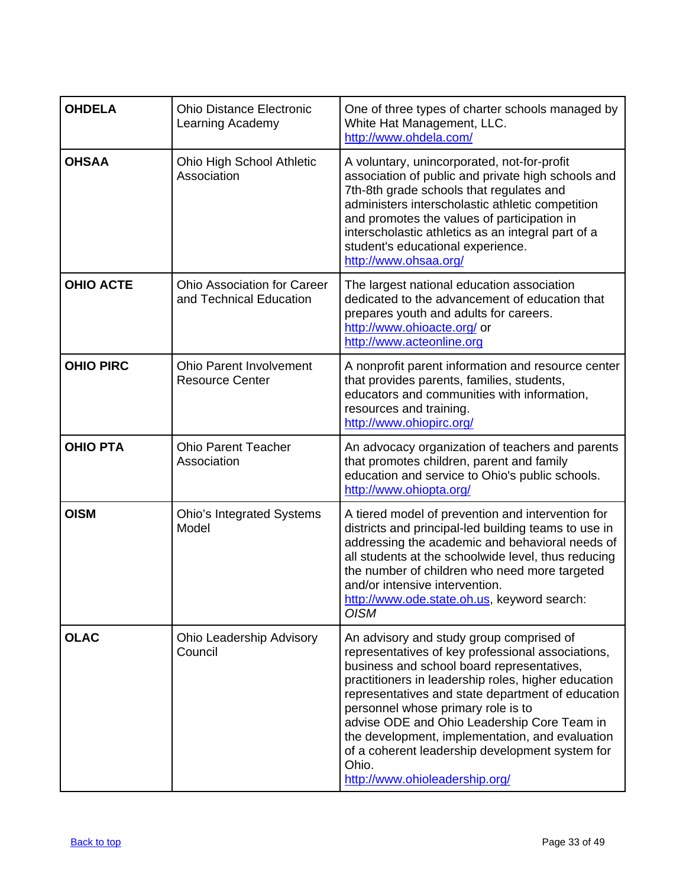| | | |
|---|---|---|
| **OHDELA** | Ohio Distance Electronic Learning Academy | One of three types of charter schools managed by White Hat Management, LLC. http://www.ohdela.com/ |
| **OHSAA** | Ohio High School Athletic Association | A voluntary, unincorporated, not-for-profit association of public and private high schools and 7th-8th grade schools that regulates and administers interscholastic athletic competition and promotes the values of participation in interscholastic athletics as an integral part of a student's educational experience. http://www.ohsaa.org/ |
| **OHIO ACTE** | Ohio Association for Career and Technical Education | The largest national education association dedicated to the advancement of education that prepares youth and adults for careers. http://www.ohioacte.org/ or http://www.acteonline.org |
| **OHIO PIRC** | Ohio Parent Involvement Resource Center | A nonprofit parent information and resource center that provides parents, families, students, educators and communities with information, resources and training. http://www.ohiopirc.org/ |
| **OHIO PTA** | Ohio Parent Teacher Association | An advocacy organization of teachers and parents that promotes children, parent and family education and service to Ohio's public schools. http://www.ohiopta.org/ |
| **OISM** | Ohio's Integrated Systems Model | A tiered model of prevention and intervention for districts and principal-led building teams to use in addressing the academic and behavioral needs of all students at the schoolwide level, thus reducing the number of children who need more targeted and/or intensive intervention. http://www.ode.state.oh.us, keyword search: *OISM* |
| **OLAC** | Ohio Leadership Advisory Council | An advisory and study group comprised of representatives of key professional associations, business and school board representatives, practitioners in leadership roles, higher education representatives and state department of education personnel whose primary role is to advise ODE and Ohio Leadership Core Team in the development, implementation, and evaluation of a coherent leadership development system for Ohio. http://www.ohioleadership.org/ |

Back to top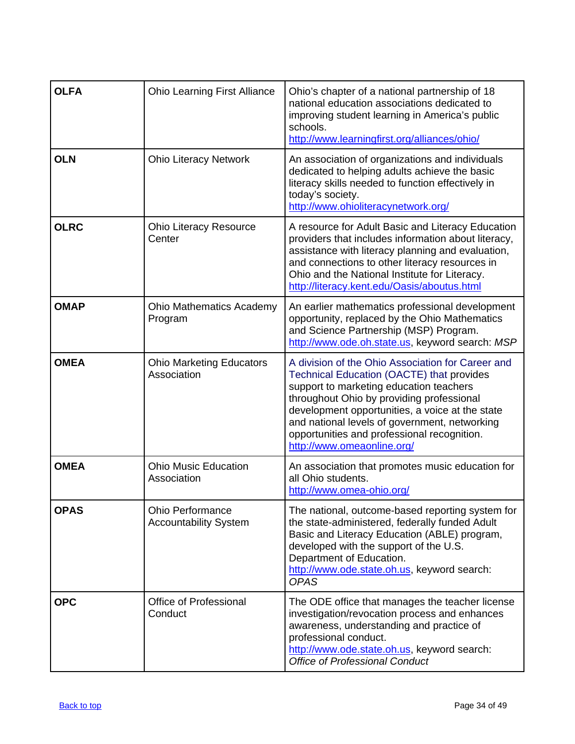| **OLFA** | Ohio Learning First Alliance | Ohio's chapter of a national partnership of 18 national education associations dedicated to improving student learning in America's public schools. http://www.learningfirst.org/alliances/ohio/ |
|---|---|---|
| **OLN** | Ohio Literacy Network | An association of organizations and individuals dedicated to helping adults achieve the basic literacy skills needed to function effectively in today's society. http://www.ohioliteracynetwork.org/ |
| **OLRC** | Ohio Literacy Resource Center | A resource for Adult Basic and Literacy Education providers that includes information about literacy, assistance with literacy planning and evaluation, and connections to other literacy resources in Ohio and the National Institute for Literacy. http://literacy.kent.edu/Oasis/aboutus.html |
| **OMAP** | Ohio Mathematics Academy Program | An earlier mathematics professional development opportunity, replaced by the Ohio Mathematics and Science Partnership (MSP) Program. http://www.ode.oh.state.us, keyword search: *MSP* |
| **OMEA** | Ohio Marketing Educators Association | A division of the Ohio Association for Career and Technical Education (OACTE) that provides support to marketing education teachers throughout Ohio by providing professional development opportunities, a voice at the state and national levels of government, networking opportunities and professional recognition. http://www.omeaonline.org/ |
| **OMEA** | Ohio Music Education Association | An association that promotes music education for all Ohio students. http://www.omea-ohio.org/ |
| **OPAS** | Ohio Performance Accountability System | The national, outcome-based reporting system for the state-administered, federally funded Adult Basic and Literacy Education (ABLE) program, developed with the support of the U.S. Department of Education. http://www.ode.state.oh.us, keyword search: *OPAS* |
| **OPC** | Office of Professional Conduct | The ODE office that manages the teacher license investigation/revocation process and enhances awareness, understanding and practice of professional conduct. http://www.ode.state.oh.us, keyword search: *Office of Professional Conduct* |

Back to top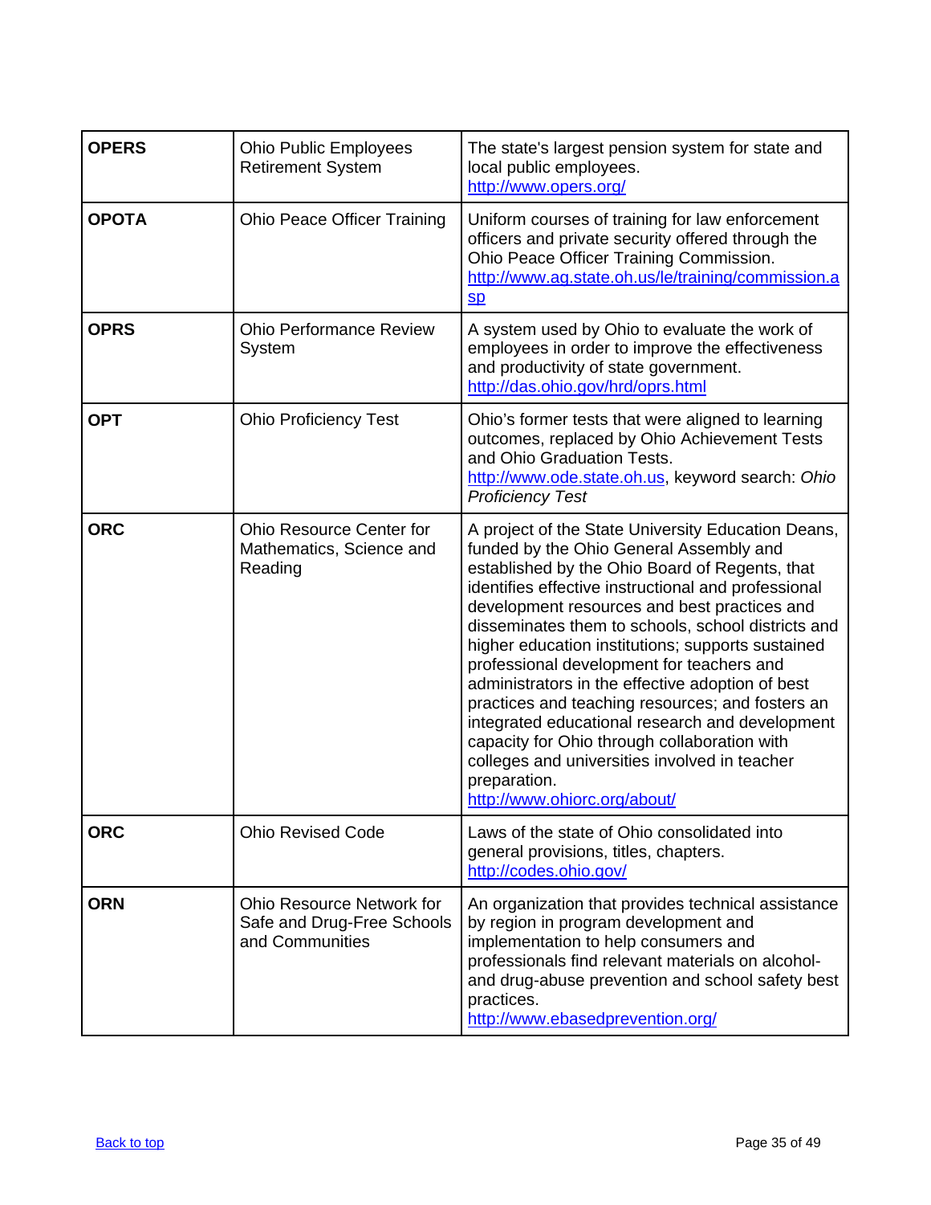| | | |
|---|---|---|
| **OPERS** | Ohio Public Employees Retirement System | The state's largest pension system for state and local public employees. http://www.opers.org/ |
| **OPOTA** | Ohio Peace Officer Training | Uniform courses of training for law enforcement officers and private security offered through the Ohio Peace Officer Training Commission. http://www.ag.state.oh.us/le/training/commission.asp |
| **OPRS** | Ohio Performance Review System | A system used by Ohio to evaluate the work of employees in order to improve the effectiveness and productivity of state government. http://das.ohio.gov/hrd/oprs.html |
| **OPT** | Ohio Proficiency Test | Ohio's former tests that were aligned to learning outcomes, replaced by Ohio Achievement Tests and Ohio Graduation Tests. http://www.ode.state.oh.us, keyword search: *Ohio Proficiency Test* |
| **ORC** | Ohio Resource Center for Mathematics, Science and Reading | A project of the State University Education Deans, funded by the Ohio General Assembly and established by the Ohio Board of Regents, that identifies effective instructional and professional development resources and best practices and disseminates them to schools, school districts and higher education institutions; supports sustained professional development for teachers and administrators in the effective adoption of best practices and teaching resources; and fosters an integrated educational research and development capacity for Ohio through collaboration with colleges and universities involved in teacher preparation. http://www.ohiorc.org/about/ |
| **ORC** | Ohio Revised Code | Laws of the state of Ohio consolidated into general provisions, titles, chapters. http://codes.ohio.gov/ |
| **ORN** | Ohio Resource Network for Safe and Drug-Free Schools and Communities | An organization that provides technical assistance by region in program development and implementation to help consumers and professionals find relevant materials on alcohol- and drug-abuse prevention and school safety best practices. http://www.ebasedprevention.org/ |

Back to top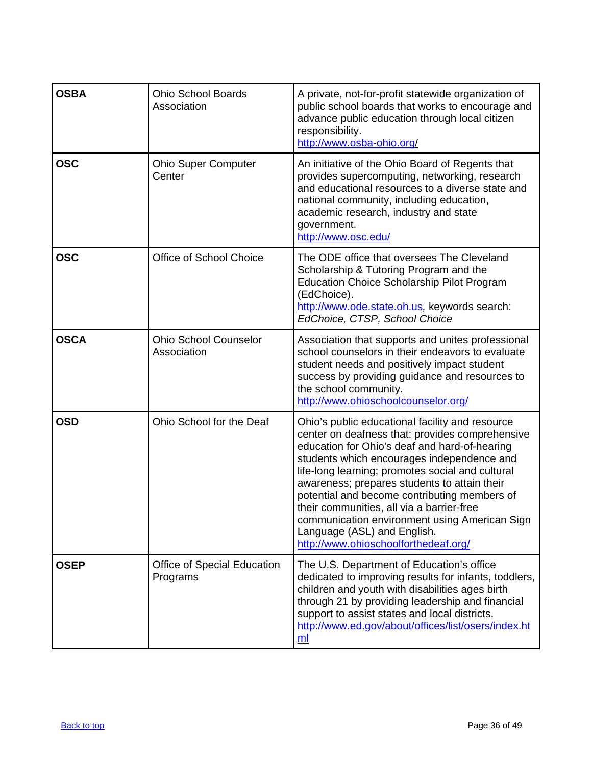| **OSBA** | Ohio School Boards Association | A private, not-for-profit statewide organization of public school boards that works to encourage and advance public education through local citizen responsibility. http://www.osba-ohio.org/ |
|---|---|---|
| **OSC** | Ohio Super Computer Center | An initiative of the Ohio Board of Regents that provides supercomputing, networking, research and educational resources to a diverse state and national community, including education, academic research, industry and state government. http://www.osc.edu/ |
| **OSC** | Office of School Choice | The ODE office that oversees The Cleveland Scholarship & Tutoring Program and the Education Choice Scholarship Pilot Program (EdChoice). http://www.ode.state.oh.us, keywords search: *EdChoice, CTSP, School Choice* |
| **OSCA** | Ohio School Counselor Association | Association that supports and unites professional school counselors in their endeavors to evaluate student needs and positively impact student success by providing guidance and resources to the school community. http://www.ohioschoolcounselor.org/ |
| **OSD** | Ohio School for the Deaf | Ohio's public educational facility and resource center on deafness that: provides comprehensive education for Ohio's deaf and hard-of-hearing students which encourages independence and life-long learning; promotes social and cultural awareness; prepares students to attain their potential and become contributing members of their communities, all via a barrier-free communication environment using American Sign Language (ASL) and English. http://www.ohioschoolforthedeaf.org/ |
| **OSEP** | Office of Special Education Programs | The U.S. Department of Education's office dedicated to improving results for infants, toddlers, children and youth with disabilities ages birth through 21 by providing leadership and financial support to assist states and local districts. http://www.ed.gov/about/offices/list/osers/index.html |

Back to top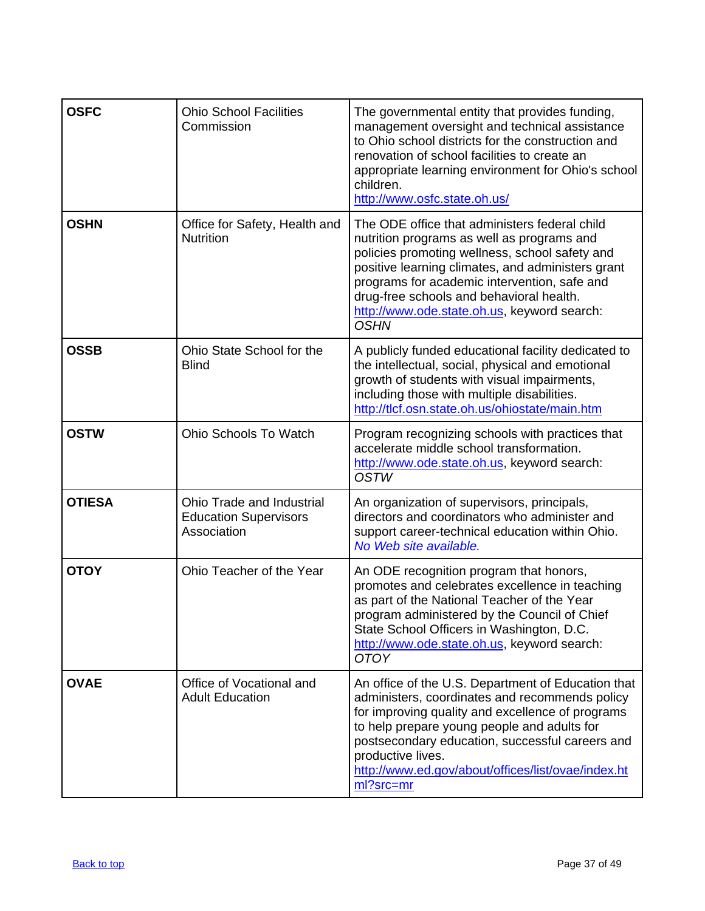| | | |
|---|---|---|
| **OSFC** | Ohio School Facilities Commission | The governmental entity that provides funding, management oversight and technical assistance to Ohio school districts for the construction and renovation of school facilities to create an appropriate learning environment for Ohio's school children. http://www.osfc.state.oh.us/ |
| **OSHN** | Office for Safety, Health and Nutrition | The ODE office that administers federal child nutrition programs as well as programs and policies promoting wellness, school safety and positive learning climates, and administers grant programs for academic intervention, safe and drug-free schools and behavioral health. http://www.ode.state.oh.us, keyword search: *OSHN* |
| **OSSB** | Ohio State School for the Blind | A publicly funded educational facility dedicated to the intellectual, social, physical and emotional growth of students with visual impairments, including those with multiple disabilities. http://tlcf.osn.state.oh.us/ohiostate/main.htm |
| **OSTW** | Ohio Schools To Watch | Program recognizing schools with practices that accelerate middle school transformation. http://www.ode.state.oh.us, keyword search: *OSTW* |
| **OTIESA** | Ohio Trade and Industrial Education Supervisors Association | An organization of supervisors, principals, directors and coordinators who administer and support career-technical education within Ohio. *No Web site available.* |
| **OTOY** | Ohio Teacher of the Year | An ODE recognition program that honors, promotes and celebrates excellence in teaching as part of the National Teacher of the Year program administered by the Council of Chief State School Officers in Washington, D.C. http://www.ode.state.oh.us, keyword search: *OTOY* |
| **OVAE** | Office of Vocational and Adult Education | An office of the U.S. Department of Education that administers, coordinates and recommends policy for improving quality and excellence of programs to help prepare young people and adults for postsecondary education, successful careers and productive lives. http://www.ed.gov/about/offices/list/ovae/index.html?src=mr |

Back to top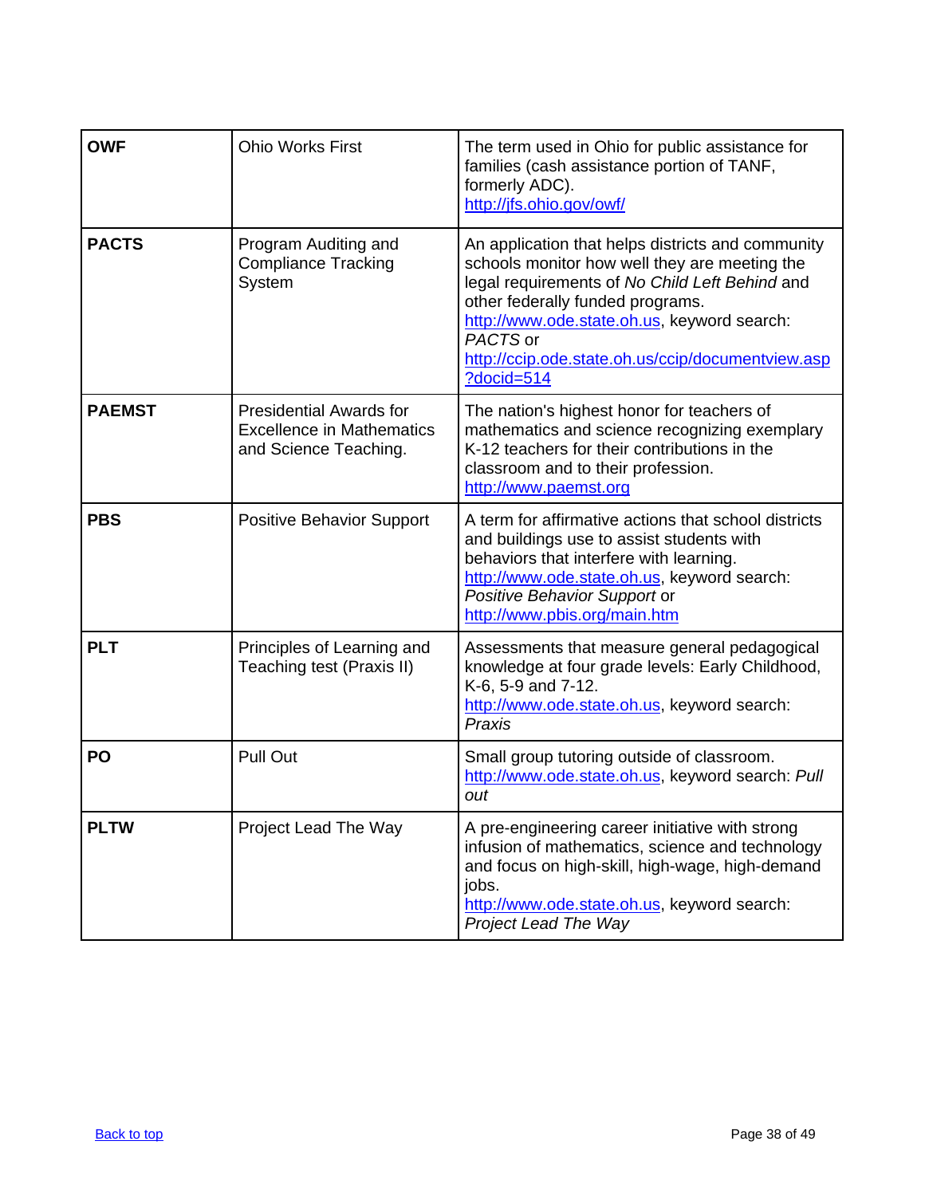| | | |
|---|---|---|
| **OWF** | Ohio Works First | The term used in Ohio for public assistance for families (cash assistance portion of TANF, formerly ADC). http://jfs.ohio.gov/owf/ |
| **PACTS** | Program Auditing and Compliance Tracking System | An application that helps districts and community schools monitor how well they are meeting the legal requirements of *No Child Left Behind* and other federally funded programs. http://www.ode.state.oh.us, keyword search: *PACTS* or http://ccip.ode.state.oh.us/ccip/documentview.asp?docid=514 |
| **PAEMST** | Presidential Awards for Excellence in Mathematics and Science Teaching. | The nation's highest honor for teachers of mathematics and science recognizing exemplary K-12 teachers for their contributions in the classroom and to their profession. http://www.paemst.org |
| **PBS** | Positive Behavior Support | A term for affirmative actions that school districts and buildings use to assist students with behaviors that interfere with learning. http://www.ode.state.oh.us, keyword search: *Positive Behavior Support* or http://www.pbis.org/main.htm |
| **PLT** | Principles of Learning and Teaching test (Praxis II) | Assessments that measure general pedagogical knowledge at four grade levels: Early Childhood, K-6, 5-9 and 7-12. http://www.ode.state.oh.us, keyword search: *Praxis* |
| **PO** | Pull Out | Small group tutoring outside of classroom. http://www.ode.state.oh.us, keyword search: *Pull out* |
| **PLTW** | Project Lead The Way | A pre-engineering career initiative with strong infusion of mathematics, science and technology and focus on high-skill, high-wage, high-demand jobs. http://www.ode.state.oh.us, keyword search: *Project Lead The Way* |

Back to top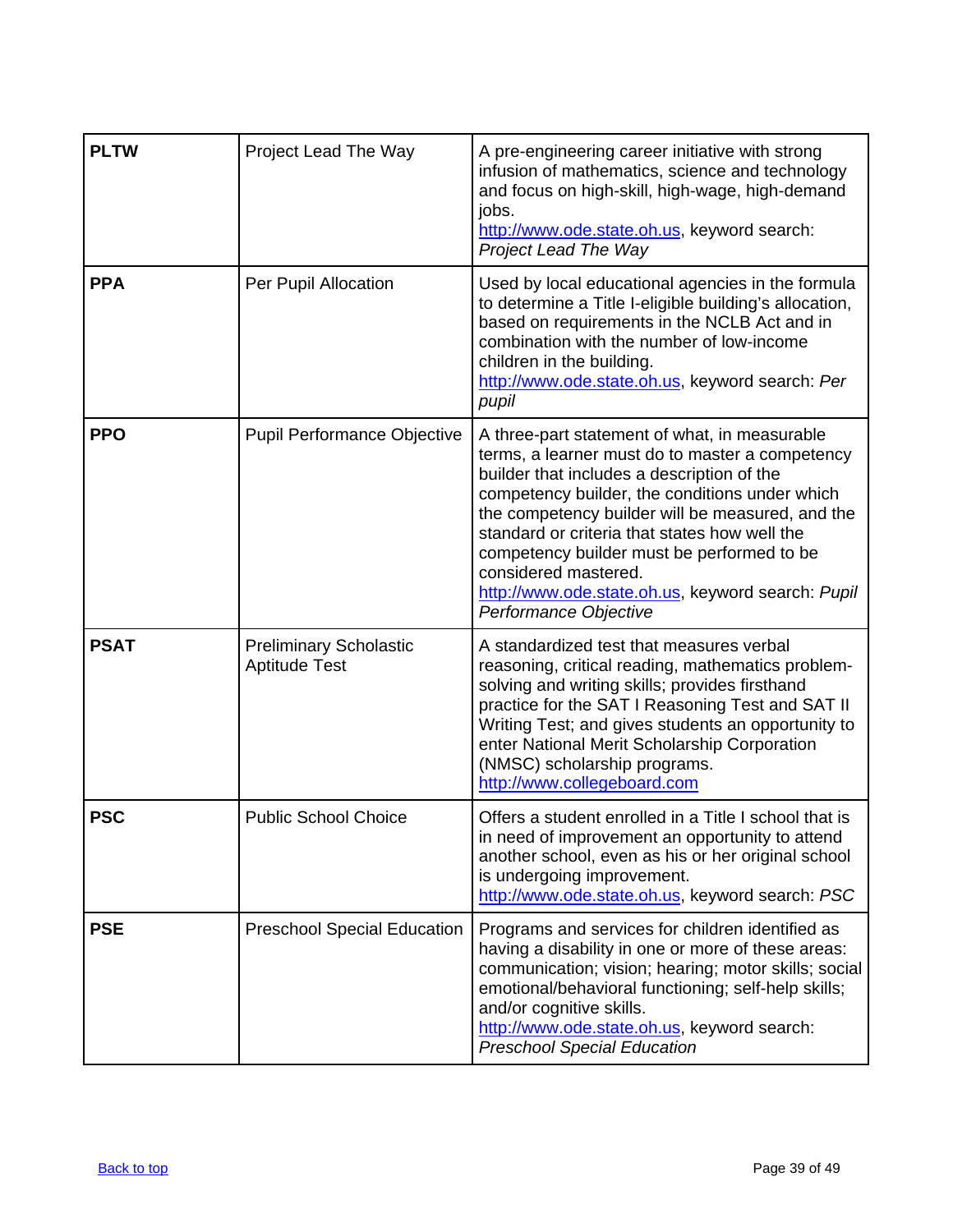| **PLTW** | Project Lead The Way | A pre-engineering career initiative with strong infusion of mathematics, science and technology and focus on high-skill, high-wage, high-demand jobs. http://www.ode.state.oh.us, keyword search: *Project Lead The Way* |
|---|---|---|
| **PPA** | Per Pupil Allocation | Used by local educational agencies in the formula to determine a Title I-eligible building's allocation, based on requirements in the NCLB Act and in combination with the number of low-income children in the building. http://www.ode.state.oh.us, keyword search: *Per pupil* |
| **PPO** | Pupil Performance Objective | A three-part statement of what, in measurable terms, a learner must do to master a competency builder that includes a description of the competency builder, the conditions under which the competency builder will be measured, and the standard or criteria that states how well the competency builder must be performed to be considered mastered. http://www.ode.state.oh.us, keyword search: *Pupil Performance Objective* |
| **PSAT** | Preliminary Scholastic Aptitude Test | A standardized test that measures verbal reasoning, critical reading, mathematics problem-solving and writing skills; provides firsthand practice for the SAT I Reasoning Test and SAT II Writing Test; and gives students an opportunity to enter National Merit Scholarship Corporation (NMSC) scholarship programs. http://www.collegeboard.com |
| **PSC** | Public School Choice | Offers a student enrolled in a Title I school that is in need of improvement an opportunity to attend another school, even as his or her original school is undergoing improvement. http://www.ode.state.oh.us, keyword search: *PSC* |
| **PSE** | Preschool Special Education | Programs and services for children identified as having a disability in one or more of these areas: communication; vision; hearing; motor skills; social emotional/behavioral functioning; self-help skills; and/or cognitive skills. http://www.ode.state.oh.us, keyword search: *Preschool Special Education* |

Back to top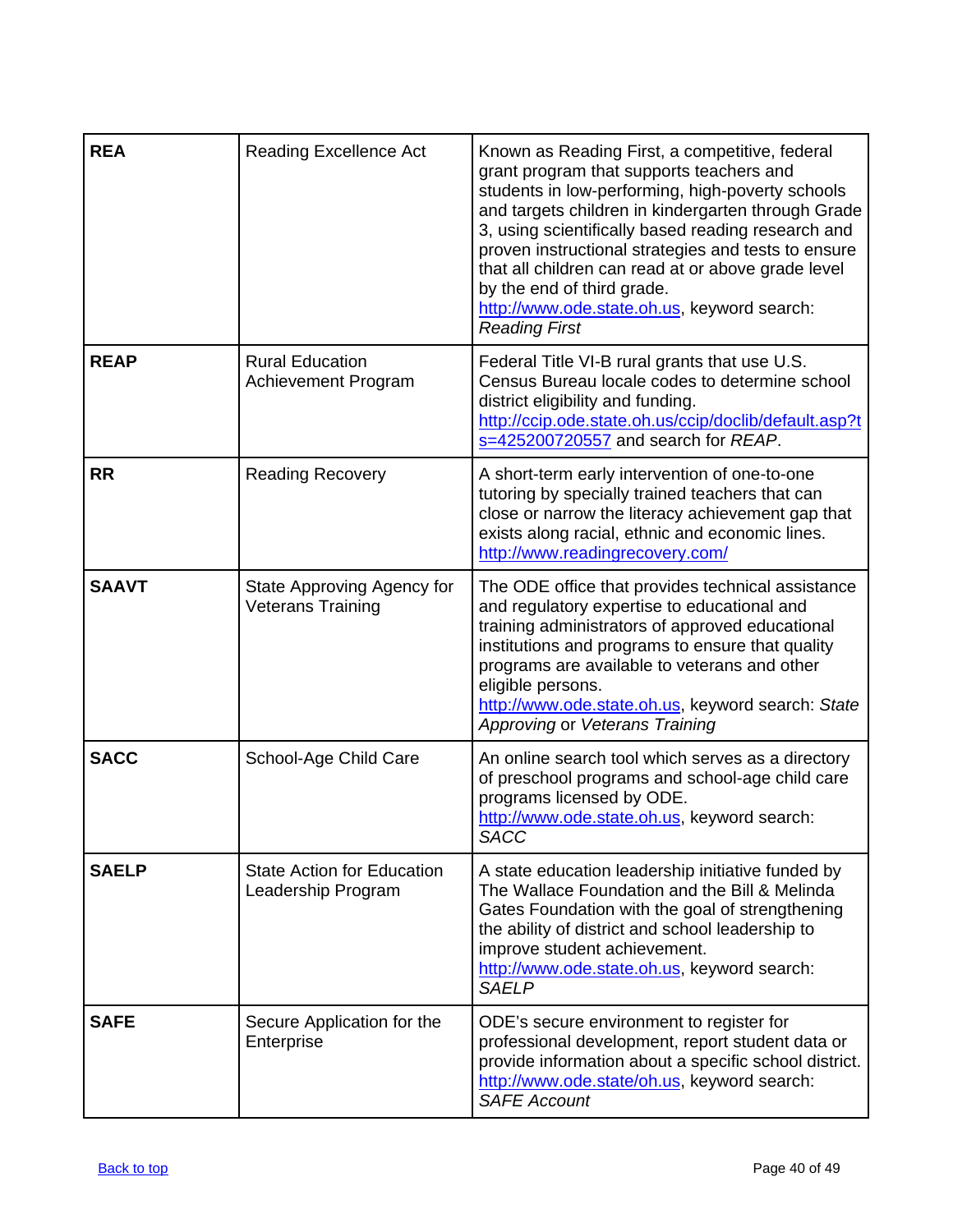| **REA** | Reading Excellence Act | Known as Reading First, a competitive, federal grant program that supports teachers and students in low-performing, high-poverty schools and targets children in kindergarten through Grade 3, using scientifically based reading research and proven instructional strategies and tests to ensure that all children can read at or above grade level by the end of third grade. http://www.ode.state.oh.us, keyword search: *Reading First* |
|---|---|---|
| **REAP** | Rural Education Achievement Program | Federal Title VI-B rural grants that use U.S. Census Bureau locale codes to determine school district eligibility and funding. http://ccip.ode.state.oh.us/ccip/doclib/default.asp?ts=425200720557 and search for *REAP*. |
| **RR** | Reading Recovery | A short-term early intervention of one-to-one tutoring by specially trained teachers that can close or narrow the literacy achievement gap that exists along racial, ethnic and economic lines. http://www.readingrecovery.com/ |
| **SAAVT** | State Approving Agency for Veterans Training | The ODE office that provides technical assistance and regulatory expertise to educational and training administrators of approved educational institutions and programs to ensure that quality programs are available to veterans and other eligible persons. http://www.ode.state.oh.us, keyword search: *State Approving* or *Veterans Training* |
| **SACC** | School-Age Child Care | An online search tool which serves as a directory of preschool programs and school-age child care programs licensed by ODE. http://www.ode.state.oh.us, keyword search: *SACC* |
| **SAELP** | State Action for Education Leadership Program | A state education leadership initiative funded by The Wallace Foundation and the Bill & Melinda Gates Foundation with the goal of strengthening the ability of district and school leadership to improve student achievement. http://www.ode.state.oh.us, keyword search: *SAELP* |
| **SAFE** | Secure Application for the Enterprise | ODE's secure environment to register for professional development, report student data or provide information about a specific school district. http://www.ode.state/oh.us, keyword search: *SAFE Account* |

Back to top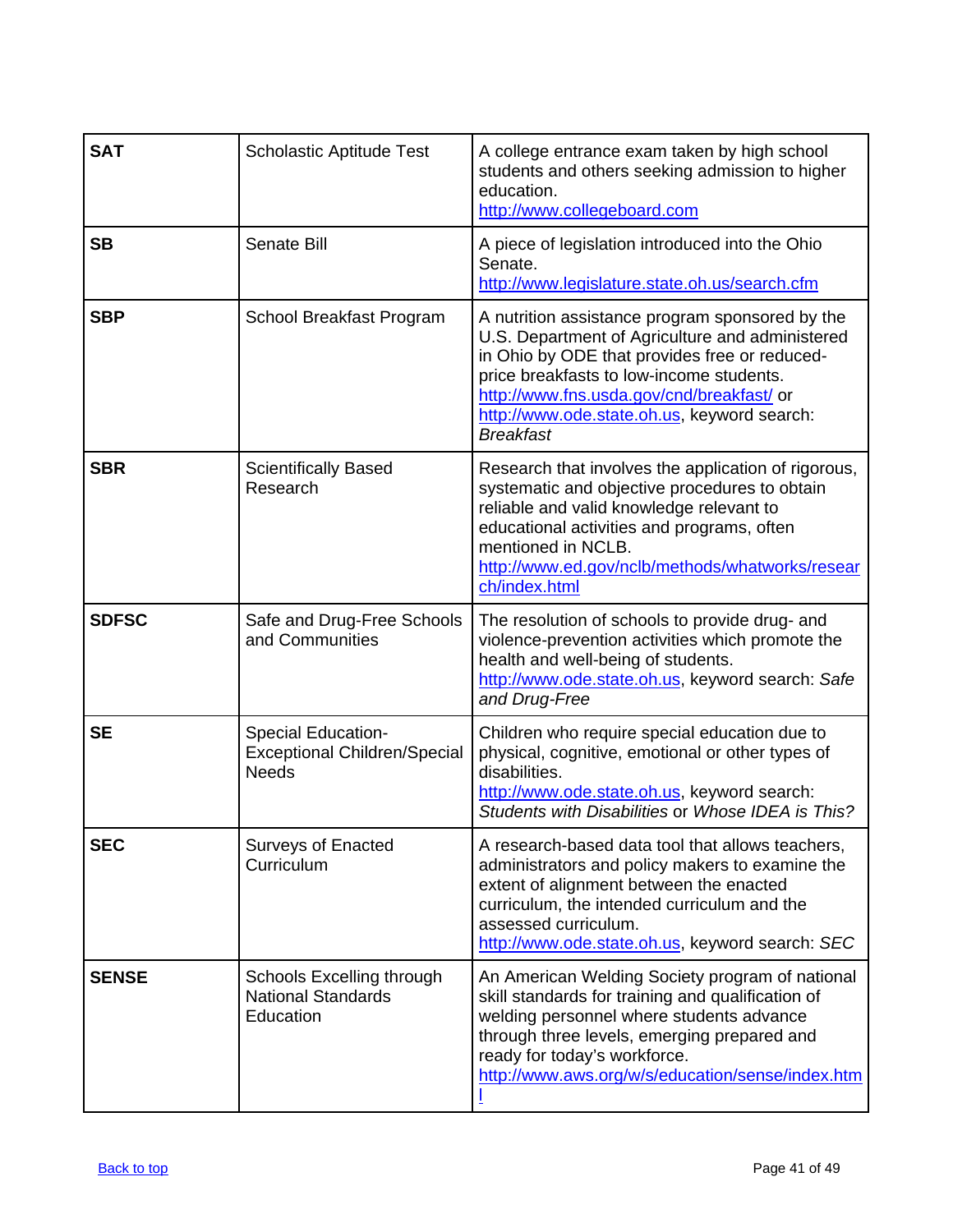| | | |
|---|---|---|
| **SAT** | Scholastic Aptitude Test | A college entrance exam taken by high school students and others seeking admission to higher education. http://www.collegeboard.com |
| **SB** | Senate Bill | A piece of legislation introduced into the Ohio Senate. http://www.legislature.state.oh.us/search.cfm |
| **SBP** | School Breakfast Program | A nutrition assistance program sponsored by the U.S. Department of Agriculture and administered in Ohio by ODE that provides free or reduced-price breakfasts to low-income students. http://www.fns.usda.gov/cnd/breakfast/ or http://www.ode.state.oh.us, keyword search: *Breakfast* |
| **SBR** | Scientifically Based Research | Research that involves the application of rigorous, systematic and objective procedures to obtain reliable and valid knowledge relevant to educational activities and programs, often mentioned in NCLB. http://www.ed.gov/nclb/methods/whatworks/research/index.html |
| **SDFSC** | Safe and Drug-Free Schools and Communities | The resolution of schools to provide drug- and violence-prevention activities which promote the health and well-being of students. http://www.ode.state.oh.us, keyword search: *Safe and Drug-Free* |
| **SE** | Special Education-Exceptional Children/Special Needs | Children who require special education due to physical, cognitive, emotional or other types of disabilities. http://www.ode.state.oh.us, keyword search: *Students with Disabilities* or *Whose IDEA is This?* |
| **SEC** | Surveys of Enacted Curriculum | A research-based data tool that allows teachers, administrators and policy makers to examine the extent of alignment between the enacted curriculum, the intended curriculum and the assessed curriculum. http://www.ode.state.oh.us, keyword search: *SEC* |
| **SENSE** | Schools Excelling through National Standards Education | An American Welding Society program of national skill standards for training and qualification of welding personnel where students advance through three levels, emerging prepared and ready for today's workforce. http://www.aws.org/w/s/education/sense/index.html |

Back to top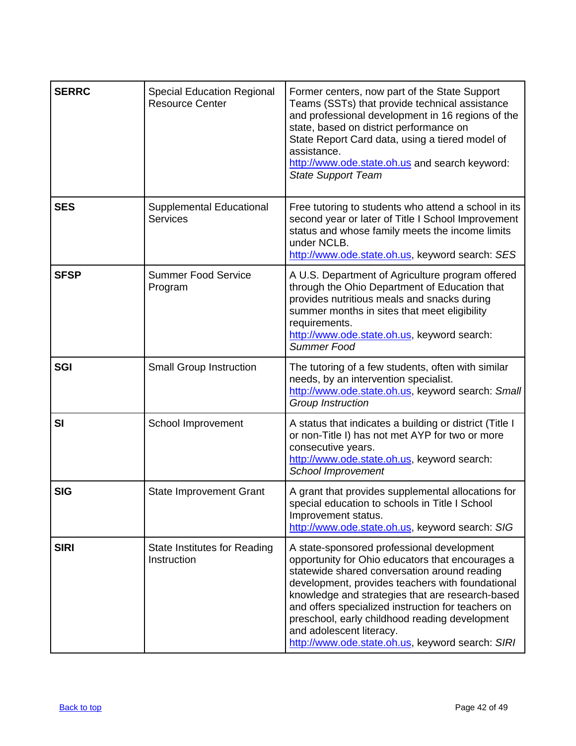| **SERRC** | Special Education Regional Resource Center | Former centers, now part of the State Support Teams (SSTs) that provide technical assistance and professional development in 16 regions of the state, based on district performance on State Report Card data, using a tiered model of assistance. http://www.ode.state.oh.us and search keyword: *State Support Team* |
|---|---|---|
| **SES** | Supplemental Educational Services | Free tutoring to students who attend a school in its second year or later of Title I School Improvement status and whose family meets the income limits under NCLB. http://www.ode.state.oh.us, keyword search: *SES* |
| **SFSP** | Summer Food Service Program | A U.S. Department of Agriculture program offered through the Ohio Department of Education that provides nutritious meals and snacks during summer months in sites that meet eligibility requirements. http://www.ode.state.oh.us, keyword search: *Summer Food* |
| **SGI** | Small Group Instruction | The tutoring of a few students, often with similar needs, by an intervention specialist. http://www.ode.state.oh.us, keyword search: *Small Group Instruction* |
| **SI** | School Improvement | A status that indicates a building or district (Title I or non-Title I) has not met AYP for two or more consecutive years. http://www.ode.state.oh.us, keyword search: *School Improvement* |
| **SIG** | State Improvement Grant | A grant that provides supplemental allocations for special education to schools in Title I School Improvement status. http://www.ode.state.oh.us, keyword search: *SIG* |
| **SIRI** | State Institutes for Reading Instruction | A state-sponsored professional development opportunity for Ohio educators that encourages a statewide shared conversation around reading development, provides teachers with foundational knowledge and strategies that are research-based and offers specialized instruction for teachers on preschool, early childhood reading development and adolescent literacy. http://www.ode.state.oh.us, keyword search: *SIRI* |

Back to top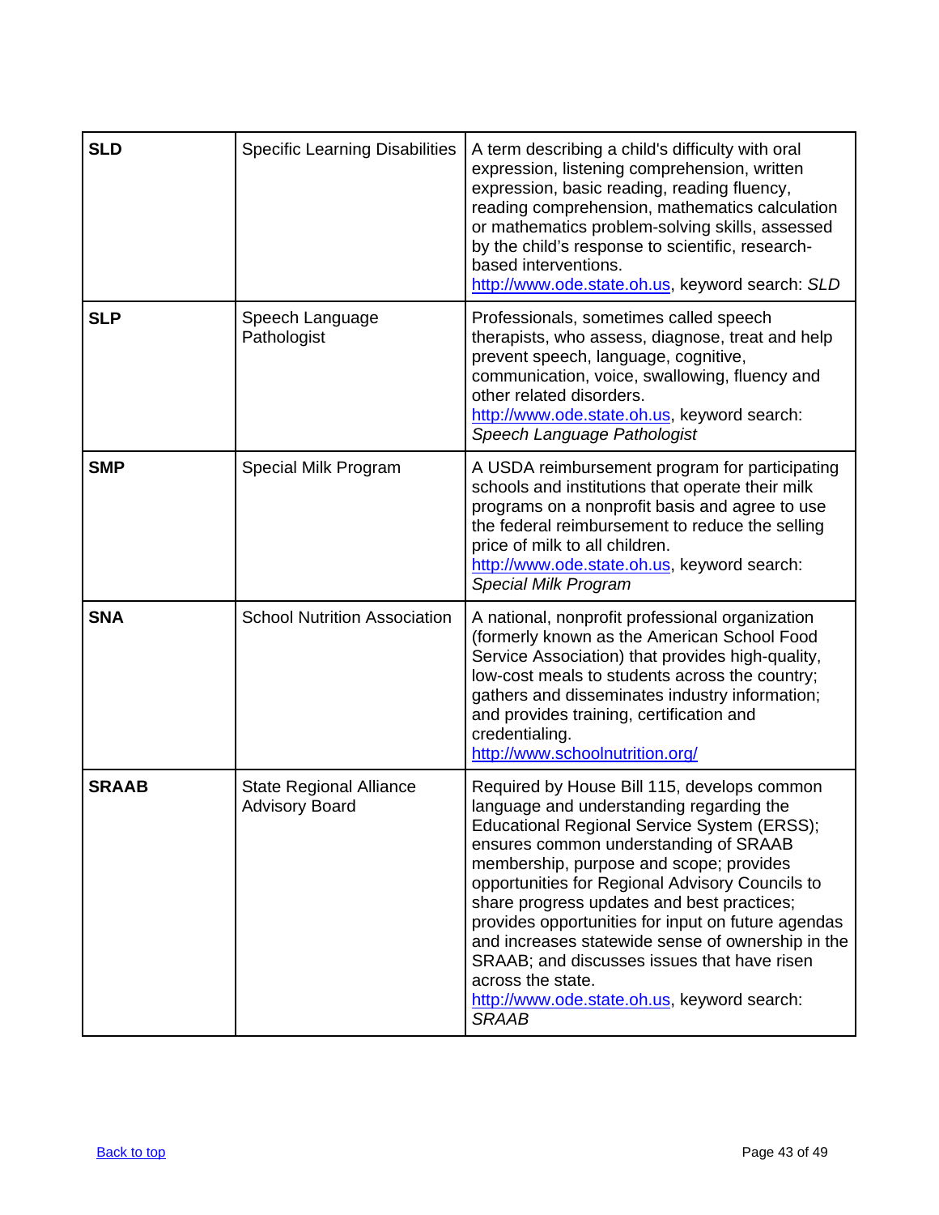| **SLD** | Specific Learning Disabilities | A term describing a child's difficulty with oral expression, listening comprehension, written expression, basic reading, reading fluency, reading comprehension, mathematics calculation or mathematics problem-solving skills, assessed by the child's response to scientific, research-based interventions. http://www.ode.state.oh.us, keyword search: *SLD* |
|---|---|---|
| **SLP** | Speech Language Pathologist | Professionals, sometimes called speech therapists, who assess, diagnose, treat and help prevent speech, language, cognitive, communication, voice, swallowing, fluency and other related disorders. http://www.ode.state.oh.us, keyword search: *Speech Language Pathologist* |
| **SMP** | Special Milk Program | A USDA reimbursement program for participating schools and institutions that operate their milk programs on a nonprofit basis and agree to use the federal reimbursement to reduce the selling price of milk to all children. http://www.ode.state.oh.us, keyword search: *Special Milk Program* |
| **SNA** | School Nutrition Association | A national, nonprofit professional organization (formerly known as the American School Food Service Association) that provides high-quality, low-cost meals to students across the country; gathers and disseminates industry information; and provides training, certification and credentialing. http://www.schoolnutrition.org/ |
| **SRAAB** | State Regional Alliance Advisory Board | Required by House Bill 115, develops common language and understanding regarding the Educational Regional Service System (ERSS); ensures common understanding of SRAAB membership, purpose and scope; provides opportunities for Regional Advisory Councils to share progress updates and best practices; provides opportunities for input on future agendas and increases statewide sense of ownership in the SRAAB; and discusses issues that have risen across the state. http://www.ode.state.oh.us, keyword search: *SRAAB* |

Back to top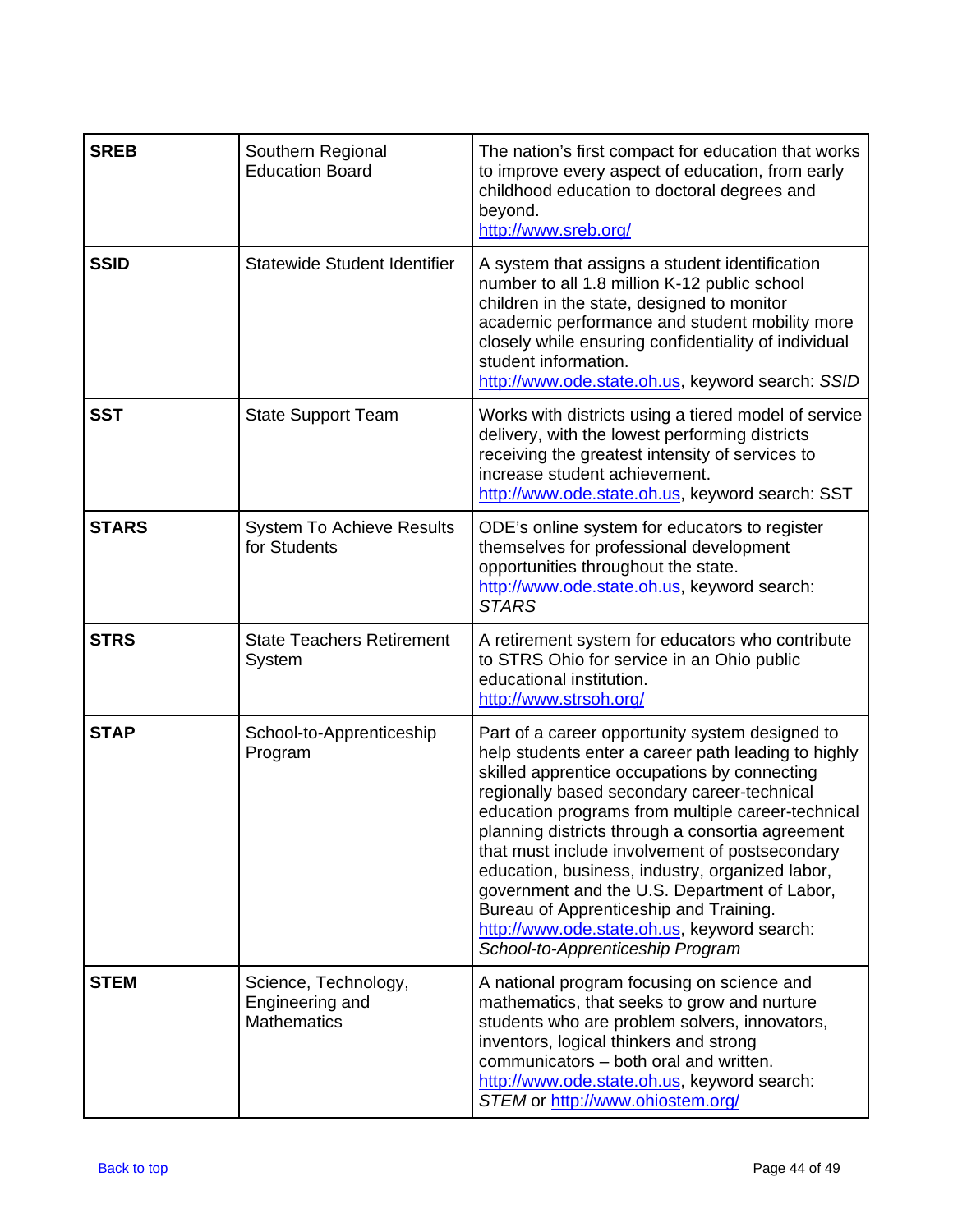| | | |
|---|---|---|
| **SREB** | Southern Regional Education Board | The nation's first compact for education that works to improve every aspect of education, from early childhood education to doctoral degrees and beyond. http://www.sreb.org/ |
| **SSID** | Statewide Student Identifier | A system that assigns a student identification number to all 1.8 million K-12 public school children in the state, designed to monitor academic performance and student mobility more closely while ensuring confidentiality of individual student information. http://www.ode.state.oh.us, keyword search: *SSID* |
| **SST** | State Support Team | Works with districts using a tiered model of service delivery, with the lowest performing districts receiving the greatest intensity of services to increase student achievement. http://www.ode.state.oh.us, keyword search: SST |
| **STARS** | System To Achieve Results for Students | ODE's online system for educators to register themselves for professional development opportunities throughout the state. http://www.ode.state.oh.us, keyword search: *STARS* |
| **STRS** | State Teachers Retirement System | A retirement system for educators who contribute to STRS Ohio for service in an Ohio public educational institution. http://www.strsoh.org/ |
| **STAP** | School-to-Apprenticeship Program | Part of a career opportunity system designed to help students enter a career path leading to highly skilled apprentice occupations by connecting regionally based secondary career-technical education programs from multiple career-technical planning districts through a consortia agreement that must include involvement of postsecondary education, business, industry, organized labor, government and the U.S. Department of Labor, Bureau of Apprenticeship and Training. http://www.ode.state.oh.us, keyword search: *School-to-Apprenticeship Program* |
| **STEM** | Science, Technology, Engineering and Mathematics | A national program focusing on science and mathematics, that seeks to grow and nurture students who are problem solvers, innovators, inventors, logical thinkers and strong communicators – both oral and written. http://www.ode.state.oh.us, keyword search: *STEM* or http://www.ohiostem.org/ |

Back to top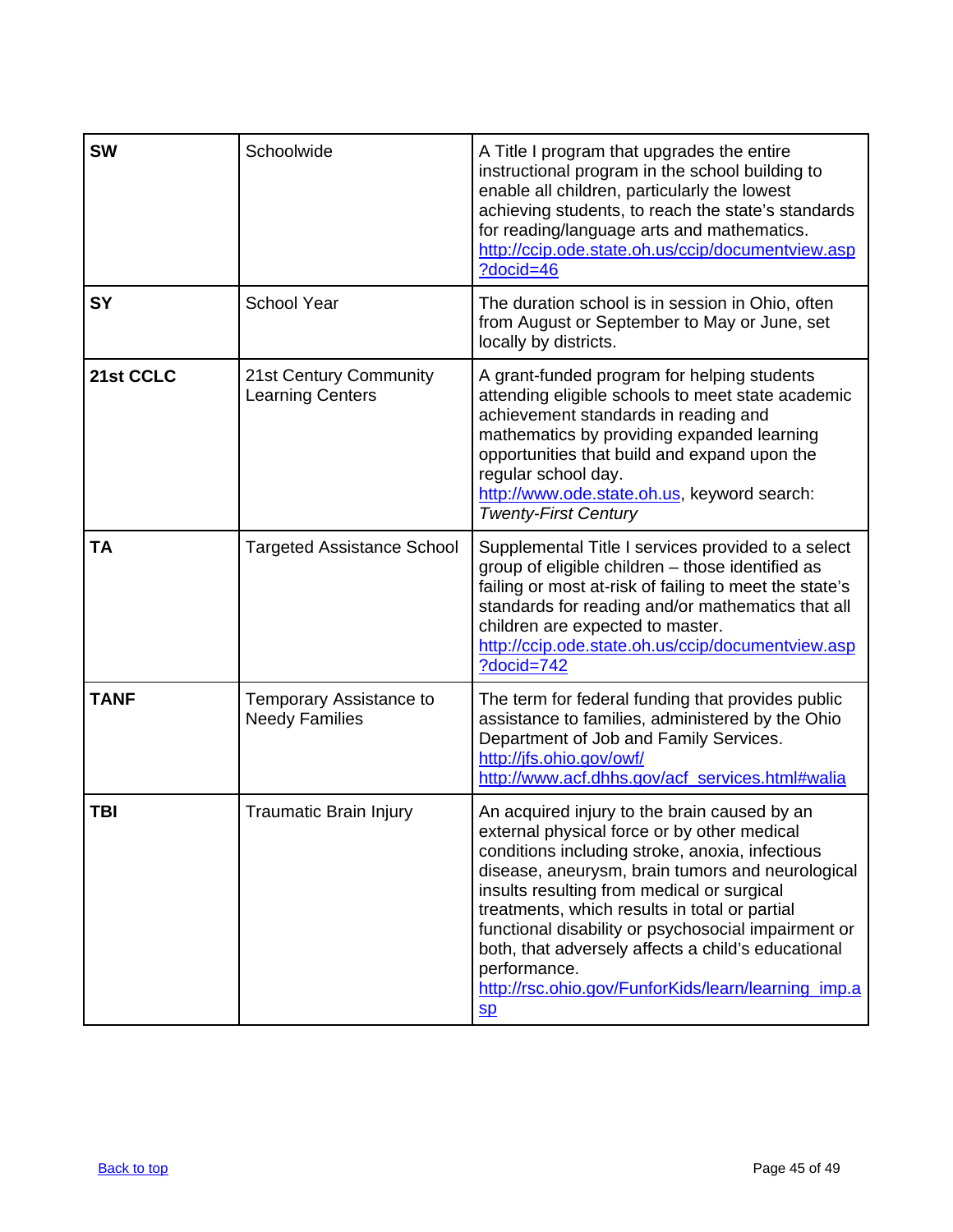| SW | Schoolwide | A Title I program that upgrades the entire instructional program in the school building to enable all children, particularly the lowest achieving students, to reach the state's standards for reading/language arts and mathematics. http://ccip.ode.state.oh.us/ccip/documentview.asp?docid=46 |
|---|---|---|
| **SY** | School Year | The duration school is in session in Ohio, often from August or September to May or June, set locally by districts. |
| **21st CCLC** | 21st Century Community Learning Centers | A grant-funded program for helping students attending eligible schools to meet state academic achievement standards in reading and mathematics by providing expanded learning opportunities that build and expand upon the regular school day. http://www.ode.state.oh.us, keyword search: *Twenty-First Century* |
| **TA** | Targeted Assistance School | Supplemental Title I services provided to a select group of eligible children – those identified as failing or most at-risk of failing to meet the state's standards for reading and/or mathematics that all children are expected to master. http://ccip.ode.state.oh.us/ccip/documentview.asp?docid=742 |
| **TANF** | Temporary Assistance to Needy Families | The term for federal funding that provides public assistance to families, administered by the Ohio Department of Job and Family Services. http://jfs.ohio.gov/owf/ http://www.acf.dhhs.gov/acf_services.html#walia |
| **TBI** | Traumatic Brain Injury | An acquired injury to the brain caused by an external physical force or by other medical conditions including stroke, anoxia, infectious disease, aneurysm, brain tumors and neurological insults resulting from medical or surgical treatments, which results in total or partial functional disability or psychosocial impairment or both, that adversely affects a child's educational performance. http://rsc.ohio.gov/FunforKids/learn/learning_imp.asp |

Back to top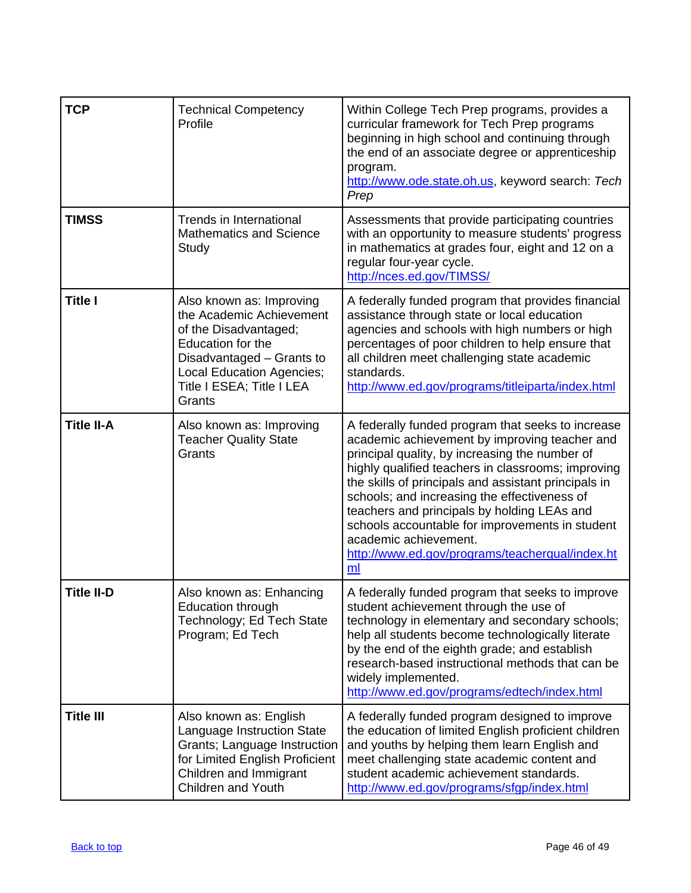| **TCP** | Technical Competency Profile | Within College Tech Prep programs, provides a curricular framework for Tech Prep programs beginning in high school and continuing through the end of an associate degree or apprenticeship program. http://www.ode.state.oh.us, keyword search: *Tech Prep* |
|---|---|---|
| **TIMSS** | Trends in International Mathematics and Science Study | Assessments that provide participating countries with an opportunity to measure students' progress in mathematics at grades four, eight and 12 on a regular four-year cycle. http://nces.ed.gov/TIMSS/ |
| **Title I** | Also known as: Improving the Academic Achievement of the Disadvantaged; Education for the Disadvantaged – Grants to Local Education Agencies; Title I ESEA; Title I LEA Grants | A federally funded program that provides financial assistance through state or local education agencies and schools with high numbers or high percentages of poor children to help ensure that all children meet challenging state academic standards. http://www.ed.gov/programs/titleiparta/index.html |
| **Title II-A** | Also known as: Improving Teacher Quality State Grants | A federally funded program that seeks to increase academic achievement by improving teacher and principal quality, by increasing the number of highly qualified teachers in classrooms; improving the skills of principals and assistant principals in schools; and increasing the effectiveness of teachers and principals by holding LEAs and schools accountable for improvements in student academic achievement. http://www.ed.gov/programs/teacherqual/index.html |
| **Title II-D** | Also known as: Enhancing Education through Technology; Ed Tech State Program; Ed Tech | A federally funded program that seeks to improve student achievement through the use of technology in elementary and secondary schools; help all students become technologically literate by the end of the eighth grade; and establish research-based instructional methods that can be widely implemented. http://www.ed.gov/programs/edtech/index.html |
| **Title III** | Also known as: English Language Instruction State Grants; Language Instruction for Limited English Proficient Children and Immigrant Children and Youth | A federally funded program designed to improve the education of limited English proficient children and youths by helping them learn English and meet challenging state academic content and student academic achievement standards. http://www.ed.gov/programs/sfgp/index.html |

Back to top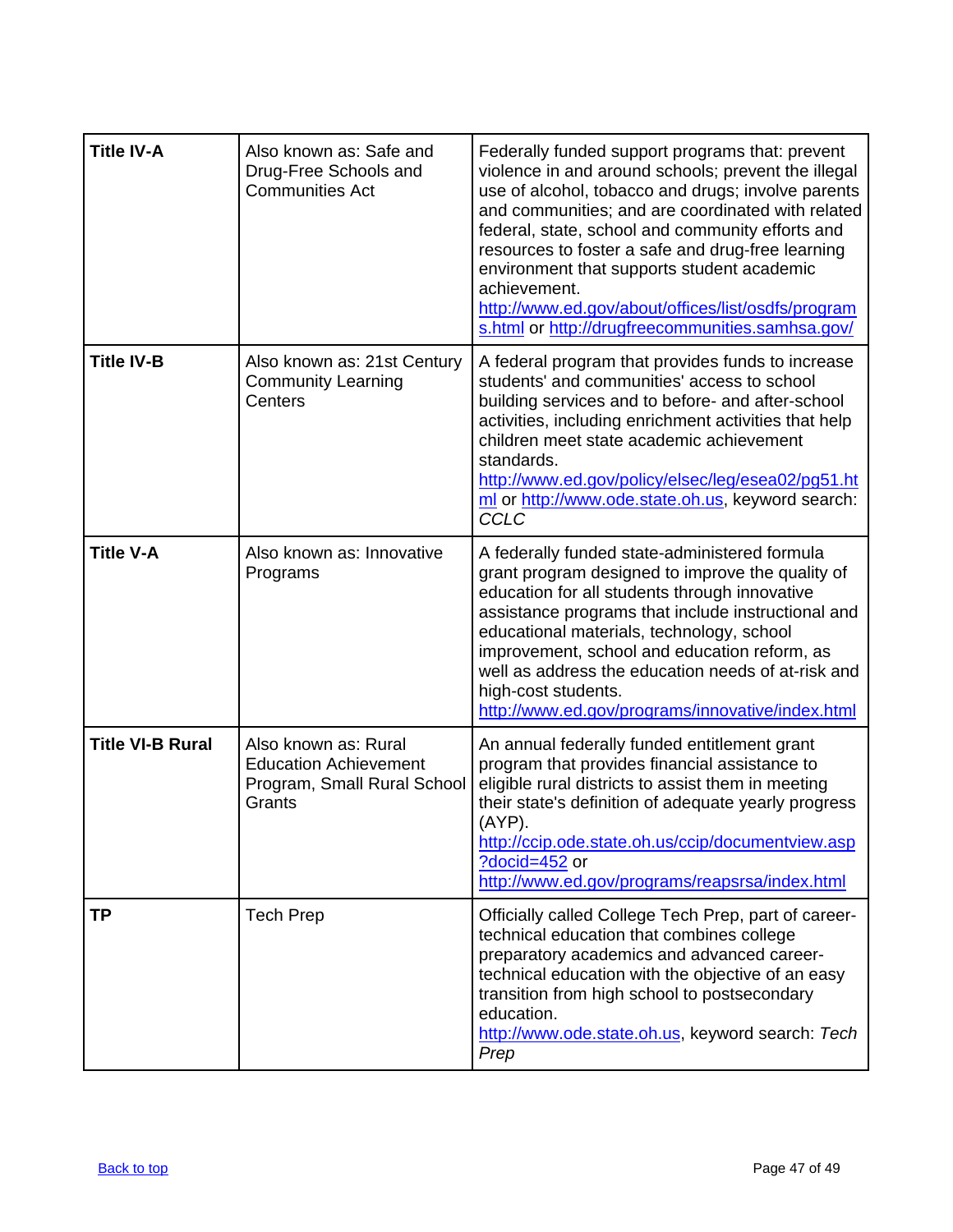| | | |
|---|---|---|
| **Title IV-A** | Also known as: Safe and Drug-Free Schools and Communities Act | Federally funded support programs that: prevent violence in and around schools; prevent the illegal use of alcohol, tobacco and drugs; involve parents and communities; and are coordinated with related federal, state, school and community efforts and resources to foster a safe and drug-free learning environment that supports student academic achievement. http://www.ed.gov/about/offices/list/osdfs/programs.html or http://drugfreecommunities.samhsa.gov/ |
| **Title IV-B** | Also known as: 21st Century Community Learning Centers | A federal program that provides funds to increase students' and communities' access to school building services and to before- and after-school activities, including enrichment activities that help children meet state academic achievement standards. http://www.ed.gov/policy/elsec/leg/esea02/pg51.html or http://www.ode.state.oh.us, keyword search: *CCLC* |
| **Title V-A** | Also known as: Innovative Programs | A federally funded state-administered formula grant program designed to improve the quality of education for all students through innovative assistance programs that include instructional and educational materials, technology, school improvement, school and education reform, as well as address the education needs of at-risk and high-cost students. http://www.ed.gov/programs/innovative/index.html |
| **Title VI-B Rural** | Also known as: Rural Education Achievement Program, Small Rural School Grants | An annual federally funded entitlement grant program that provides financial assistance to eligible rural districts to assist them in meeting their state's definition of adequate yearly progress (AYP). http://ccip.ode.state.oh.us/ccip/documentview.asp?docid=452 or http://www.ed.gov/programs/reapsrsa/index.html |
| **TP** | Tech Prep | Officially called College Tech Prep, part of career-technical education that combines college preparatory academics and advanced career-technical education with the objective of an easy transition from high school to postsecondary education. http://www.ode.state.oh.us, keyword search: *Tech Prep* |

Back to top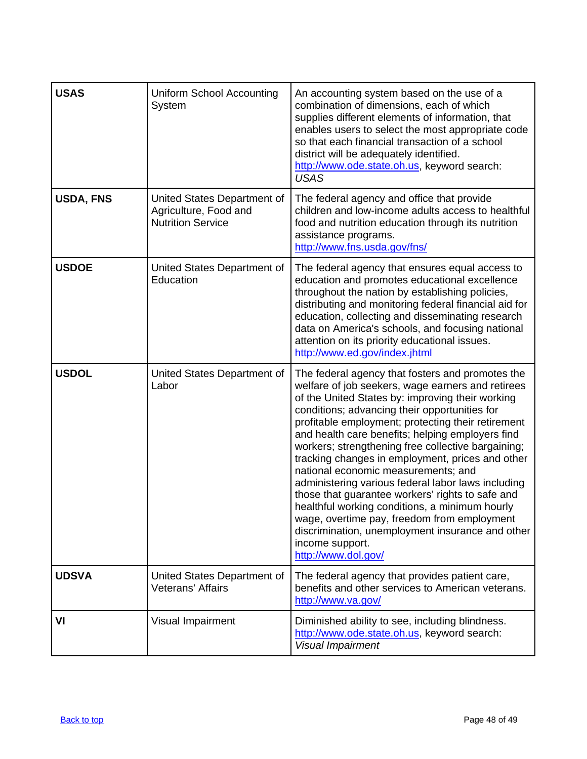| **USAS** | Uniform School Accounting System | An accounting system based on the use of a combination of dimensions, each of which supplies different elements of information, that enables users to select the most appropriate code so that each financial transaction of a school district will be adequately identified. http://www.ode.state.oh.us, keyword search: *USAS* |
|---|---|---|
| **USDA, FNS** | United States Department of Agriculture, Food and Nutrition Service | The federal agency and office that provide children and low-income adults access to healthful food and nutrition education through its nutrition assistance programs. http://www.fns.usda.gov/fns/ |
| **USDOE** | United States Department of Education | The federal agency that ensures equal access to education and promotes educational excellence throughout the nation by establishing policies, distributing and monitoring federal financial aid for education, collecting and disseminating research data on America's schools, and focusing national attention on its priority educational issues. http://www.ed.gov/index.jhtml |
| **USDOL** | United States Department of Labor | The federal agency that fosters and promotes the welfare of job seekers, wage earners and retirees of the United States by: improving their working conditions; advancing their opportunities for profitable employment; protecting their retirement and health care benefits; helping employers find workers; strengthening free collective bargaining; tracking changes in employment, prices and other national economic measurements; and administering various federal labor laws including those that guarantee workers' rights to safe and healthful working conditions, a minimum hourly wage, overtime pay, freedom from employment discrimination, unemployment insurance and other income support. http://www.dol.gov/ |
| **UDSVA** | United States Department of Veterans' Affairs | The federal agency that provides patient care, benefits and other services to American veterans. http://www.va.gov/ |
| **VI** | Visual Impairment | Diminished ability to see, including blindness. http://www.ode.state.oh.us, keyword search: *Visual Impairment* |

Back to top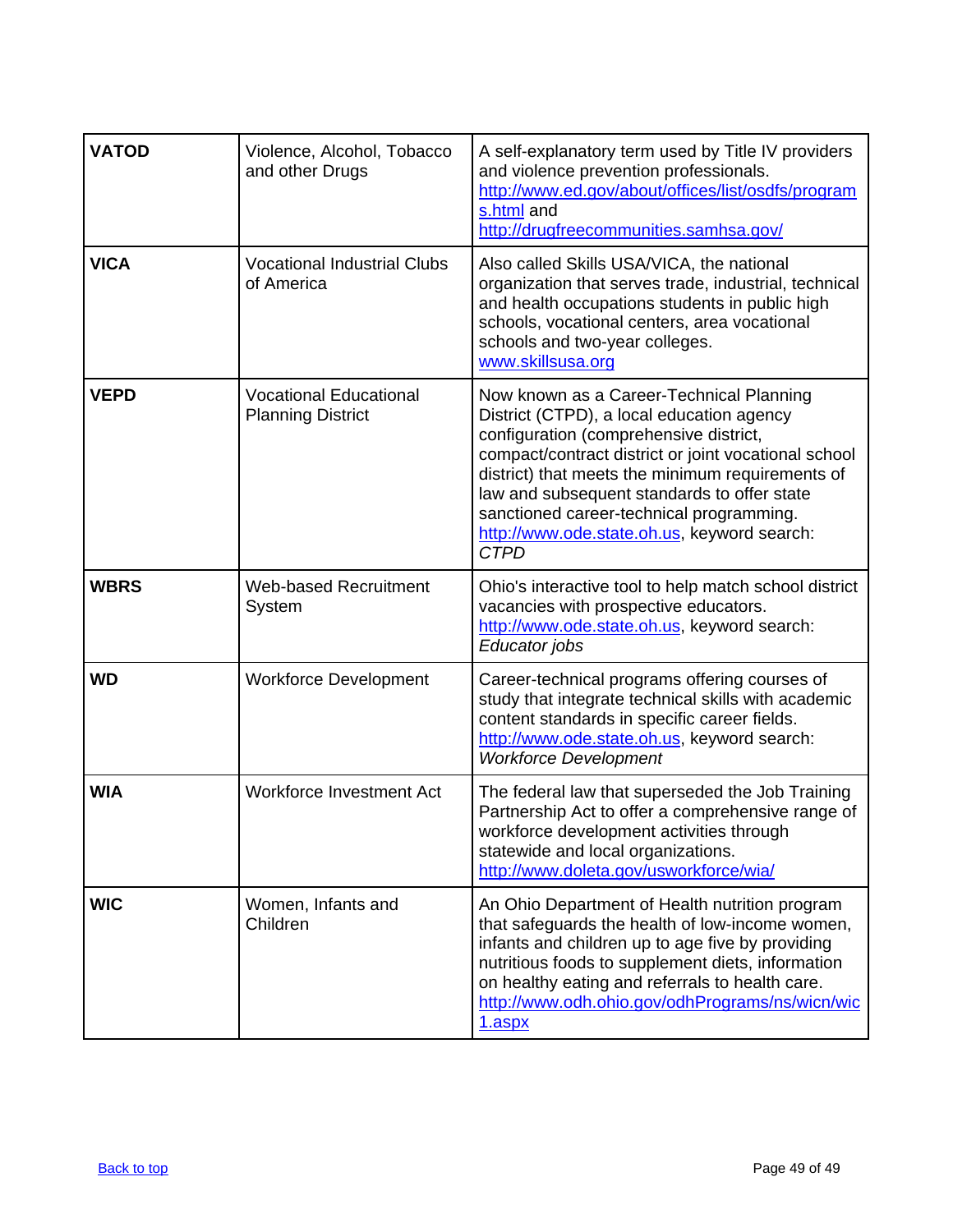| | | |
|---|---|---|
| **VATOD** | Violence, Alcohol, Tobacco and other Drugs | A self-explanatory term used by Title IV providers and violence prevention professionals. http://www.ed.gov/about/offices/list/osdfs/programs.html and http://drugfreecommunities.samhsa.gov/ |
| **VICA** | Vocational Industrial Clubs of America | Also called Skills USA/VICA, the national organization that serves trade, industrial, technical and health occupations students in public high schools, vocational centers, area vocational schools and two-year colleges. www.skillsusa.org |
| **VEPD** | Vocational Educational Planning District | Now known as a Career-Technical Planning District (CTPD), a local education agency configuration (comprehensive district, compact/contract district or joint vocational school district) that meets the minimum requirements of law and subsequent standards to offer state sanctioned career-technical programming. http://www.ode.state.oh.us, keyword search: *CTPD* |
| **WBRS** | Web-based Recruitment System | Ohio's interactive tool to help match school district vacancies with prospective educators. http://www.ode.state.oh.us, keyword search: *Educator jobs* |
| **WD** | Workforce Development | Career-technical programs offering courses of study that integrate technical skills with academic content standards in specific career fields. http://www.ode.state.oh.us, keyword search: *Workforce Development* |
| **WIA** | Workforce Investment Act | The federal law that superseded the Job Training Partnership Act to offer a comprehensive range of workforce development activities through statewide and local organizations. http://www.doleta.gov/usworkforce/wia/ |
| **WIC** | Women, Infants and Children | An Ohio Department of Health nutrition program that safeguards the health of low-income women, infants and children up to age five by providing nutritious foods to supplement diets, information on healthy eating and referrals to health care. http://www.odh.ohio.gov/odhPrograms/ns/wicn/wic1.aspx |

Back to top